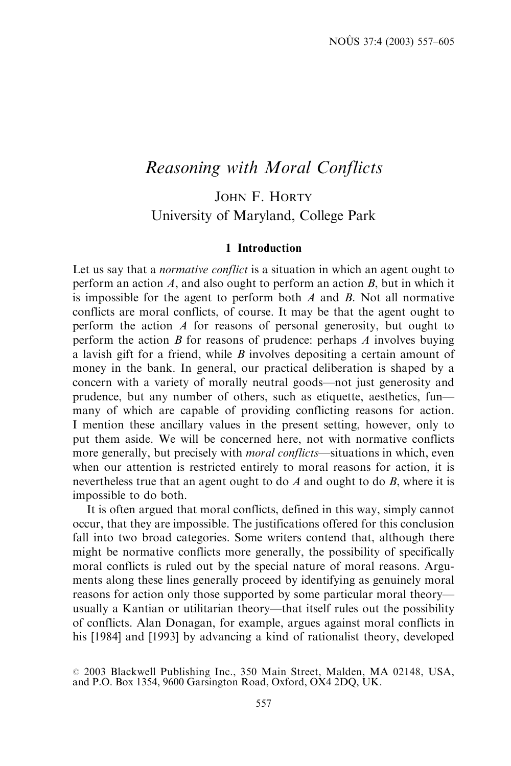# *Reasoning with Moral Conflicts*

John F. Horty
University of Maryland, College Park

## 1 Introduction

Let us say that a *normative conflict* is a situation in which an agent ought to perform an action $A$, and also ought to perform an action $B$, but in which it is impossible for the agent to perform both $A$ and $B$. Not all normative conflicts are moral conflicts, of course. It may be that the agent ought to perform the action $A$ for reasons of personal generosity, but ought to perform the action $B$ for reasons of prudence: perhaps $A$ involves buying a lavish gift for a friend, while $B$ involves depositing a certain amount of money in the bank. In general, our practical deliberation is shaped by a concern with a variety of morally neutral goods—not just generosity and prudence, but any number of others, such as etiquette, aesthetics, fun—many of which are capable of providing conflicting reasons for action. I mention these ancillary values in the present setting, however, only to put them aside. We will be concerned here, not with normative conflicts more generally, but precisely with *moral conflicts*—situations in which, even when our attention is restricted entirely to moral reasons for action, it is nevertheless true that an agent ought to do $A$ and ought to do $B$, where it is impossible to do both.

It is often argued that moral conflicts, defined in this way, simply cannot occur, that they are impossible. The justifications offered for this conclusion fall into two broad categories. Some writers contend that, although there might be normative conflicts more generally, the possibility of specifically moral conflicts is ruled out by the special nature of moral reasons. Arguments along these lines generally proceed by identifying as genuinely moral reasons for action only those supported by some particular moral theory—usually a Kantian or utilitarian theory—that itself rules out the possibility of conflicts. Alan Donagan, for example, argues against moral conflicts in his [1984] and [1993] by advancing a kind of rationalist theory, developed

© 2003 Blackwell Publishing Inc., 350 Main Street, Malden, MA 02148, USA, and P.O. Box 1354, 9600 Garsington Road, Oxford, OX4 2DQ, UK.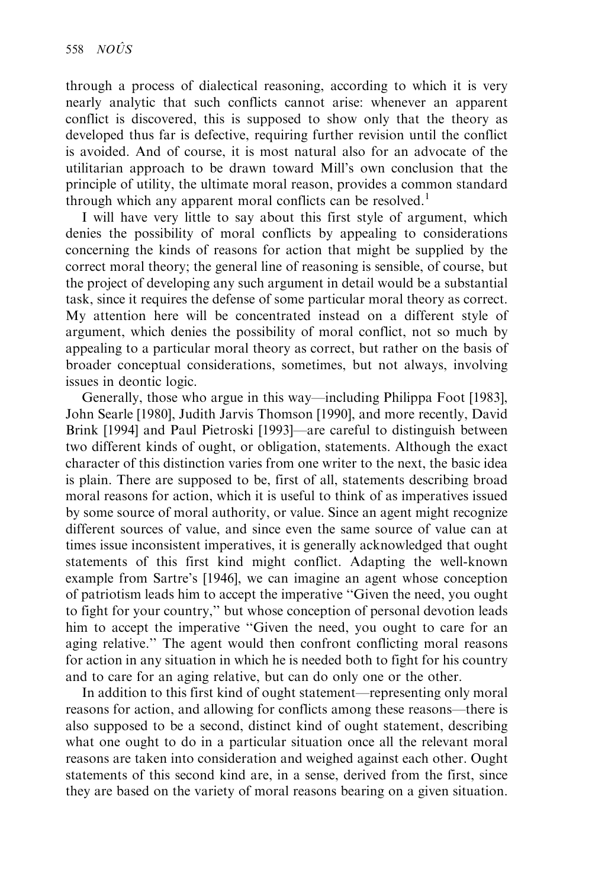through a process of dialectical reasoning, according to which it is very nearly analytic that such conflicts cannot arise: whenever an apparent conflict is discovered, this is supposed to show only that the theory as developed thus far is defective, requiring further revision until the conflict is avoided. And of course, it is most natural also for an advocate of the utilitarian approach to be drawn toward Mill's own conclusion that the principle of utility, the ultimate moral reason, provides a common standard through which any apparent moral conflicts can be resolved.[1]

I will have very little to say about this first style of argument, which denies the possibility of moral conflicts by appealing to considerations concerning the kinds of reasons for action that might be supplied by the correct moral theory; the general line of reasoning is sensible, of course, but the project of developing any such argument in detail would be a substantial task, since it requires the defense of some particular moral theory as correct. My attention here will be concentrated instead on a different style of argument, which denies the possibility of moral conflict, not so much by appealing to a particular moral theory as correct, but rather on the basis of broader conceptual considerations, sometimes, but not always, involving issues in deontic logic.

Generally, those who argue in this way—including Philippa Foot [1983], John Searle [1980], Judith Jarvis Thomson [1990], and more recently, David Brink [1994] and Paul Pietroski [1993]—are careful to distinguish between two different kinds of ought, or obligation, statements. Although the exact character of this distinction varies from one writer to the next, the basic idea is plain. There are supposed to be, first of all, statements describing broad moral reasons for action, which it is useful to think of as imperatives issued by some source of moral authority, or value. Since an agent might recognize different sources of value, and since even the same source of value can at times issue inconsistent imperatives, it is generally acknowledged that ought statements of this first kind might conflict. Adapting the well-known example from Sartre's [1946], we can imagine an agent whose conception of patriotism leads him to accept the imperative "Given the need, you ought to fight for your country," but whose conception of personal devotion leads him to accept the imperative "Given the need, you ought to care for an aging relative." The agent would then confront conflicting moral reasons for action in any situation in which he is needed both to fight for his country and to care for an aging relative, but can do only one or the other.

In addition to this first kind of ought statement—representing only moral reasons for action, and allowing for conflicts among these reasons—there is also supposed to be a second, distinct kind of ought statement, describing what one ought to do in a particular situation once all the relevant moral reasons are taken into consideration and weighed against each other. Ought statements of this second kind are, in a sense, derived from the first, since they are based on the variety of moral reasons bearing on a given situation.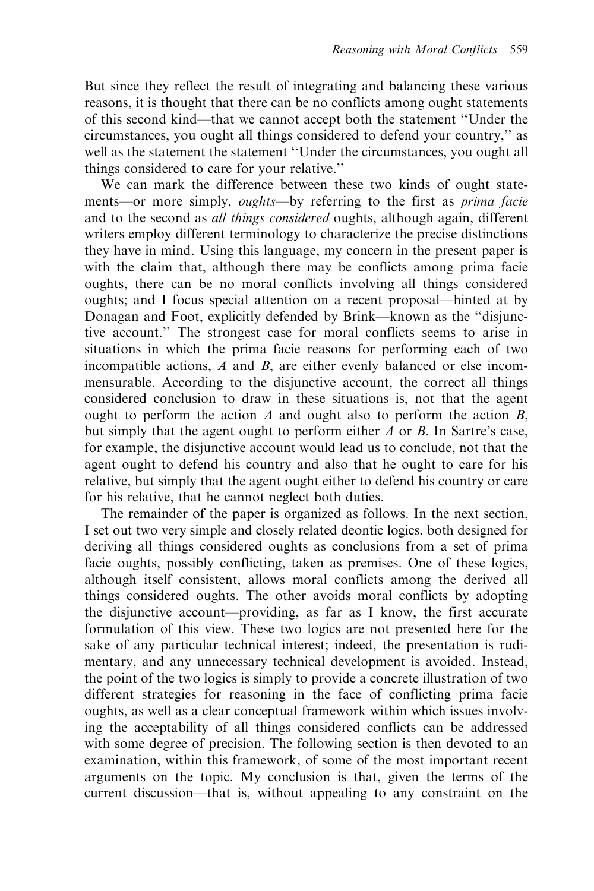But since they reflect the result of integrating and balancing these various reasons, it is thought that there can be no conflicts among ought statements of this second kind—that we cannot accept both the statement "Under the circumstances, you ought all things considered to defend your country," as well as the statement the statement "Under the circumstances, you ought all things considered to care for your relative."

We can mark the difference between these two kinds of ought statements—or more simply, *oughts*—by referring to the first as *prima facie* and to the second as *all things considered* oughts, although again, different writers employ different terminology to characterize the precise distinctions they have in mind. Using this language, my concern in the present paper is with the claim that, although there may be conflicts among prima facie oughts, there can be no moral conflicts involving all things considered oughts; and I focus special attention on a recent proposal—hinted at by Donagan and Foot, explicitly defended by Brink—known as the "disjunctive account." The strongest case for moral conflicts seems to arise in situations in which the prima facie reasons for performing each of two incompatible actions, $A$ and $B$, are either evenly balanced or else incommensurable. According to the disjunctive account, the correct all things considered conclusion to draw in these situations is, not that the agent ought to perform the action $A$ and ought also to perform the action $B$, but simply that the agent ought to perform either $A$ or $B$. In Sartre's case, for example, the disjunctive account would lead us to conclude, not that the agent ought to defend his country and also that he ought to care for his relative, but simply that the agent ought either to defend his country or care for his relative, that he cannot neglect both duties.

The remainder of the paper is organized as follows. In the next section, I set out two very simple and closely related deontic logics, both designed for deriving all things considered oughts as conclusions from a set of prima facie oughts, possibly conflicting, taken as premises. One of these logics, although itself consistent, allows moral conflicts among the derived all things considered oughts. The other avoids moral conflicts by adopting the disjunctive account—providing, as far as I know, the first accurate formulation of this view. These two logics are not presented here for the sake of any particular technical interest; indeed, the presentation is rudimentary, and any unnecessary technical development is avoided. Instead, the point of the two logics is simply to provide a concrete illustration of two different strategies for reasoning in the face of conflicting prima facie oughts, as well as a clear conceptual framework within which issues involving the acceptability of all things considered conflicts can be addressed with some degree of precision. The following section is then devoted to an examination, within this framework, of some of the most important recent arguments on the topic. My conclusion is that, given the terms of the current discussion—that is, without appealing to any constraint on the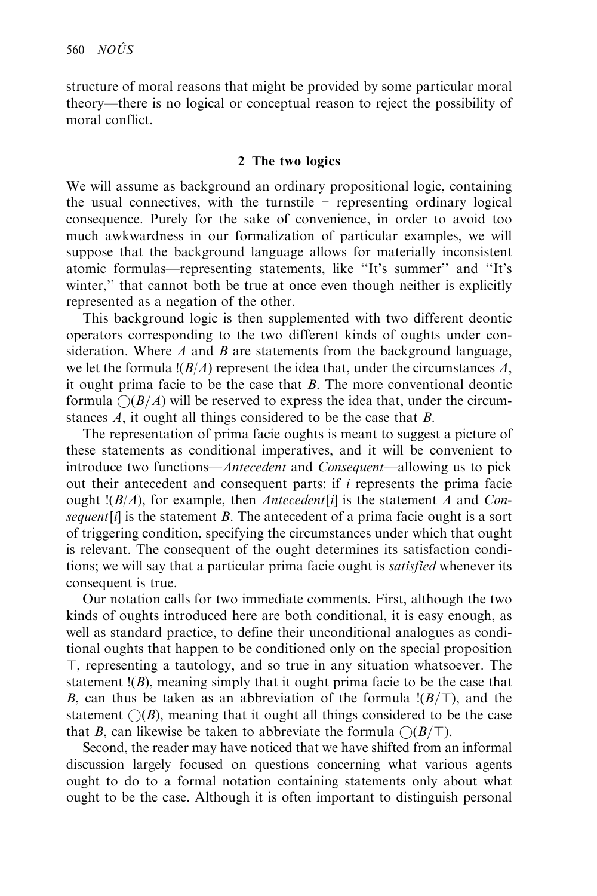structure of moral reasons that might be provided by some particular moral theory—there is no logical or conceptual reason to reject the possibility of moral conflict.

## 2 The two logics

We will assume as background an ordinary propositional logic, containing the usual connectives, with the turnstile $\vdash$ representing ordinary logical consequence. Purely for the sake of convenience, in order to avoid too much awkwardness in our formalization of particular examples, we will suppose that the background language allows for materially inconsistent atomic formulas—representing statements, like "It's summer" and "It's winter," that cannot both be true at once even though neither is explicitly represented as a negation of the other.

This background logic is then supplemented with two different deontic operators corresponding to the two different kinds of oughts under consideration. Where $A$ and $B$ are statements from the background language, we let the formula $!(B/A)$ represent the idea that, under the circumstances $A$, it ought prima facie to be the case that $B$. The more conventional deontic formula $\bigcirc(B/A)$ will be reserved to express the idea that, under the circumstances $A$, it ought all things considered to be the case that $B$.

The representation of prima facie oughts is meant to suggest a picture of these statements as conditional imperatives, and it will be convenient to introduce two functions—*Antecedent* and *Consequent*—allowing us to pick out their antecedent and consequent parts: if $i$ represents the prima facie ought $!(B/A)$, for example, then *Antecedent*$[i]$ is the statement $A$ and *Consequent*$[i]$ is the statement $B$. The antecedent of a prima facie ought is a sort of triggering condition, specifying the circumstances under which that ought is relevant. The consequent of the ought determines its satisfaction conditions; we will say that a particular prima facie ought is *satisfied* whenever its consequent is true.

Our notation calls for two immediate comments. First, although the two kinds of oughts introduced here are both conditional, it is easy enough, as well as standard practice, to define their unconditional analogues as conditional oughts that happen to be conditioned only on the special proposition $\top$, representing a tautology, and so true in any situation whatsoever. The statement $!(B)$, meaning simply that it ought prima facie to be the case that $B$, can thus be taken as an abbreviation of the formula $!(B/\top)$, and the statement $\bigcirc(B)$, meaning that it ought all things considered to be the case that $B$, can likewise be taken to abbreviate the formula $\bigcirc(B/\top)$.

Second, the reader may have noticed that we have shifted from an informal discussion largely focused on questions concerning what various agents ought to do to a formal notation containing statements only about what ought to be the case. Although it is often important to distinguish personal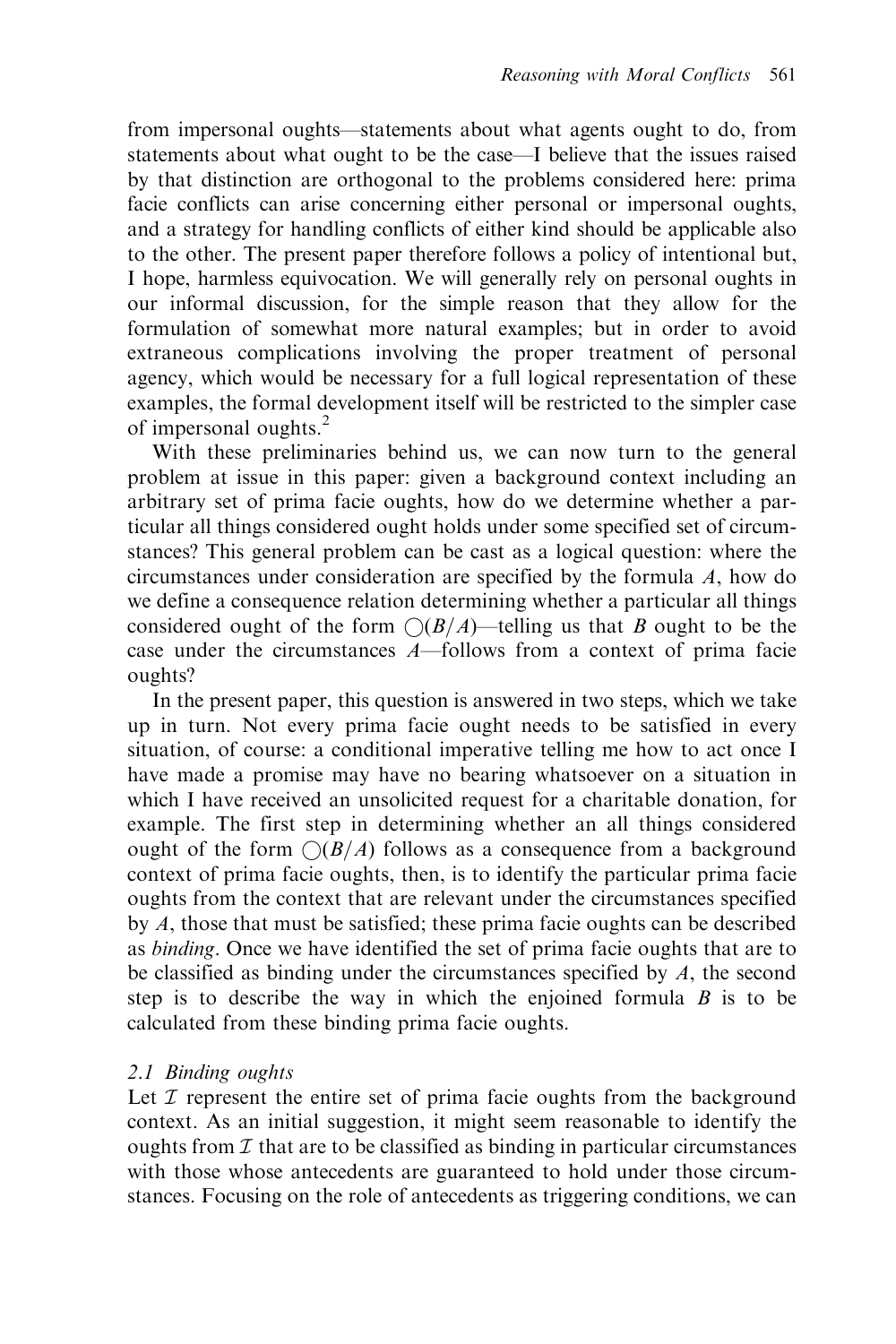from impersonal oughts—statements about what agents ought to do, from statements about what ought to be the case—I believe that the issues raised by that distinction are orthogonal to the problems considered here: prima facie conflicts can arise concerning either personal or impersonal oughts, and a strategy for handling conflicts of either kind should be applicable also to the other. The present paper therefore follows a policy of intentional but, I hope, harmless equivocation. We will generally rely on personal oughts in our informal discussion, for the simple reason that they allow for the formulation of somewhat more natural examples; but in order to avoid extraneous complications involving the proper treatment of personal agency, which would be necessary for a full logical representation of these examples, the formal development itself will be restricted to the simpler case of impersonal oughts.[2]

With these preliminaries behind us, we can now turn to the general problem at issue in this paper: given a background context including an arbitrary set of prima facie oughts, how do we determine whether a particular all things considered ought holds under some specified set of circumstances? This general problem can be cast as a logical question: where the circumstances under consideration are specified by the formula $A$, how do we define a consequence relation determining whether a particular all things considered ought of the form $\bigcirc(B/A)$—telling us that $B$ ought to be the case under the circumstances $A$—follows from a context of prima facie oughts?

In the present paper, this question is answered in two steps, which we take up in turn. Not every prima facie ought needs to be satisfied in every situation, of course: a conditional imperative telling me how to act once I have made a promise may have no bearing whatsoever on a situation in which I have received an unsolicited request for a charitable donation, for example. The first step in determining whether an all things considered ought of the form $\bigcirc(B/A)$ follows as a consequence from a background context of prima facie oughts, then, is to identify the particular prima facie oughts from the context that are relevant under the circumstances specified by $A$, those that must be satisfied; these prima facie oughts can be described as *binding*. Once we have identified the set of prima facie oughts that are to be classified as binding under the circumstances specified by $A$, the second step is to describe the way in which the enjoined formula $B$ is to be calculated from these binding prima facie oughts.

### 2.1 Binding oughts

Let $\mathcal{I}$ represent the entire set of prima facie oughts from the background context. As an initial suggestion, it might seem reasonable to identify the oughts from $\mathcal{I}$ that are to be classified as binding in particular circumstances with those whose antecedents are guaranteed to hold under those circumstances. Focusing on the role of antecedents as triggering conditions, we can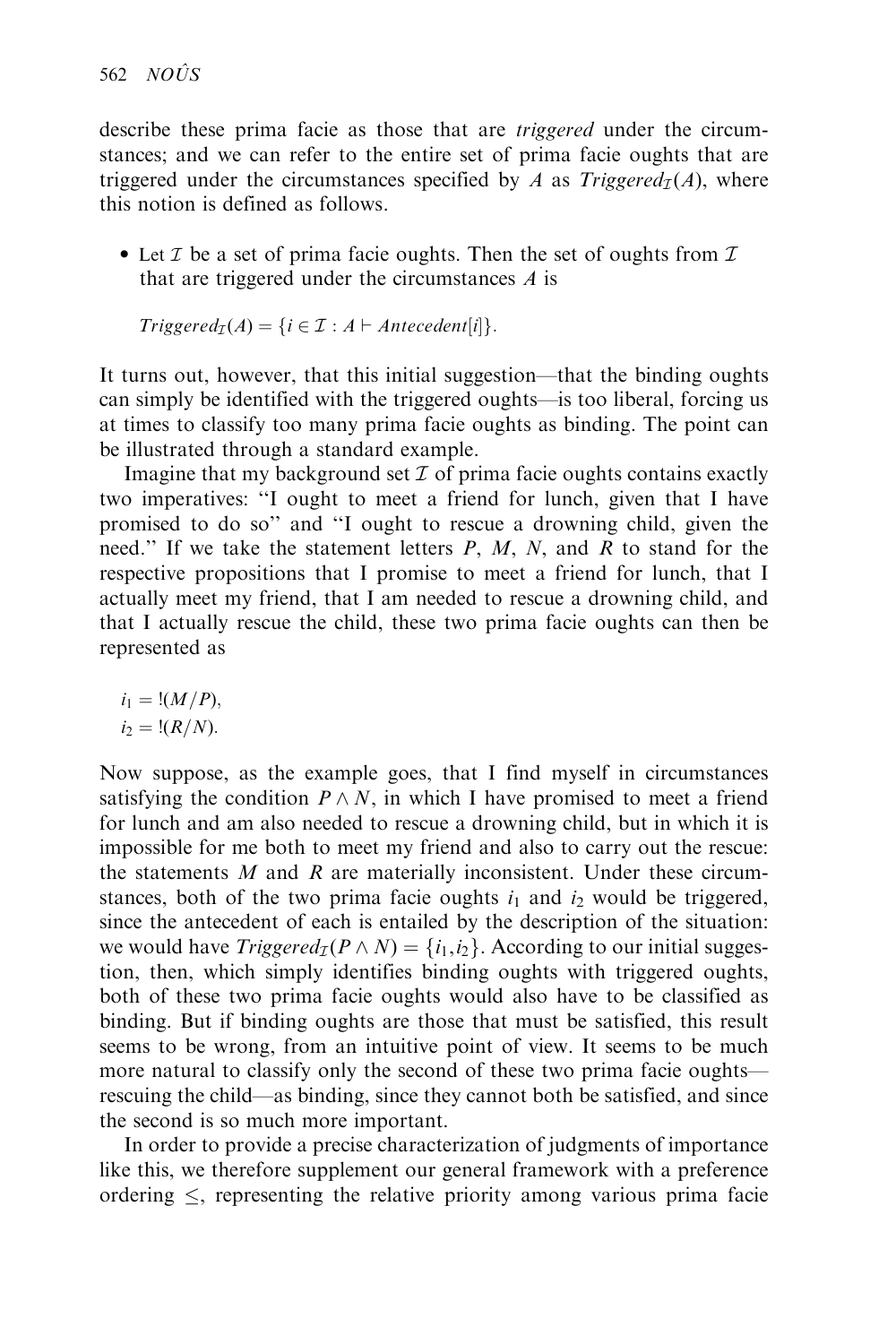describe these prima facie as those that are *triggered* under the circumstances; and we can refer to the entire set of prima facie oughts that are triggered under the circumstances specified by $A$ as $Triggered_{\mathcal{I}}(A)$, where this notion is defined as follows.

- Let $\mathcal{I}$ be a set of prima facie oughts. Then the set of oughts from $\mathcal{I}$ that are triggered under the circumstances $A$ is

  $Triggered_{\mathcal{I}}(A) = \{i \in \mathcal{I} : A \vdash Antecedent[i]\}.$

It turns out, however, that this initial suggestion—that the binding oughts can simply be identified with the triggered oughts—is too liberal, forcing us at times to classify too many prima facie oughts as binding. The point can be illustrated through a standard example.

Imagine that my background set $\mathcal{I}$ of prima facie oughts contains exactly two imperatives: "I ought to meet a friend for lunch, given that I have promised to do so" and "I ought to rescue a drowning child, given the need." If we take the statement letters $P$, $M$, $N$, and $R$ to stand for the respective propositions that I promise to meet a friend for lunch, that I actually meet my friend, that I am needed to rescue a drowning child, and that I actually rescue the child, these two prima facie oughts can then be represented as

$i_1 = !(M/P),$
$i_2 = !(R/N).$

Now suppose, as the example goes, that I find myself in circumstances satisfying the condition $P \wedge N$, in which I have promised to meet a friend for lunch and am also needed to rescue a drowning child, but in which it is impossible for me both to meet my friend and also to carry out the rescue: the statements $M$ and $R$ are materially inconsistent. Under these circumstances, both of the two prima facie oughts $i_1$ and $i_2$ would be triggered, since the antecedent of each is entailed by the description of the situation: we would have $Triggered_{\mathcal{I}}(P \wedge N) = \{i_1, i_2\}$. According to our initial suggestion, then, which simply identifies binding oughts with triggered oughts, both of these two prima facie oughts would also have to be classified as binding. But if binding oughts are those that must be satisfied, this result seems to be wrong, from an intuitive point of view. It seems to be much more natural to classify only the second of these two prima facie oughts—rescuing the child—as binding, since they cannot both be satisfied, and since the second is so much more important.

In order to provide a precise characterization of judgments of importance like this, we therefore supplement our general framework with a preference ordering $\leq$, representing the relative priority among various prima facie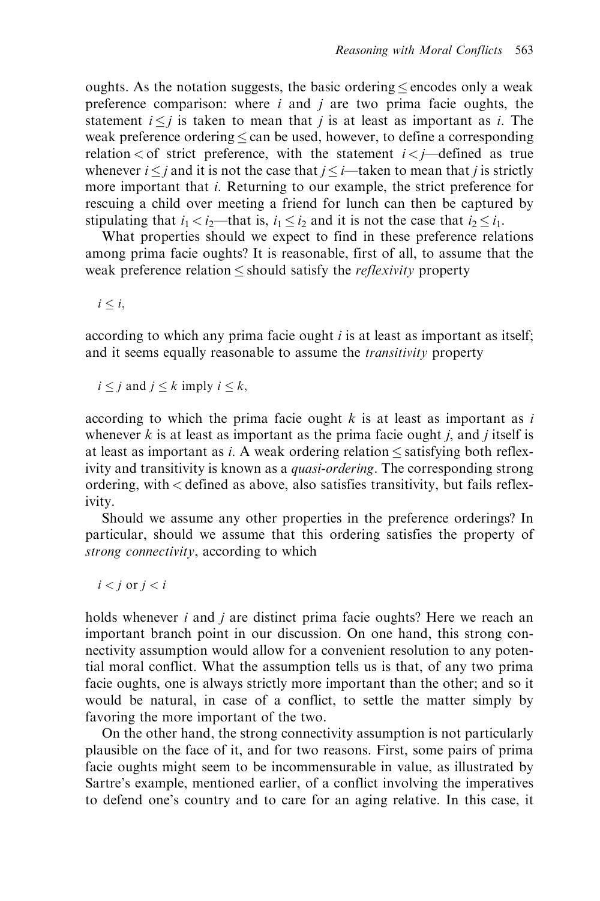oughts. As the notation suggests, the basic ordering $\leq$ encodes only a weak preference comparison: where $i$ and $j$ are two prima facie oughts, the statement $i \leq j$ is taken to mean that $j$ is at least as important as $i$. The weak preference ordering $\leq$ can be used, however, to define a corresponding relation $<$ of strict preference, with the statement $i < j$—defined as true whenever $i \leq j$ and it is not the case that $j \leq i$—taken to mean that $j$ is strictly more important that $i$. Returning to our example, the strict preference for rescuing a child over meeting a friend for lunch can then be captured by stipulating that $i_1 < i_2$—that is, $i_1 \leq i_2$ and it is not the case that $i_2 \leq i_1$.

What properties should we expect to find in these preference relations among prima facie oughts? It is reasonable, first of all, to assume that the weak preference relation $\leq$ should satisfy the *reflexivity* property

$i \leq i$,

according to which any prima facie ought $i$ is at least as important as itself; and it seems equally reasonable to assume the *transitivity* property

$i \leq j$ and $j \leq k$ imply $i \leq k$,

according to which the prima facie ought $k$ is at least as important as $i$ whenever $k$ is at least as important as the prima facie ought $j$, and $j$ itself is at least as important as $i$. A weak ordering relation $\leq$ satisfying both reflexivity and transitivity is known as a *quasi-ordering*. The corresponding strong ordering, with $<$ defined as above, also satisfies transitivity, but fails reflexivity.

Should we assume any other properties in the preference orderings? In particular, should we assume that this ordering satisfies the property of *strong connectivity*, according to which

$i < j$ or $j < i$

holds whenever $i$ and $j$ are distinct prima facie oughts? Here we reach an important branch point in our discussion. On one hand, this strong connectivity assumption would allow for a convenient resolution to any potential moral conflict. What the assumption tells us is that, of any two prima facie oughts, one is always strictly more important than the other; and so it would be natural, in case of a conflict, to settle the matter simply by favoring the more important of the two.

On the other hand, the strong connectivity assumption is not particularly plausible on the face of it, and for two reasons. First, some pairs of prima facie oughts might seem to be incommensurable in value, as illustrated by Sartre's example, mentioned earlier, of a conflict involving the imperatives to defend one's country and to care for an aging relative. In this case, it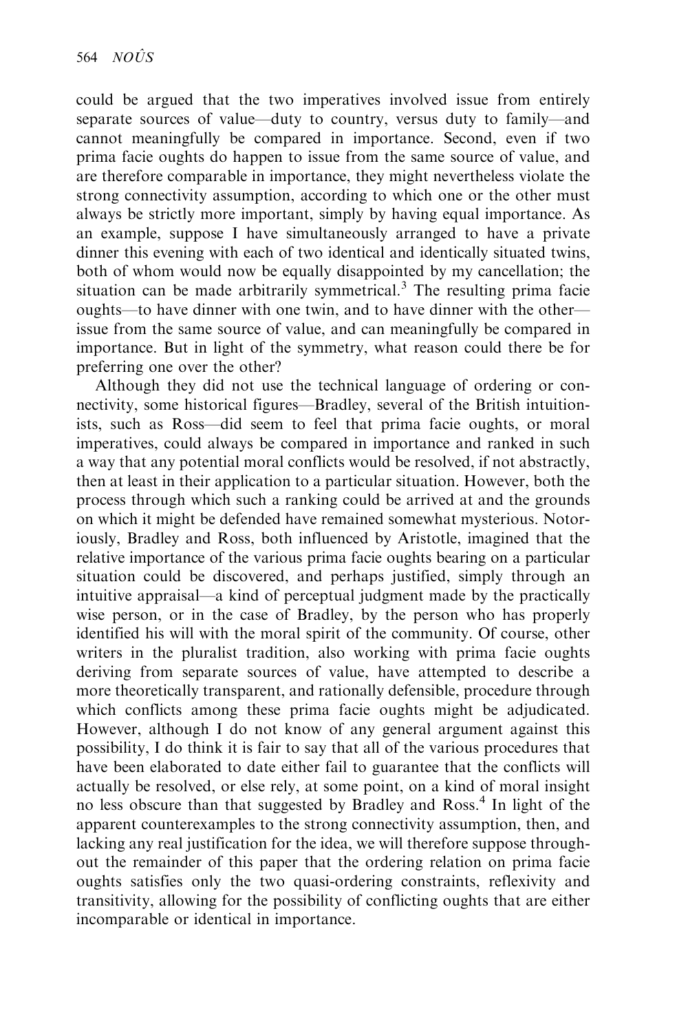could be argued that the two imperatives involved issue from entirely separate sources of value—duty to country, versus duty to family—and cannot meaningfully be compared in importance. Second, even if two prima facie oughts do happen to issue from the same source of value, and are therefore comparable in importance, they might nevertheless violate the strong connectivity assumption, according to which one or the other must always be strictly more important, simply by having equal importance. As an example, suppose I have simultaneously arranged to have a private dinner this evening with each of two identical and identically situated twins, both of whom would now be equally disappointed by my cancellation; the situation can be made arbitrarily symmetrical.[3] The resulting prima facie oughts—to have dinner with one twin, and to have dinner with the other—issue from the same source of value, and can meaningfully be compared in importance. But in light of the symmetry, what reason could there be for preferring one over the other?

Although they did not use the technical language of ordering or connectivity, some historical figures—Bradley, several of the British intuitionists, such as Ross—did seem to feel that prima facie oughts, or moral imperatives, could always be compared in importance and ranked in such a way that any potential moral conflicts would be resolved, if not abstractly, then at least in their application to a particular situation. However, both the process through which such a ranking could be arrived at and the grounds on which it might be defended have remained somewhat mysterious. Notoriously, Bradley and Ross, both influenced by Aristotle, imagined that the relative importance of the various prima facie oughts bearing on a particular situation could be discovered, and perhaps justified, simply through an intuitive appraisal—a kind of perceptual judgment made by the practically wise person, or in the case of Bradley, by the person who has properly identified his will with the moral spirit of the community. Of course, other writers in the pluralist tradition, also working with prima facie oughts deriving from separate sources of value, have attempted to describe a more theoretically transparent, and rationally defensible, procedure through which conflicts among these prima facie oughts might be adjudicated. However, although I do not know of any general argument against this possibility, I do think it is fair to say that all of the various procedures that have been elaborated to date either fail to guarantee that the conflicts will actually be resolved, or else rely, at some point, on a kind of moral insight no less obscure than that suggested by Bradley and Ross.[4] In light of the apparent counterexamples to the strong connectivity assumption, then, and lacking any real justification for the idea, we will therefore suppose throughout the remainder of this paper that the ordering relation on prima facie oughts satisfies only the two quasi-ordering constraints, reflexivity and transitivity, allowing for the possibility of conflicting oughts that are either incomparable or identical in importance.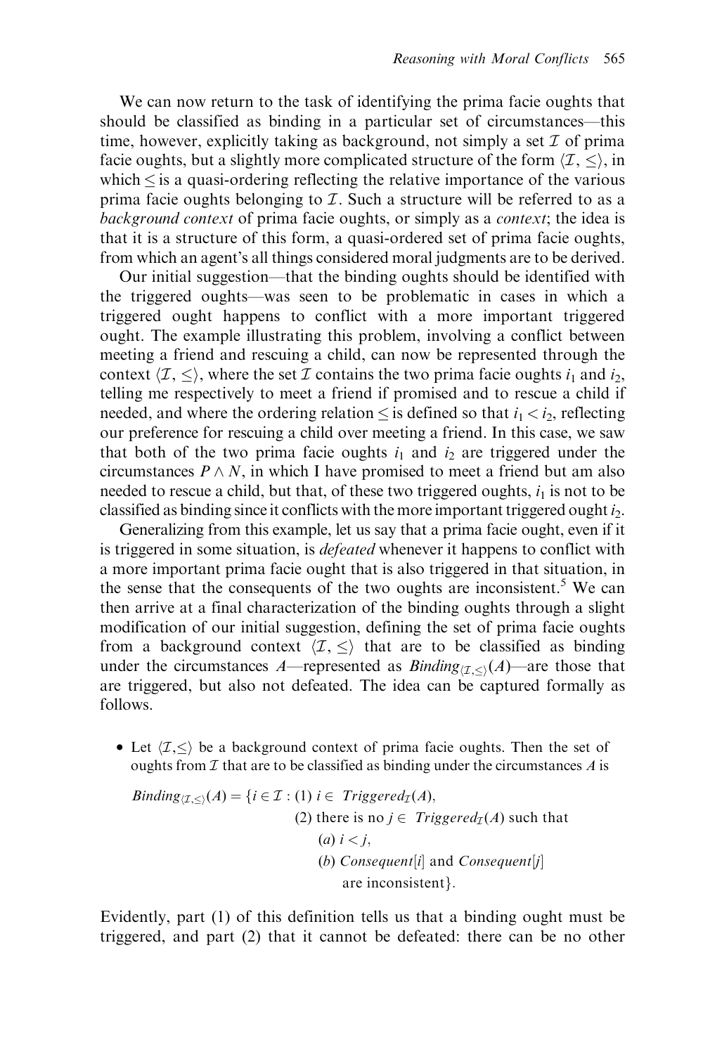We can now return to the task of identifying the prima facie oughts that should be classified as binding in a particular set of circumstances—this time, however, explicitly taking as background, not simply a set $\mathcal{I}$ of prima facie oughts, but a slightly more complicated structure of the form $\langle \mathcal{I}, \leq \rangle$, in which $\leq$ is a quasi-ordering reflecting the relative importance of the various prima facie oughts belonging to $\mathcal{I}$. Such a structure will be referred to as a *background context* of prima facie oughts, or simply as a *context*; the idea is that it is a structure of this form, a quasi-ordered set of prima facie oughts, from which an agent's all things considered moral judgments are to be derived.

Our initial suggestion—that the binding oughts should be identified with the triggered oughts—was seen to be problematic in cases in which a triggered ought happens to conflict with a more important triggered ought. The example illustrating this problem, involving a conflict between meeting a friend and rescuing a child, can now be represented through the context $\langle \mathcal{I}, \leq \rangle$, where the set $\mathcal{I}$ contains the two prima facie oughts $i_1$ and $i_2$, telling me respectively to meet a friend if promised and to rescue a child if needed, and where the ordering relation $\leq$ is defined so that $i_1 < i_2$, reflecting our preference for rescuing a child over meeting a friend. In this case, we saw that both of the two prima facie oughts $i_1$ and $i_2$ are triggered under the circumstances $P \wedge N$, in which I have promised to meet a friend but am also needed to rescue a child, but that, of these two triggered oughts, $i_1$ is not to be classified as binding since it conflicts with the more important triggered ought $i_2$.

Generalizing from this example, let us say that a prima facie ought, even if it is triggered in some situation, is *defeated* whenever it happens to conflict with a more important prima facie ought that is also triggered in that situation, in the sense that the consequents of the two oughts are inconsistent.[5] We can then arrive at a final characterization of the binding oughts through a slight modification of our initial suggestion, defining the set of prima facie oughts from a background context $\langle \mathcal{I}, \leq \rangle$ that are to be classified as binding under the circumstances $A$—represented as $\mathit{Binding}_{\langle \mathcal{I}, \leq \rangle}(A)$—are those that are triggered, but also not defeated. The idea can be captured formally as follows.

- Let $\langle \mathcal{I}, \leq \rangle$ be a background context of prima facie oughts. Then the set of oughts from $\mathcal{I}$ that are to be classified as binding under the circumstances $A$ is

$$
\begin{aligned}
\mathit{Binding}_{\langle \mathcal{I}, \leq \rangle}(A) = \{ i \in \mathcal{I} : \; & (1)\; i \in \mathit{Triggered}_{\mathcal{I}}(A), \\
& (2)\; \text{there is no } j \in \mathit{Triggered}_{\mathcal{I}}(A) \text{ such that} \\
& \quad (a)\; i < j, \\
& \quad (b)\; \mathit{Consequent}[i] \text{ and } \mathit{Consequent}[j] \\
& \quad \quad \text{are inconsistent} \}.
\end{aligned}
$$

Evidently, part (1) of this definition tells us that a binding ought must be triggered, and part (2) that it cannot be defeated: there can be no other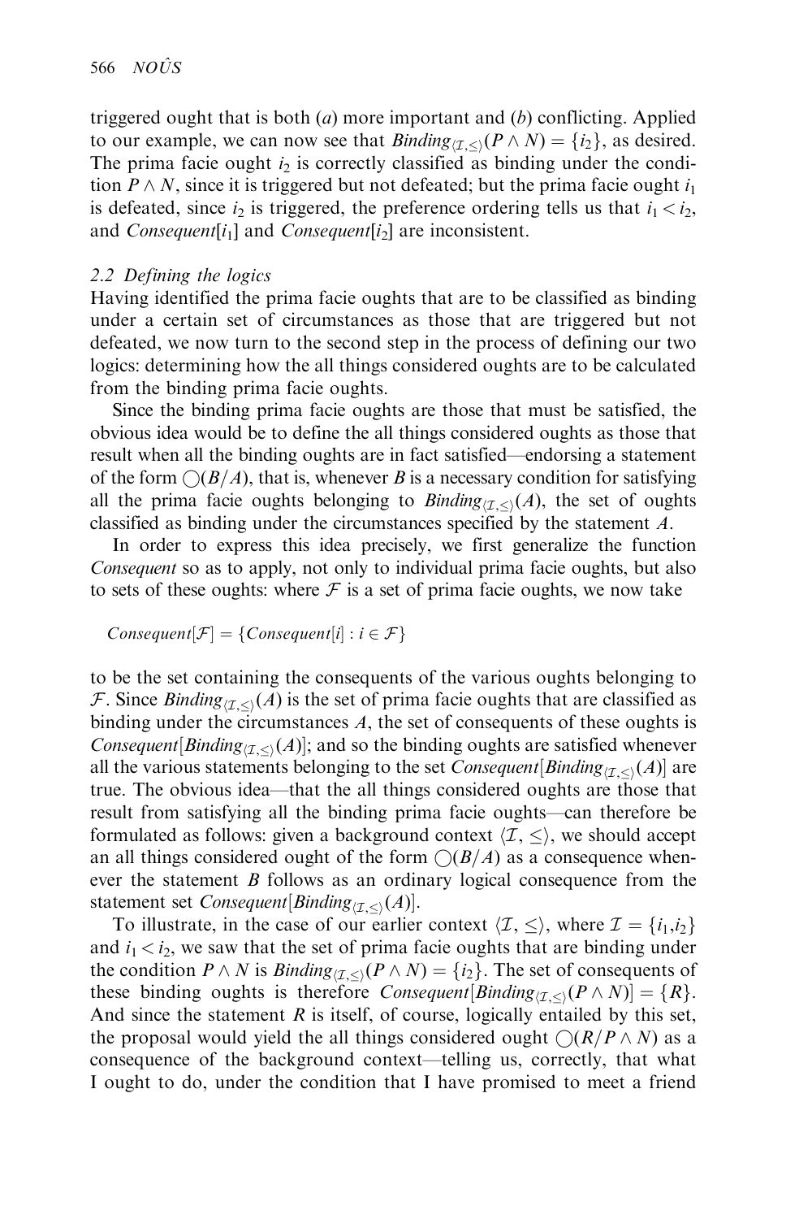triggered ought that is both (*a*) more important and (*b*) conflicting. Applied to our example, we can now see that $Binding_{\langle \mathcal{I}, \leq \rangle}(P \wedge N) = \{i_2\}$, as desired. The prima facie ought $i_2$ is correctly classified as binding under the condition $P \wedge N$, since it is triggered but not defeated; but the prima facie ought $i_1$ is defeated, since $i_2$ is triggered, the preference ordering tells us that $i_1 < i_2$, and $Consequent[i_1]$ and $Consequent[i_2]$ are inconsistent.

### *2.2 Defining the logics*

Having identified the prima facie oughts that are to be classified as binding under a certain set of circumstances as those that are triggered but not defeated, we now turn to the second step in the process of defining our two logics: determining how the all things considered oughts are to be calculated from the binding prima facie oughts.

Since the binding prima facie oughts are those that must be satisfied, the obvious idea would be to define the all things considered oughts as those that result when all the binding oughts are in fact satisfied—endorsing a statement of the form $\bigcirc(B/A)$, that is, whenever $B$ is a necessary condition for satisfying all the prima facie oughts belonging to $Binding_{\langle \mathcal{I}, \leq \rangle}(A)$, the set of oughts classified as binding under the circumstances specified by the statement $A$.

In order to express this idea precisely, we first generalize the function *Consequent* so as to apply, not only to individual prima facie oughts, but also to sets of these oughts: where $\mathcal{F}$ is a set of prima facie oughts, we now take

$$Consequent[\mathcal{F}] = \{Consequent[i] : i \in \mathcal{F}\}$$

to be the set containing the consequents of the various oughts belonging to $\mathcal{F}$. Since $Binding_{\langle \mathcal{I}, \leq \rangle}(A)$ is the set of prima facie oughts that are classified as binding under the circumstances $A$, the set of consequents of these oughts is $Consequent[Binding_{\langle \mathcal{I}, \leq \rangle}(A)]$; and so the binding oughts are satisfied whenever all the various statements belonging to the set $Consequent[Binding_{\langle \mathcal{I}, \leq \rangle}(A)]$ are true. The obvious idea—that the all things considered oughts are those that result from satisfying all the binding prima facie oughts—can therefore be formulated as follows: given a background context $\langle \mathcal{I}, \leq \rangle$, we should accept an all things considered ought of the form $\bigcirc(B/A)$ as a consequence whenever the statement $B$ follows as an ordinary logical consequence from the statement set $Consequent[Binding_{\langle \mathcal{I}, \leq \rangle}(A)]$.

To illustrate, in the case of our earlier context $\langle \mathcal{I}, \leq \rangle$, where $\mathcal{I} = \{i_1, i_2\}$ and $i_1 < i_2$, we saw that the set of prima facie oughts that are binding under the condition $P \wedge N$ is $Binding_{\langle \mathcal{I}, \leq \rangle}(P \wedge N) = \{i_2\}$. The set of consequents of these binding oughts is therefore $Consequent[Binding_{\langle \mathcal{I}, \leq \rangle}(P \wedge N)] = \{R\}$. And since the statement $R$ is itself, of course, logically entailed by this set, the proposal would yield the all things considered ought $\bigcirc(R/P \wedge N)$ as a consequence of the background context—telling us, correctly, that what I ought to do, under the condition that I have promised to meet a friend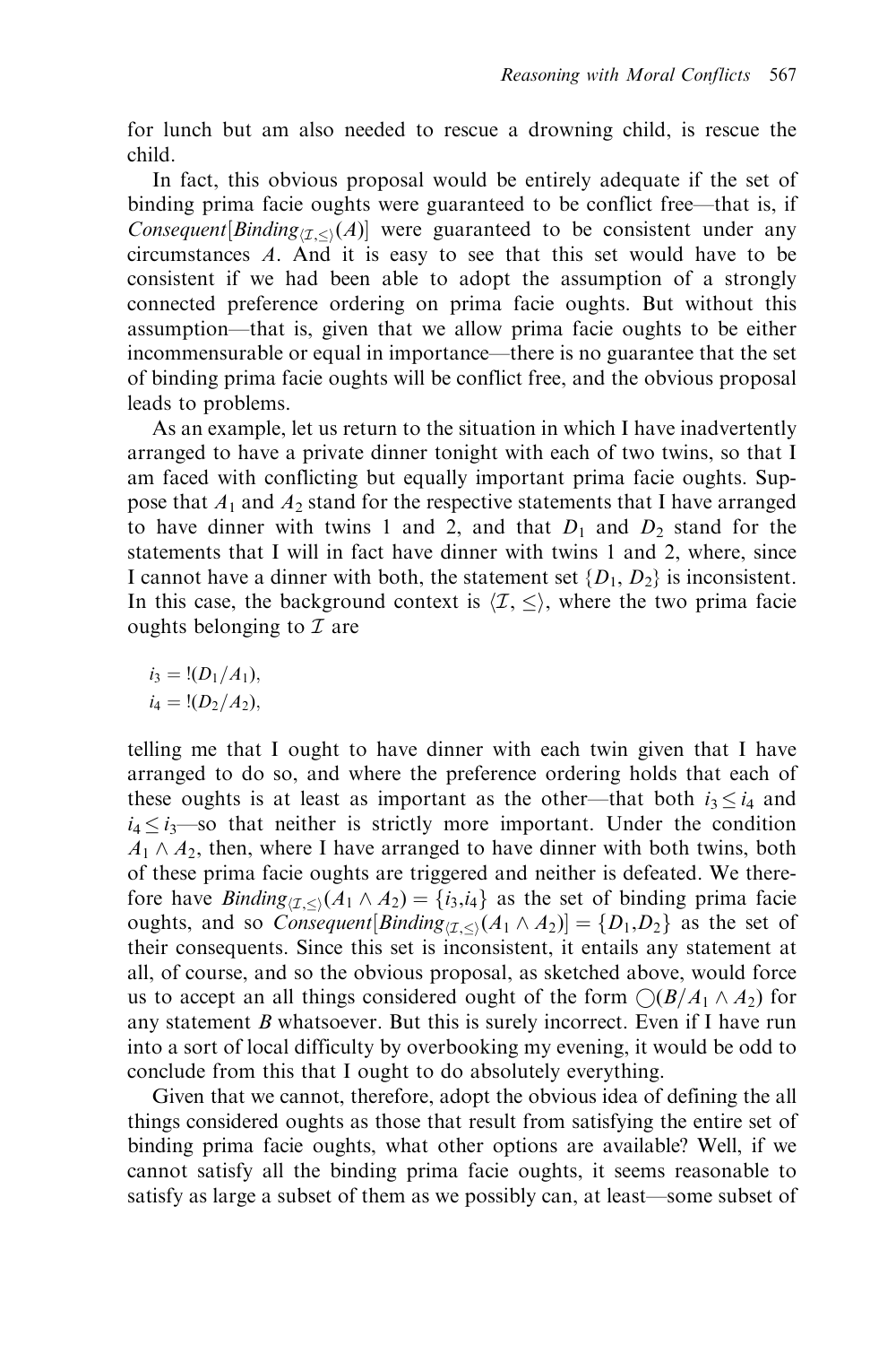for lunch but am also needed to rescue a drowning child, is rescue the child.

In fact, this obvious proposal would be entirely adequate if the set of binding prima facie oughts were guaranteed to be conflict free—that is, if $Consequent[Binding_{\langle \mathcal{I}, \leq \rangle}(A)]$ were guaranteed to be consistent under any circumstances $A$. And it is easy to see that this set would have to be consistent if we had been able to adopt the assumption of a strongly connected preference ordering on prima facie oughts. But without this assumption—that is, given that we allow prima facie oughts to be either incommensurable or equal in importance—there is no guarantee that the set of binding prima facie oughts will be conflict free, and the obvious proposal leads to problems.

As an example, let us return to the situation in which I have inadvertently arranged to have a private dinner tonight with each of two twins, so that I am faced with conflicting but equally important prima facie oughts. Suppose that $A_1$ and $A_2$ stand for the respective statements that I have arranged to have dinner with twins 1 and 2, and that $D_1$ and $D_2$ stand for the statements that I will in fact have dinner with twins 1 and 2, where, since I cannot have a dinner with both, the statement set $\{D_1, D_2\}$ is inconsistent. In this case, the background context is $\langle \mathcal{I}, \leq \rangle$, where the two prima facie oughts belonging to $\mathcal{I}$ are

$$i_3 = !(D_1/A_1),$$
$$i_4 = !(D_2/A_2),$$

telling me that I ought to have dinner with each twin given that I have arranged to do so, and where the preference ordering holds that each of these oughts is at least as important as the other—that both $i_3 \leq i_4$ and $i_4 \leq i_3$—so that neither is strictly more important. Under the condition $A_1 \wedge A_2$, then, where I have arranged to have dinner with both twins, both of these prima facie oughts are triggered and neither is defeated. We therefore have $Binding_{\langle \mathcal{I}, \leq \rangle}(A_1 \wedge A_2) = \{i_3, i_4\}$ as the set of binding prima facie oughts, and so $Consequent[Binding_{\langle \mathcal{I}, \leq \rangle}(A_1 \wedge A_2)] = \{D_1, D_2\}$ as the set of their consequents. Since this set is inconsistent, it entails any statement at all, of course, and so the obvious proposal, as sketched above, would force us to accept an all things considered ought of the form $\bigcirc(B/A_1 \wedge A_2)$ for any statement $B$ whatsoever. But this is surely incorrect. Even if I have run into a sort of local difficulty by overbooking my evening, it would be odd to conclude from this that I ought to do absolutely everything.

Given that we cannot, therefore, adopt the obvious idea of defining the all things considered oughts as those that result from satisfying the entire set of binding prima facie oughts, what other options are available? Well, if we cannot satisfy all the binding prima facie oughts, it seems reasonable to satisfy as large a subset of them as we possibly can, at least—some subset of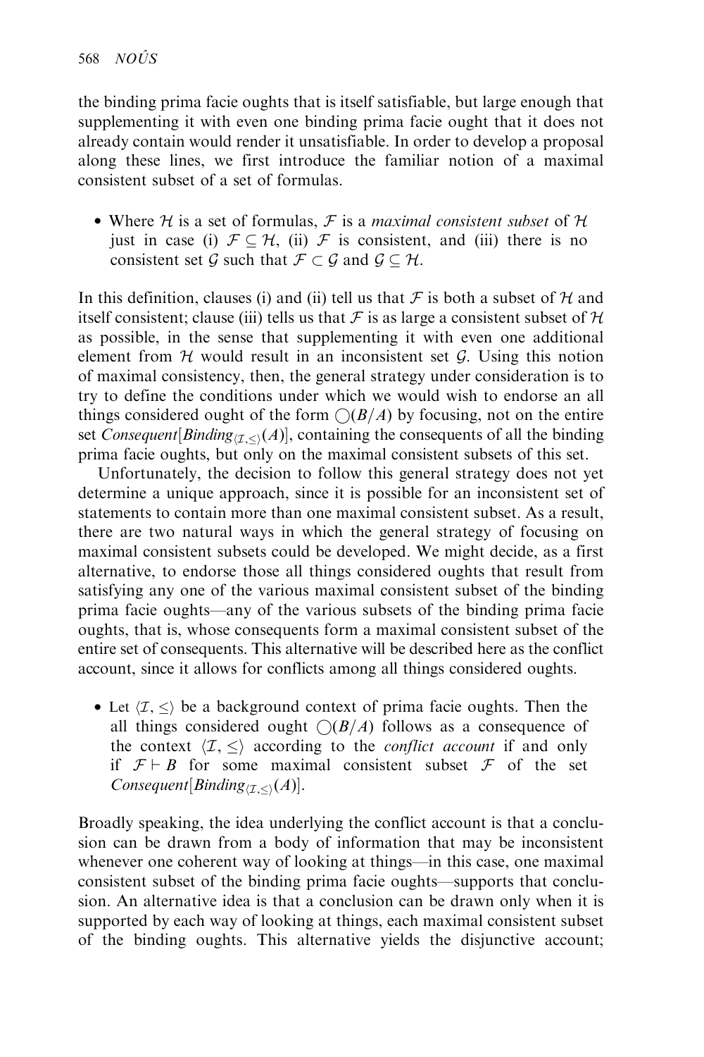the binding prima facie oughts that is itself satisfiable, but large enough that supplementing it with even one binding prima facie ought that it does not already contain would render it unsatisfiable. In order to develop a proposal along these lines, we first introduce the familiar notion of a maximal consistent subset of a set of formulas.

- Where $\mathcal{H}$ is a set of formulas, $\mathcal{F}$ is a *maximal consistent subset* of $\mathcal{H}$ just in case (i) $\mathcal{F} \subseteq \mathcal{H}$, (ii) $\mathcal{F}$ is consistent, and (iii) there is no consistent set $\mathcal{G}$ such that $\mathcal{F} \subset \mathcal{G}$ and $\mathcal{G} \subseteq \mathcal{H}$.

In this definition, clauses (i) and (ii) tell us that $\mathcal{F}$ is both a subset of $\mathcal{H}$ and itself consistent; clause (iii) tells us that $\mathcal{F}$ is as large a consistent subset of $\mathcal{H}$ as possible, in the sense that supplementing it with even one additional element from $\mathcal{H}$ would result in an inconsistent set $\mathcal{G}$. Using this notion of maximal consistency, then, the general strategy under consideration is to try to define the conditions under which we would wish to endorse an all things considered ought of the form $\bigcirc(B/A)$ by focusing, not on the entire set $Consequent[Binding_{\langle \mathcal{I}, \leq \rangle}(A)]$, containing the consequents of all the binding prima facie oughts, but only on the maximal consistent subsets of this set.

Unfortunately, the decision to follow this general strategy does not yet determine a unique approach, since it is possible for an inconsistent set of statements to contain more than one maximal consistent subset. As a result, there are two natural ways in which the general strategy of focusing on maximal consistent subsets could be developed. We might decide, as a first alternative, to endorse those all things considered oughts that result from satisfying any one of the various maximal consistent subset of the binding prima facie oughts—any of the various subsets of the binding prima facie oughts, that is, whose consequents form a maximal consistent subset of the entire set of consequents. This alternative will be described here as the conflict account, since it allows for conflicts among all things considered oughts.

- Let $\langle \mathcal{I}, \leq \rangle$ be a background context of prima facie oughts. Then the all things considered ought $\bigcirc(B/A)$ follows as a consequence of the context $\langle \mathcal{I}, \leq \rangle$ according to the *conflict account* if and only if $\mathcal{F} \vdash B$ for some maximal consistent subset $\mathcal{F}$ of the set $Consequent[Binding_{\langle \mathcal{I}, \leq \rangle}(A)]$.

Broadly speaking, the idea underlying the conflict account is that a conclusion can be drawn from a body of information that may be inconsistent whenever one coherent way of looking at things—in this case, one maximal consistent subset of the binding prima facie oughts—supports that conclusion. An alternative idea is that a conclusion can be drawn only when it is supported by each way of looking at things, each maximal consistent subset of the binding oughts. This alternative yields the disjunctive account;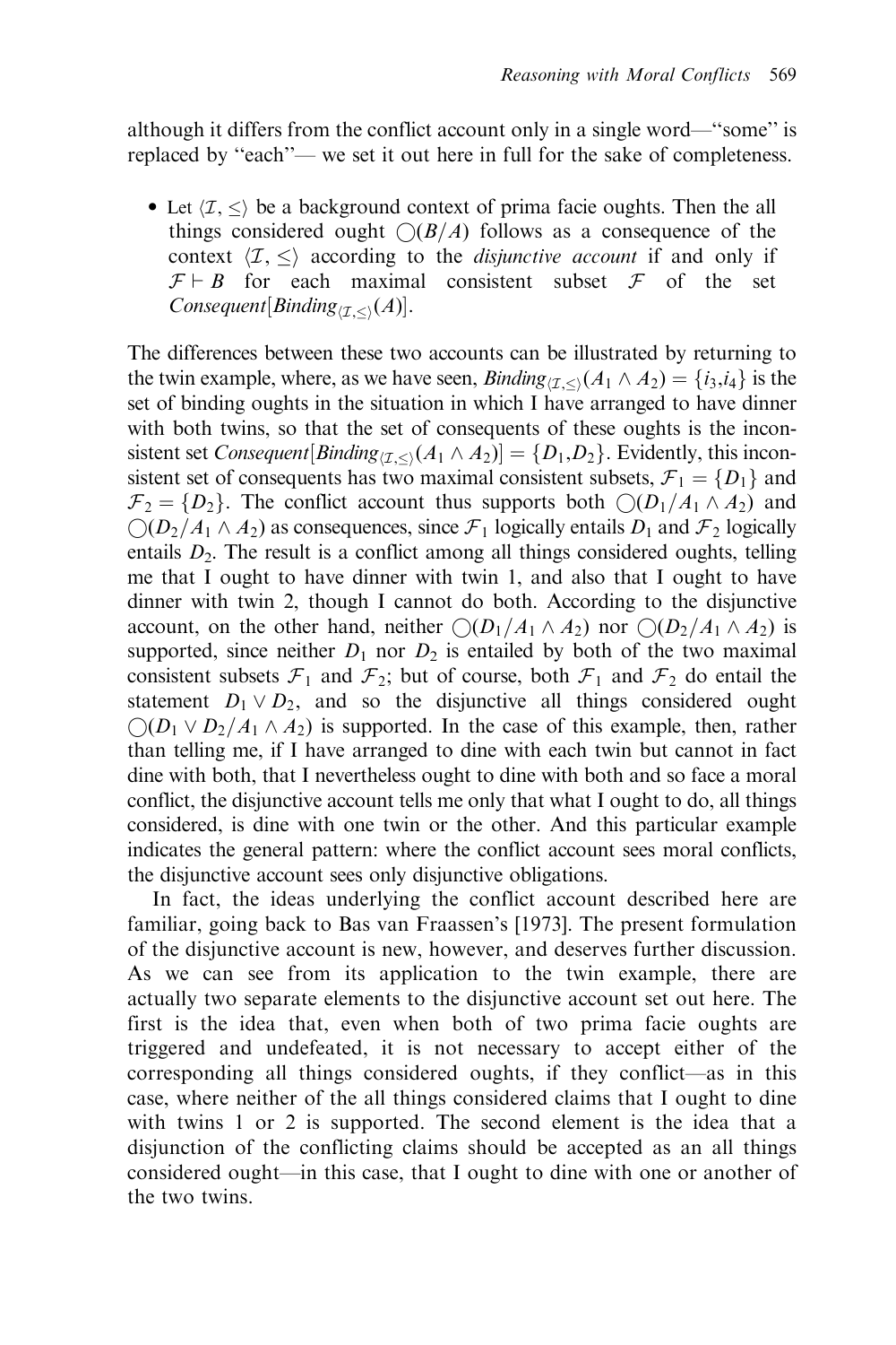although it differs from the conflict account only in a single word—"some" is replaced by "each"— we set it out here in full for the sake of completeness.

- Let $\langle \mathcal{I}, \leq \rangle$ be a background context of prima facie oughts. Then the all things considered ought $\bigcirc(B/A)$ follows as a consequence of the context $\langle \mathcal{I}, \leq \rangle$ according to the *disjunctive account* if and only if $\mathcal{F} \vdash B$ for each maximal consistent subset $\mathcal{F}$ of the set $\mathit{Consequent}[\mathit{Binding}_{\langle \mathcal{I}, \leq \rangle}(A)]$.

The differences between these two accounts can be illustrated by returning to the twin example, where, as we have seen, $\mathit{Binding}_{\langle \mathcal{I}, \leq \rangle}(A_1 \wedge A_2) = \{i_3, i_4\}$ is the set of binding oughts in the situation in which I have arranged to have dinner with both twins, so that the set of consequents of these oughts is the inconsistent set $\mathit{Consequent}[\mathit{Binding}_{\langle \mathcal{I}, \leq \rangle}(A_1 \wedge A_2)] = \{D_1, D_2\}$. Evidently, this inconsistent set of consequents has two maximal consistent subsets, $\mathcal{F}_1 = \{D_1\}$ and $\mathcal{F}_2 = \{D_2\}$. The conflict account thus supports both $\bigcirc(D_1/A_1 \wedge A_2)$ and $\bigcirc(D_2/A_1 \wedge A_2)$ as consequences, since $\mathcal{F}_1$ logically entails $D_1$ and $\mathcal{F}_2$ logically entails $D_2$. The result is a conflict among all things considered oughts, telling me that I ought to have dinner with twin 1, and also that I ought to have dinner with twin 2, though I cannot do both. According to the disjunctive account, on the other hand, neither $\bigcirc(D_1/A_1 \wedge A_2)$ nor $\bigcirc(D_2/A_1 \wedge A_2)$ is supported, since neither $D_1$ nor $D_2$ is entailed by both of the two maximal consistent subsets $\mathcal{F}_1$ and $\mathcal{F}_2$; but of course, both $\mathcal{F}_1$ and $\mathcal{F}_2$ do entail the statement $D_1 \vee D_2$, and so the disjunctive all things considered ought $\bigcirc(D_1 \vee D_2/A_1 \wedge A_2)$ is supported. In the case of this example, then, rather than telling me, if I have arranged to dine with each twin but cannot in fact dine with both, that I nevertheless ought to dine with both and so face a moral conflict, the disjunctive account tells me only that what I ought to do, all things considered, is dine with one twin or the other. And this particular example indicates the general pattern: where the conflict account sees moral conflicts, the disjunctive account sees only disjunctive obligations.

In fact, the ideas underlying the conflict account described here are familiar, going back to Bas van Fraassen's [1973]. The present formulation of the disjunctive account is new, however, and deserves further discussion. As we can see from its application to the twin example, there are actually two separate elements to the disjunctive account set out here. The first is the idea that, even when both of two prima facie oughts are triggered and undefeated, it is not necessary to accept either of the corresponding all things considered oughts, if they conflict—as in this case, where neither of the all things considered claims that I ought to dine with twins 1 or 2 is supported. The second element is the idea that a disjunction of the conflicting claims should be accepted as an all things considered ought—in this case, that I ought to dine with one or another of the two twins.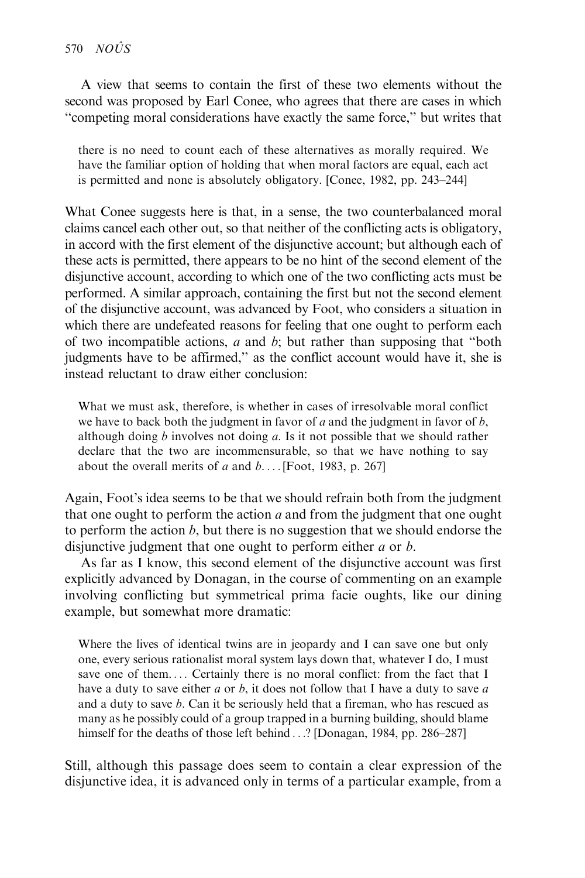A view that seems to contain the first of these two elements without the second was proposed by Earl Conee, who agrees that there are cases in which "competing moral considerations have exactly the same force," but writes that

> there is no need to count each of these alternatives as morally required. We have the familiar option of holding that when moral factors are equal, each act is permitted and none is absolutely obligatory. [Conee, 1982, pp. 243–244]

What Conee suggests here is that, in a sense, the two counterbalanced moral claims cancel each other out, so that neither of the conflicting acts is obligatory, in accord with the first element of the disjunctive account; but although each of these acts is permitted, there appears to be no hint of the second element of the disjunctive account, according to which one of the two conflicting acts must be performed. A similar approach, containing the first but not the second element of the disjunctive account, was advanced by Foot, who considers a situation in which there are undefeated reasons for feeling that one ought to perform each of two incompatible actions, *a* and *b*; but rather than supposing that "both judgments have to be affirmed," as the conflict account would have it, she is instead reluctant to draw either conclusion:

> What we must ask, therefore, is whether in cases of irresolvable moral conflict we have to back both the judgment in favor of *a* and the judgment in favor of *b*, although doing *b* involves not doing *a*. Is it not possible that we should rather declare that the two are incommensurable, so that we have nothing to say about the overall merits of *a* and *b*.... [Foot, 1983, p. 267]

Again, Foot's idea seems to be that we should refrain both from the judgment that one ought to perform the action *a* and from the judgment that one ought to perform the action *b*, but there is no suggestion that we should endorse the disjunctive judgment that one ought to perform either *a* or *b*.

As far as I know, this second element of the disjunctive account was first explicitly advanced by Donagan, in the course of commenting on an example involving conflicting but symmetrical prima facie oughts, like our dining example, but somewhat more dramatic:

> Where the lives of identical twins are in jeopardy and I can save one but only one, every serious rationalist moral system lays down that, whatever I do, I must save one of them.... Certainly there is no moral conflict: from the fact that I have a duty to save either *a* or *b*, it does not follow that I have a duty to save *a* and a duty to save *b*. Can it be seriously held that a fireman, who has rescued as many as he possibly could of a group trapped in a burning building, should blame himself for the deaths of those left behind ...? [Donagan, 1984, pp. 286–287]

Still, although this passage does seem to contain a clear expression of the disjunctive idea, it is advanced only in terms of a particular example, from a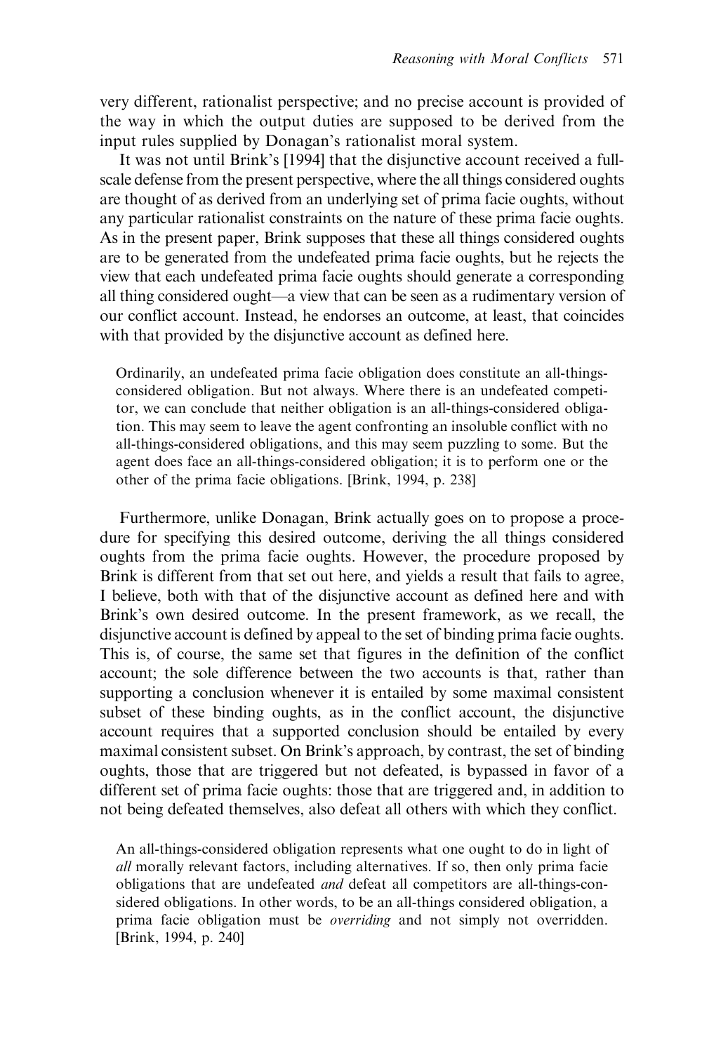very different, rationalist perspective; and no precise account is provided of the way in which the output duties are supposed to be derived from the input rules supplied by Donagan's rationalist moral system.

It was not until Brink's [1994] that the disjunctive account received a full-scale defense from the present perspective, where the all things considered oughts are thought of as derived from an underlying set of prima facie oughts, without any particular rationalist constraints on the nature of these prima facie oughts. As in the present paper, Brink supposes that these all things considered oughts are to be generated from the undefeated prima facie oughts, but he rejects the view that each undefeated prima facie oughts should generate a corresponding all thing considered ought—a view that can be seen as a rudimentary version of our conflict account. Instead, he endorses an outcome, at least, that coincides with that provided by the disjunctive account as defined here.

> Ordinarily, an undefeated prima facie obligation does constitute an all-things-considered obligation. But not always. Where there is an undefeated competitor, we can conclude that neither obligation is an all-things-considered obligation. This may seem to leave the agent confronting an insoluble conflict with no all-things-considered obligations, and this may seem puzzling to some. But the agent does face an all-things-considered obligation; it is to perform one or the other of the prima facie obligations. [Brink, 1994, p. 238]

Furthermore, unlike Donagan, Brink actually goes on to propose a procedure for specifying this desired outcome, deriving the all things considered oughts from the prima facie oughts. However, the procedure proposed by Brink is different from that set out here, and yields a result that fails to agree, I believe, both with that of the disjunctive account as defined here and with Brink's own desired outcome. In the present framework, as we recall, the disjunctive account is defined by appeal to the set of binding prima facie oughts. This is, of course, the same set that figures in the definition of the conflict account; the sole difference between the two accounts is that, rather than supporting a conclusion whenever it is entailed by some maximal consistent subset of these binding oughts, as in the conflict account, the disjunctive account requires that a supported conclusion should be entailed by every maximal consistent subset. On Brink's approach, by contrast, the set of binding oughts, those that are triggered but not defeated, is bypassed in favor of a different set of prima facie oughts: those that are triggered and, in addition to not being defeated themselves, also defeat all others with which they conflict.

> An all-things-considered obligation represents what one ought to do in light of *all* morally relevant factors, including alternatives. If so, then only prima facie obligations that are undefeated *and* defeat all competitors are all-things-considered obligations. In other words, to be an all-things considered obligation, a prima facie obligation must be *overriding* and not simply not overridden. [Brink, 1994, p. 240]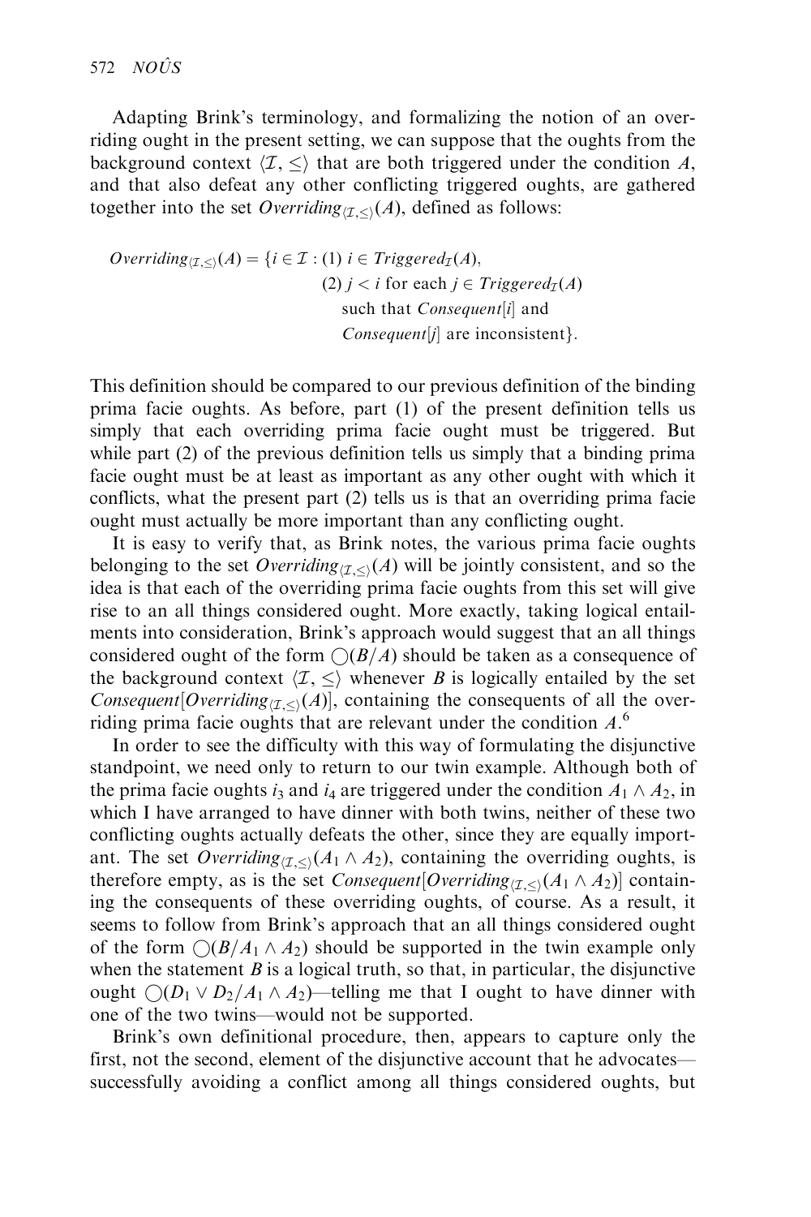Adapting Brink's terminology, and formalizing the notion of an overriding ought in the present setting, we can suppose that the oughts from the background context $\langle \mathcal{I}, \leq \rangle$ that are both triggered under the condition $A$, and that also defeat any other conflicting triggered oughts, are gathered together into the set $Overriding_{\langle \mathcal{I}, \leq \rangle}(A)$, defined as follows:

$$
\begin{aligned}
Overriding_{\langle \mathcal{I}, \leq \rangle}(A) = \{ i \in \mathcal{I} : \ & (1)\ i \in Triggered_{\mathcal{I}}(A), \\
& (2)\ j < i \text{ for each } j \in Triggered_{\mathcal{I}}(A) \\
& \quad \text{such that } Consequent[i] \text{ and} \\
& \quad Consequent[j] \text{ are inconsistent} \}.
\end{aligned}
$$

This definition should be compared to our previous definition of the binding prima facie oughts. As before, part (1) of the present definition tells us simply that each overriding prima facie ought must be triggered. But while part (2) of the previous definition tells us simply that a binding prima facie ought must be at least as important as any other ought with which it conflicts, what the present part (2) tells us is that an overriding prima facie ought must actually be more important than any conflicting ought.

It is easy to verify that, as Brink notes, the various prima facie oughts belonging to the set $Overriding_{\langle \mathcal{I}, \leq \rangle}(A)$ will be jointly consistent, and so the idea is that each of the overriding prima facie oughts from this set will give rise to an all things considered ought. More exactly, taking logical entailments into consideration, Brink's approach would suggest that an all things considered ought of the form $\bigcirc(B/A)$ should be taken as a consequence of the background context $\langle \mathcal{I}, \leq \rangle$ whenever $B$ is logically entailed by the set $Consequent[Overriding_{\langle \mathcal{I}, \leq \rangle}(A)]$, containing the consequents of all the overriding prima facie oughts that are relevant under the condition $A$.[6]

In order to see the difficulty with this way of formulating the disjunctive standpoint, we need only to return to our twin example. Although both of the prima facie oughts $i_3$ and $i_4$ are triggered under the condition $A_1 \wedge A_2$, in which I have arranged to have dinner with both twins, neither of these two conflicting oughts actually defeats the other, since they are equally important. The set $Overriding_{\langle \mathcal{I}, \leq \rangle}(A_1 \wedge A_2)$, containing the overriding oughts, is therefore empty, as is the set $Consequent[Overriding_{\langle \mathcal{I}, \leq \rangle}(A_1 \wedge A_2)]$ containing the consequents of these overriding oughts, of course. As a result, it seems to follow from Brink's approach that an all things considered ought of the form $\bigcirc(B/A_1 \wedge A_2)$ should be supported in the twin example only when the statement $B$ is a logical truth, so that, in particular, the disjunctive ought $\bigcirc(D_1 \vee D_2/A_1 \wedge A_2)$—telling me that I ought to have dinner with one of the two twins—would not be supported.

Brink's own definitional procedure, then, appears to capture only the first, not the second, element of the disjunctive account that he advocates—successfully avoiding a conflict among all things considered oughts, but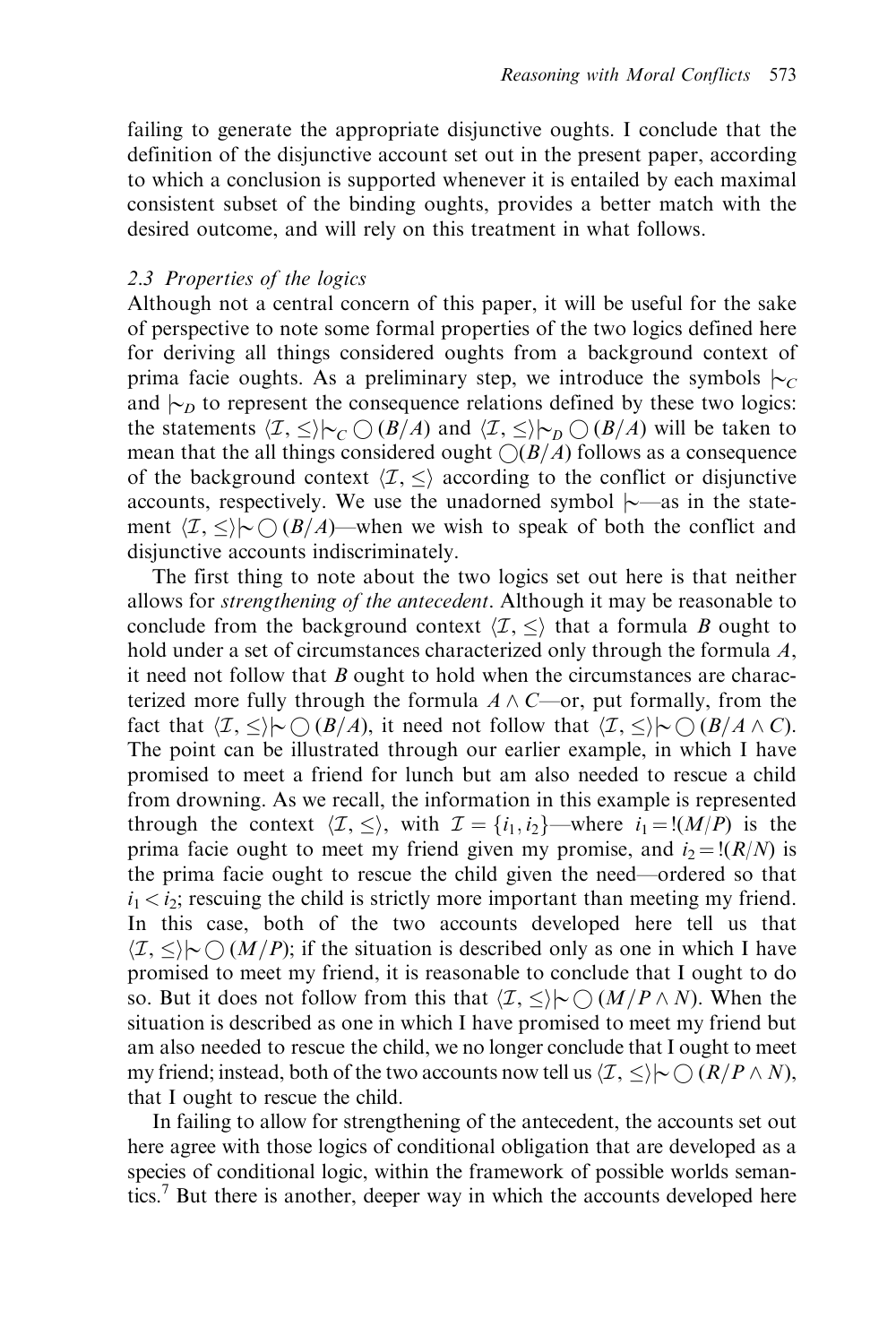failing to generate the appropriate disjunctive oughts. I conclude that the definition of the disjunctive account set out in the present paper, according to which a conclusion is supported whenever it is entailed by each maximal consistent subset of the binding oughts, provides a better match with the desired outcome, and will rely on this treatment in what follows.

### 2.3 Properties of the logics

Although not a central concern of this paper, it will be useful for the sake of perspective to note some formal properties of the two logics defined here for deriving all things considered oughts from a background context of prima facie oughts. As a preliminary step, we introduce the symbols $\mid\!\sim_C$ and $\mid\!\sim_D$ to represent the consequence relations defined by these two logics: the statements $\langle \mathcal{I}, \leq \rangle \mid\!\sim_C \bigcirc(B/A)$ and $\langle \mathcal{I}, \leq \rangle \mid\!\sim_D \bigcirc(B/A)$ will be taken to mean that the all things considered ought $\bigcirc(B/A)$ follows as a consequence of the background context $\langle \mathcal{I}, \leq \rangle$ according to the conflict or disjunctive accounts, respectively. We use the unadorned symbol $\mid\!\sim$—as in the statement $\langle \mathcal{I}, \leq \rangle \mid\!\sim \bigcirc(B/A)$—when we wish to speak of both the conflict and disjunctive accounts indiscriminately.

The first thing to note about the two logics set out here is that neither allows for *strengthening of the antecedent*. Although it may be reasonable to conclude from the background context $\langle \mathcal{I}, \leq \rangle$ that a formula $B$ ought to hold under a set of circumstances characterized only through the formula $A$, it need not follow that $B$ ought to hold when the circumstances are characterized more fully through the formula $A \wedge C$—or, put formally, from the fact that $\langle \mathcal{I}, \leq \rangle \mid\!\sim \bigcirc(B/A)$, it need not follow that $\langle \mathcal{I}, \leq \rangle \mid\!\sim \bigcirc(B/A \wedge C)$. The point can be illustrated through our earlier example, in which I have promised to meet a friend for lunch but am also needed to rescue a child from drowning. As we recall, the information in this example is represented through the context $\langle \mathcal{I}, \leq \rangle$, with $\mathcal{I} = \{i_1, i_2\}$—where $i_1 = !(M/P)$ is the prima facie ought to meet my friend given my promise, and $i_2 = !(R/N)$ is the prima facie ought to rescue the child given the need—ordered so that $i_1 < i_2$; rescuing the child is strictly more important than meeting my friend. In this case, both of the two accounts developed here tell us that $\langle \mathcal{I}, \leq \rangle \mid\!\sim \bigcirc(M/P)$; if the situation is described only as one in which I have promised to meet my friend, it is reasonable to conclude that I ought to do so. But it does not follow from this that $\langle \mathcal{I}, \leq \rangle \mid\!\sim \bigcirc(M/P \wedge N)$. When the situation is described as one in which I have promised to meet my friend but am also needed to rescue the child, we no longer conclude that I ought to meet my friend; instead, both of the two accounts now tell us $\langle \mathcal{I}, \leq \rangle \mid\!\sim \bigcirc(R/P \wedge N)$, that I ought to rescue the child.

In failing to allow for strengthening of the antecedent, the accounts set out here agree with those logics of conditional obligation that are developed as a species of conditional logic, within the framework of possible worlds semantics.[7] But there is another, deeper way in which the accounts developed here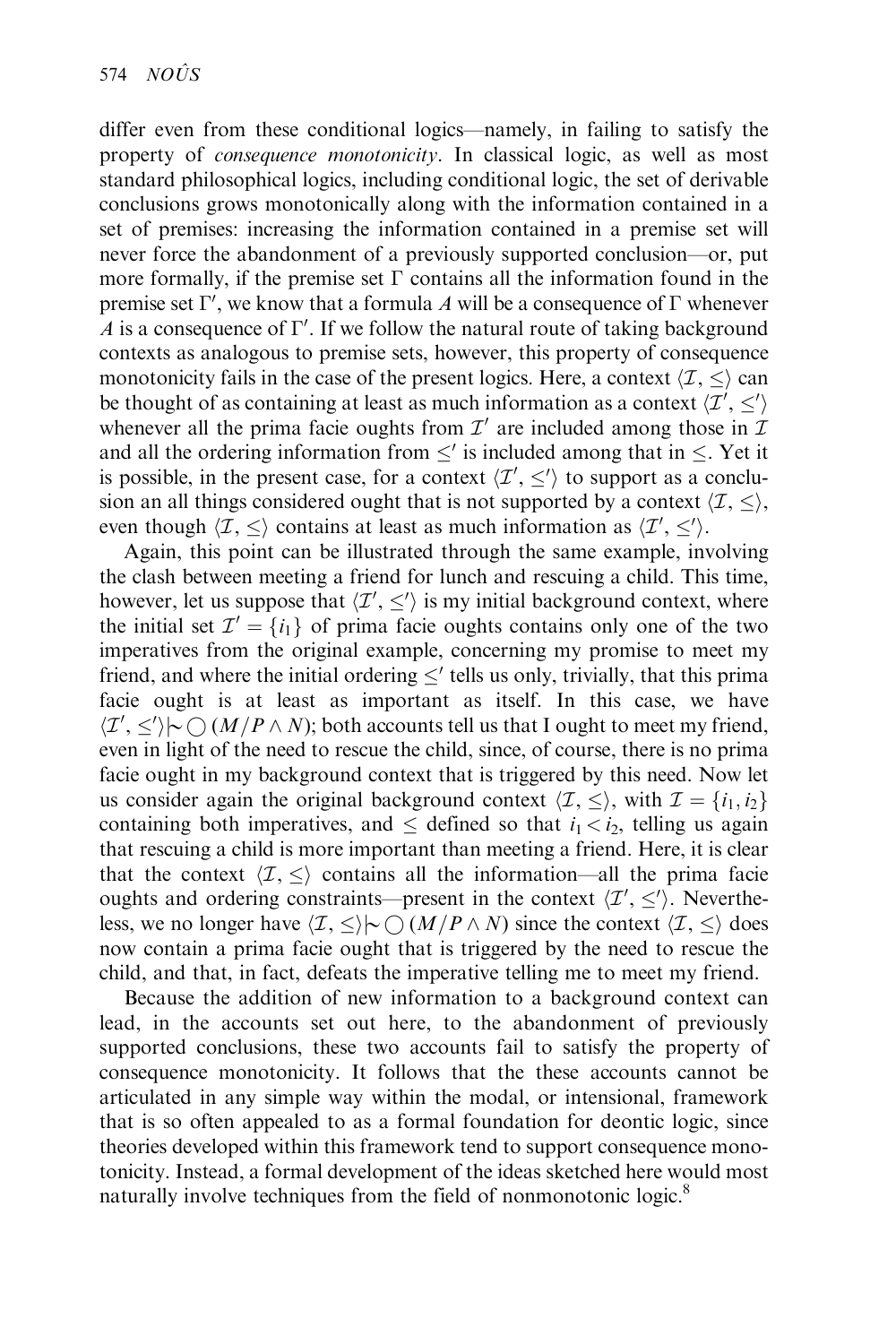differ even from these conditional logics—namely, in failing to satisfy the property of *consequence monotonicity*. In classical logic, as well as most standard philosophical logics, including conditional logic, the set of derivable conclusions grows monotonically along with the information contained in a set of premises: increasing the information contained in a premise set will never force the abandonment of a previously supported conclusion—or, put more formally, if the premise set $\Gamma$ contains all the information found in the premise set $\Gamma'$, we know that a formula $A$ will be a consequence of $\Gamma$ whenever $A$ is a consequence of $\Gamma'$. If we follow the natural route of taking background contexts as analogous to premise sets, however, this property of consequence monotonicity fails in the case of the present logics. Here, a context $\langle \mathcal{I}, \leq \rangle$ can be thought of as containing at least as much information as a context $\langle \mathcal{I}', \leq' \rangle$ whenever all the prima facie oughts from $\mathcal{I}'$ are included among those in $\mathcal{I}$ and all the ordering information from $\leq'$ is included among that in $\leq$. Yet it is possible, in the present case, for a context $\langle \mathcal{I}', \leq' \rangle$ to support as a conclusion an all things considered ought that is not supported by a context $\langle \mathcal{I}, \leq \rangle$, even though $\langle \mathcal{I}, \leq \rangle$ contains at least as much information as $\langle \mathcal{I}', \leq' \rangle$.

Again, this point can be illustrated through the same example, involving the clash between meeting a friend for lunch and rescuing a child. This time, however, let us suppose that $\langle \mathcal{I}', \leq' \rangle$ is my initial background context, where the initial set $\mathcal{I}' = \{i_1\}$ of prima facie oughts contains only one of the two imperatives from the original example, concerning my promise to meet my friend, and where the initial ordering $\leq'$ tells us only, trivially, that this prima facie ought is at least as important as itself. In this case, we have $\langle \mathcal{I}', \leq' \rangle \mid\!\sim \bigcirc(M/P \wedge N)$; both accounts tell us that I ought to meet my friend, even in light of the need to rescue the child, since, of course, there is no prima facie ought in my background context that is triggered by this need. Now let us consider again the original background context $\langle \mathcal{I}, \leq \rangle$, with $\mathcal{I} = \{i_1, i_2\}$ containing both imperatives, and $\leq$ defined so that $i_1 < i_2$, telling us again that rescuing a child is more important than meeting a friend. Here, it is clear that the context $\langle \mathcal{I}, \leq \rangle$ contains all the information—all the prima facie oughts and ordering constraints—present in the context $\langle \mathcal{I}', \leq' \rangle$. Nevertheless, we no longer have $\langle \mathcal{I}, \leq \rangle \mid\!\sim \bigcirc(M/P \wedge N)$ since the context $\langle \mathcal{I}, \leq \rangle$ does now contain a prima facie ought that is triggered by the need to rescue the child, and that, in fact, defeats the imperative telling me to meet my friend.

Because the addition of new information to a background context can lead, in the accounts set out here, to the abandonment of previously supported conclusions, these two accounts fail to satisfy the property of consequence monotonicity. It follows that the these accounts cannot be articulated in any simple way within the modal, or intensional, framework that is so often appealed to as a formal foundation for deontic logic, since theories developed within this framework tend to support consequence monotonicity. Instead, a formal development of the ideas sketched here would most naturally involve techniques from the field of nonmonotonic logic.[8]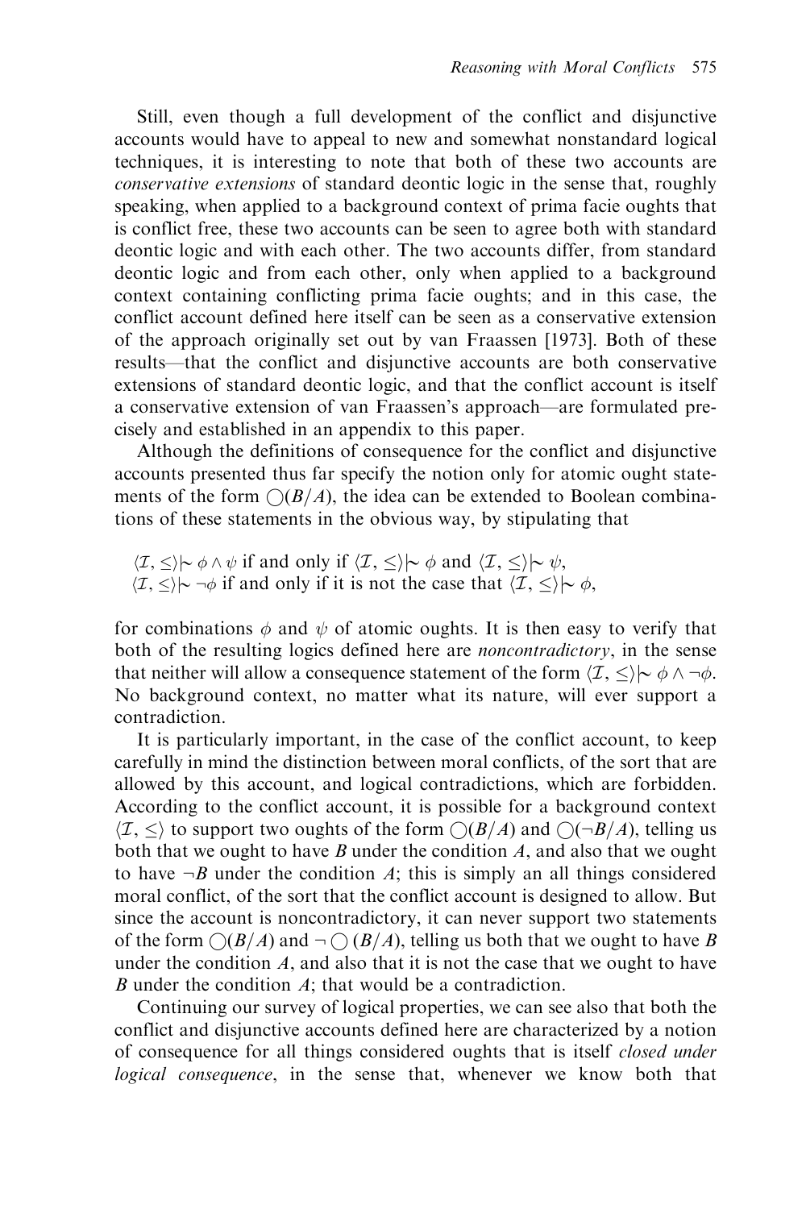Still, even though a full development of the conflict and disjunctive accounts would have to appeal to new and somewhat nonstandard logical techniques, it is interesting to note that both of these two accounts are *conservative extensions* of standard deontic logic in the sense that, roughly speaking, when applied to a background context of prima facie oughts that is conflict free, these two accounts can be seen to agree both with standard deontic logic and with each other. The two accounts differ, from standard deontic logic and from each other, only when applied to a background context containing conflicting prima facie oughts; and in this case, the conflict account defined here itself can be seen as a conservative extension of the approach originally set out by van Fraassen [1973]. Both of these results—that the conflict and disjunctive accounts are both conservative extensions of standard deontic logic, and that the conflict account is itself a conservative extension of van Fraassen's approach—are formulated precisely and established in an appendix to this paper.

Although the definitions of consequence for the conflict and disjunctive accounts presented thus far specify the notion only for atomic ought statements of the form $\bigcirc(B/A)$, the idea can be extended to Boolean combinations of these statements in the obvious way, by stipulating that

$\langle \mathcal{I}, \leq \rangle \mathrel{|\!\sim} \phi \wedge \psi$ if and only if $\langle \mathcal{I}, \leq \rangle \mathrel{|\!\sim} \phi$ and $\langle \mathcal{I}, \leq \rangle \mathrel{|\!\sim} \psi$,
$\langle \mathcal{I}, \leq \rangle \mathrel{|\!\sim} \neg\phi$ if and only if it is not the case that $\langle \mathcal{I}, \leq \rangle \mathrel{|\!\sim} \phi$,

for combinations $\phi$ and $\psi$ of atomic oughts. It is then easy to verify that both of the resulting logics defined here are *noncontradictory*, in the sense that neither will allow a consequence statement of the form $\langle \mathcal{I}, \leq \rangle \mathrel{|\!\sim} \phi \wedge \neg\phi$. No background context, no matter what its nature, will ever support a contradiction.

It is particularly important, in the case of the conflict account, to keep carefully in mind the distinction between moral conflicts, of the sort that are allowed by this account, and logical contradictions, which are forbidden. According to the conflict account, it is possible for a background context $\langle \mathcal{I}, \leq \rangle$ to support two oughts of the form $\bigcirc(B/A)$ and $\bigcirc(\neg B/A)$, telling us both that we ought to have $B$ under the condition $A$, and also that we ought to have $\neg B$ under the condition $A$; this is simply an all things considered moral conflict, of the sort that the conflict account is designed to allow. But since the account is noncontradictory, it can never support two statements of the form $\bigcirc(B/A)$ and $\neg\bigcirc(B/A)$, telling us both that we ought to have $B$ under the condition $A$, and also that it is not the case that we ought to have $B$ under the condition $A$; that would be a contradiction.

Continuing our survey of logical properties, we can see also that both the conflict and disjunctive accounts defined here are characterized by a notion of consequence for all things considered oughts that is itself *closed under logical consequence*, in the sense that, whenever we know both that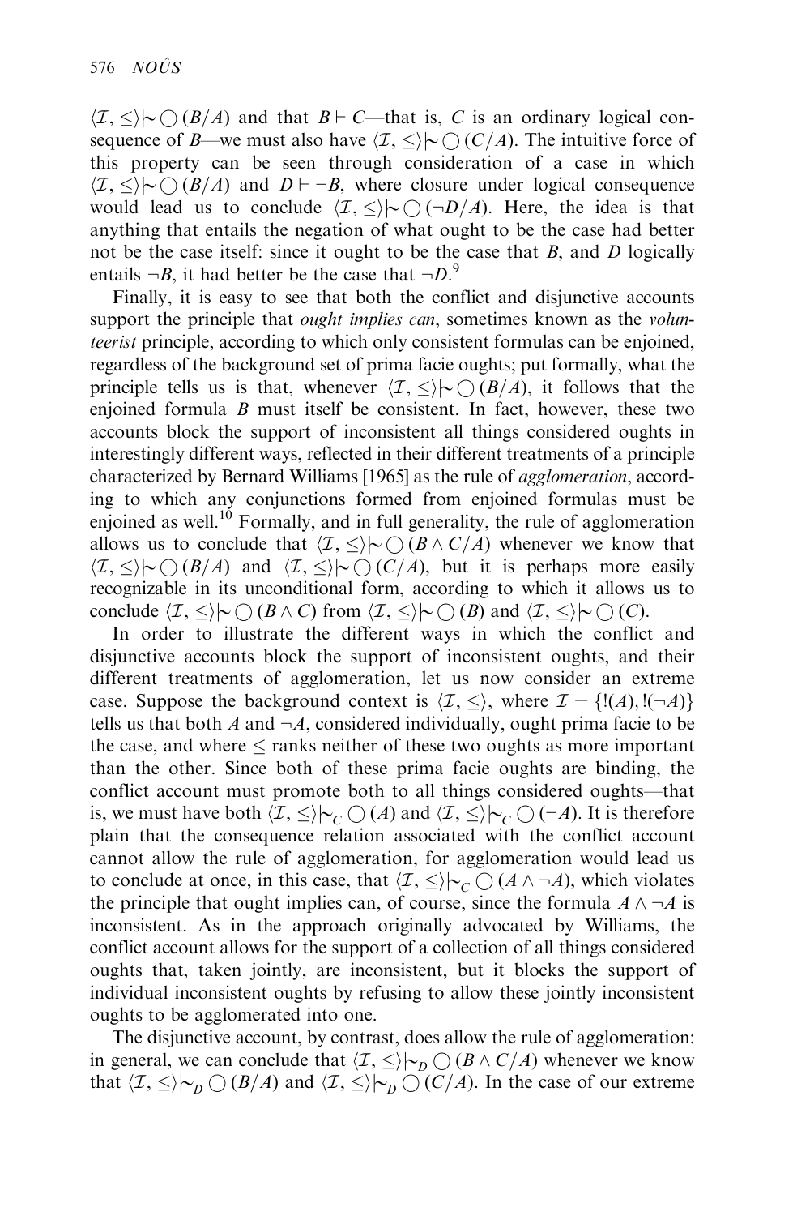$\langle \mathcal{I}, \leq \rangle \mathrel{|\!\sim} \bigcirc (B/A)$ and that $B \vdash C$—that is, $C$ is an ordinary logical consequence of $B$—we must also have $\langle \mathcal{I}, \leq \rangle \mathrel{|\!\sim} \bigcirc (C/A)$. The intuitive force of this property can be seen through consideration of a case in which $\langle \mathcal{I}, \leq \rangle \mathrel{|\!\sim} \bigcirc (B/A)$ and $D \vdash \neg B$, where closure under logical consequence would lead us to conclude $\langle \mathcal{I}, \leq \rangle \mathrel{|\!\sim} \bigcirc (\neg D/A)$. Here, the idea is that anything that entails the negation of what ought to be the case had better not be the case itself: since it ought to be the case that $B$, and $D$ logically entails $\neg B$, it had better be the case that $\neg D$.[9]

Finally, it is easy to see that both the conflict and disjunctive accounts support the principle that *ought implies can*, sometimes known as the *volunteerist* principle, according to which only consistent formulas can be enjoined, regardless of the background set of prima facie oughts; put formally, what the principle tells us is that, whenever $\langle \mathcal{I}, \leq \rangle \mathrel{|\!\sim} \bigcirc (B/A)$, it follows that the enjoined formula $B$ must itself be consistent. In fact, however, these two accounts block the support of inconsistent all things considered oughts in interestingly different ways, reflected in their different treatments of a principle characterized by Bernard Williams [1965] as the rule of *agglomeration*, according to which any conjunctions formed from enjoined formulas must be enjoined as well.[10] Formally, and in full generality, the rule of agglomeration allows us to conclude that $\langle \mathcal{I}, \leq \rangle \mathrel{|\!\sim} \bigcirc (B \wedge C/A)$ whenever we know that $\langle \mathcal{I}, \leq \rangle \mathrel{|\!\sim} \bigcirc (B/A)$ and $\langle \mathcal{I}, \leq \rangle \mathrel{|\!\sim} \bigcirc (C/A)$, but it is perhaps more easily recognizable in its unconditional form, according to which it allows us to conclude $\langle \mathcal{I}, \leq \rangle \mathrel{|\!\sim} \bigcirc (B \wedge C)$ from $\langle \mathcal{I}, \leq \rangle \mathrel{|\!\sim} \bigcirc (B)$ and $\langle \mathcal{I}, \leq \rangle \mathrel{|\!\sim} \bigcirc (C)$.

In order to illustrate the different ways in which the conflict and disjunctive accounts block the support of inconsistent oughts, and their different treatments of agglomeration, let us now consider an extreme case. Suppose the background context is $\langle \mathcal{I}, \leq \rangle$, where $\mathcal{I} = \{!(A), !(\neg A)\}$ tells us that both $A$ and $\neg A$, considered individually, ought prima facie to be the case, and where $\leq$ ranks neither of these two oughts as more important than the other. Since both of these prima facie oughts are binding, the conflict account must promote both to all things considered oughts—that is, we must have both $\langle \mathcal{I}, \leq \rangle \mathrel{|\!\sim}_C \bigcirc (A)$ and $\langle \mathcal{I}, \leq \rangle \mathrel{|\!\sim}_C \bigcirc (\neg A)$. It is therefore plain that the consequence relation associated with the conflict account cannot allow the rule of agglomeration, for agglomeration would lead us to conclude at once, in this case, that $\langle \mathcal{I}, \leq \rangle \mathrel{|\!\sim}_C \bigcirc (A \wedge \neg A)$, which violates the principle that ought implies can, of course, since the formula $A \wedge \neg A$ is inconsistent. As in the approach originally advocated by Williams, the conflict account allows for the support of a collection of all things considered oughts that, taken jointly, are inconsistent, but it blocks the support of individual inconsistent oughts by refusing to allow these jointly inconsistent oughts to be agglomerated into one.

The disjunctive account, by contrast, does allow the rule of agglomeration: in general, we can conclude that $\langle \mathcal{I}, \leq \rangle \mathrel{|\!\sim}_D \bigcirc (B \wedge C/A)$ whenever we know that $\langle \mathcal{I}, \leq \rangle \mathrel{|\!\sim}_D \bigcirc (B/A)$ and $\langle \mathcal{I}, \leq \rangle \mathrel{|\!\sim}_D \bigcirc (C/A)$. In the case of our extreme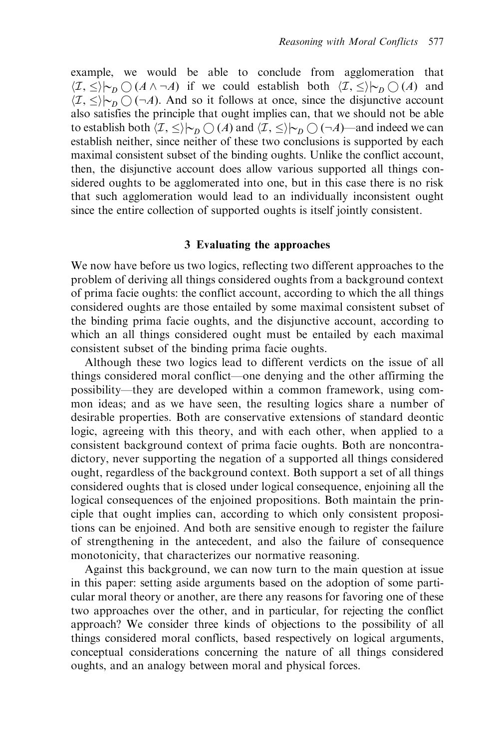example, we would be able to conclude from agglomeration that $\langle \mathcal{I}, \leq \rangle \mid\!\sim_D \bigcirc (A \wedge \neg A)$ if we could establish both $\langle \mathcal{I}, \leq \rangle \mid\!\sim_D \bigcirc (A)$ and $\langle \mathcal{I}, \leq \rangle \mid\!\sim_D \bigcirc (\neg A)$. And so it follows at once, since the disjunctive account also satisfies the principle that ought implies can, that we should not be able to establish both $\langle \mathcal{I}, \leq \rangle \mid\!\sim_D \bigcirc (A)$ and $\langle \mathcal{I}, \leq \rangle \mid\!\sim_D \bigcirc (\neg A)$—and indeed we can establish neither, since neither of these two conclusions is supported by each maximal consistent subset of the binding oughts. Unlike the conflict account, then, the disjunctive account does allow various supported all things considered oughts to be agglomerated into one, but in this case there is no risk that such agglomeration would lead to an individually inconsistent ought since the entire collection of supported oughts is itself jointly consistent.

## 3 Evaluating the approaches

We now have before us two logics, reflecting two different approaches to the problem of deriving all things considered oughts from a background context of prima facie oughts: the conflict account, according to which the all things considered oughts are those entailed by some maximal consistent subset of the binding prima facie oughts, and the disjunctive account, according to which an all things considered ought must be entailed by each maximal consistent subset of the binding prima facie oughts.

Although these two logics lead to different verdicts on the issue of all things considered moral conflict—one denying and the other affirming the possibility—they are developed within a common framework, using common ideas; and as we have seen, the resulting logics share a number of desirable properties. Both are conservative extensions of standard deontic logic, agreeing with this theory, and with each other, when applied to a consistent background context of prima facie oughts. Both are noncontradictory, never supporting the negation of a supported all things considered ought, regardless of the background context. Both support a set of all things considered oughts that is closed under logical consequence, enjoining all the logical consequences of the enjoined propositions. Both maintain the principle that ought implies can, according to which only consistent propositions can be enjoined. And both are sensitive enough to register the failure of strengthening in the antecedent, and also the failure of consequence monotonicity, that characterizes our normative reasoning.

Against this background, we can now turn to the main question at issue in this paper: setting aside arguments based on the adoption of some particular moral theory or another, are there any reasons for favoring one of these two approaches over the other, and in particular, for rejecting the conflict approach? We consider three kinds of objections to the possibility of all things considered moral conflicts, based respectively on logical arguments, conceptual considerations concerning the nature of all things considered oughts, and an analogy between moral and physical forces.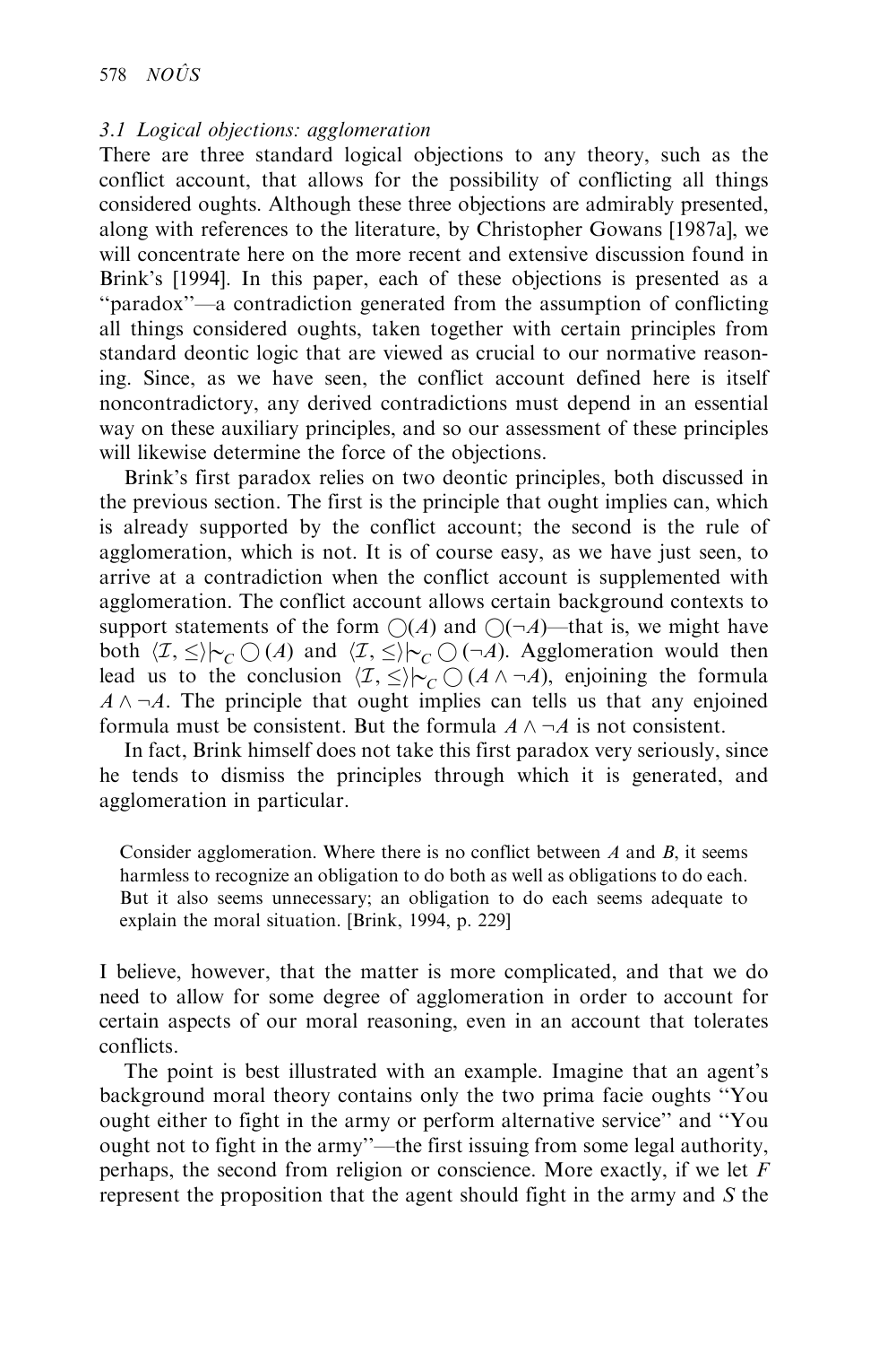### 3.1 Logical objections: agglomeration

There are three standard logical objections to any theory, such as the conflict account, that allows for the possibility of conflicting all things considered oughts. Although these three objections are admirably presented, along with references to the literature, by Christopher Gowans [1987a], we will concentrate here on the more recent and extensive discussion found in Brink's [1994]. In this paper, each of these objections is presented as a "paradox"—a contradiction generated from the assumption of conflicting all things considered oughts, taken together with certain principles from standard deontic logic that are viewed as crucial to our normative reasoning. Since, as we have seen, the conflict account defined here is itself noncontradictory, any derived contradictions must depend in an essential way on these auxiliary principles, and so our assessment of these principles will likewise determine the force of the objections.

Brink's first paradox relies on two deontic principles, both discussed in the previous section. The first is the principle that ought implies can, which is already supported by the conflict account; the second is the rule of agglomeration, which is not. It is of course easy, as we have just seen, to arrive at a contradiction when the conflict account is supplemented with agglomeration. The conflict account allows certain background contexts to support statements of the form $\bigcirc(A)$ and $\bigcirc(\neg A)$—that is, we might have both $\langle \mathcal{I}, \leq \rangle \mathrel{|\!\sim}_C \bigcirc(A)$ and $\langle \mathcal{I}, \leq \rangle \mathrel{|\!\sim}_C \bigcirc(\neg A)$. Agglomeration would then lead us to the conclusion $\langle \mathcal{I}, \leq \rangle \mathrel{|\!\sim}_C \bigcirc(A \wedge \neg A)$, enjoining the formula $A \wedge \neg A$. The principle that ought implies can tells us that any enjoined formula must be consistent. But the formula $A \wedge \neg A$ is not consistent.

In fact, Brink himself does not take this first paradox very seriously, since he tends to dismiss the principles through which it is generated, and agglomeration in particular.

> Consider agglomeration. Where there is no conflict between $A$ and $B$, it seems harmless to recognize an obligation to do both as well as obligations to do each. But it also seems unnecessary; an obligation to do each seems adequate to explain the moral situation. [Brink, 1994, p. 229]

I believe, however, that the matter is more complicated, and that we do need to allow for some degree of agglomeration in order to account for certain aspects of our moral reasoning, even in an account that tolerates conflicts.

The point is best illustrated with an example. Imagine that an agent's background moral theory contains only the two prima facie oughts "You ought either to fight in the army or perform alternative service" and "You ought not to fight in the army"—the first issuing from some legal authority, perhaps, the second from religion or conscience. More exactly, if we let $F$ represent the proposition that the agent should fight in the army and $S$ the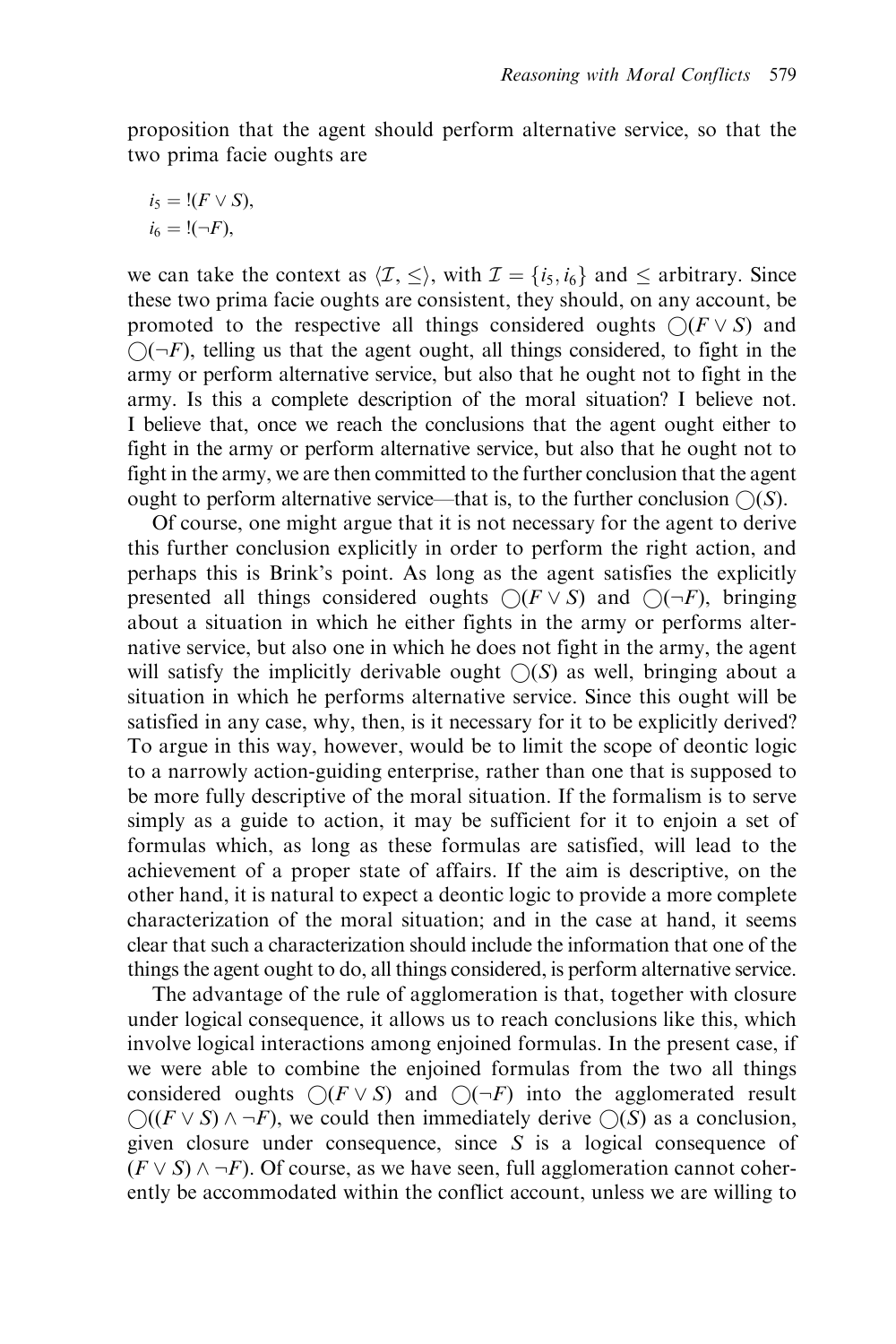proposition that the agent should perform alternative service, so that the two prima facie oughts are

$$i_5 = !(F \vee S),$$
$$i_6 = !(\neg F),$$

we can take the context as $\langle \mathcal{I}, \leq \rangle$, with $\mathcal{I} = \{i_5, i_6\}$ and $\leq$ arbitrary. Since these two prima facie oughts are consistent, they should, on any account, be promoted to the respective all things considered oughts $\bigcirc(F \vee S)$ and $\bigcirc(\neg F)$, telling us that the agent ought, all things considered, to fight in the army or perform alternative service, but also that he ought not to fight in the army. Is this a complete description of the moral situation? I believe not. I believe that, once we reach the conclusions that the agent ought either to fight in the army or perform alternative service, but also that he ought not to fight in the army, we are then committed to the further conclusion that the agent ought to perform alternative service—that is, to the further conclusion $\bigcirc(S)$.

Of course, one might argue that it is not necessary for the agent to derive this further conclusion explicitly in order to perform the right action, and perhaps this is Brink's point. As long as the agent satisfies the explicitly presented all things considered oughts $\bigcirc(F \vee S)$ and $\bigcirc(\neg F)$, bringing about a situation in which he either fights in the army or performs alternative service, but also one in which he does not fight in the army, the agent will satisfy the implicitly derivable ought $\bigcirc(S)$ as well, bringing about a situation in which he performs alternative service. Since this ought will be satisfied in any case, why, then, is it necessary for it to be explicitly derived? To argue in this way, however, would be to limit the scope of deontic logic to a narrowly action-guiding enterprise, rather than one that is supposed to be more fully descriptive of the moral situation. If the formalism is to serve simply as a guide to action, it may be sufficient for it to enjoin a set of formulas which, as long as these formulas are satisfied, will lead to the achievement of a proper state of affairs. If the aim is descriptive, on the other hand, it is natural to expect a deontic logic to provide a more complete characterization of the moral situation; and in the case at hand, it seems clear that such a characterization should include the information that one of the things the agent ought to do, all things considered, is perform alternative service.

The advantage of the rule of agglomeration is that, together with closure under logical consequence, it allows us to reach conclusions like this, which involve logical interactions among enjoined formulas. In the present case, if we were able to combine the enjoined formulas from the two all things considered oughts $\bigcirc(F \vee S)$ and $\bigcirc(\neg F)$ into the agglomerated result $\bigcirc((F \vee S) \wedge \neg F)$, we could then immediately derive $\bigcirc(S)$ as a conclusion, given closure under consequence, since $S$ is a logical consequence of $(F \vee S) \wedge \neg F)$. Of course, as we have seen, full agglomeration cannot coherently be accommodated within the conflict account, unless we are willing to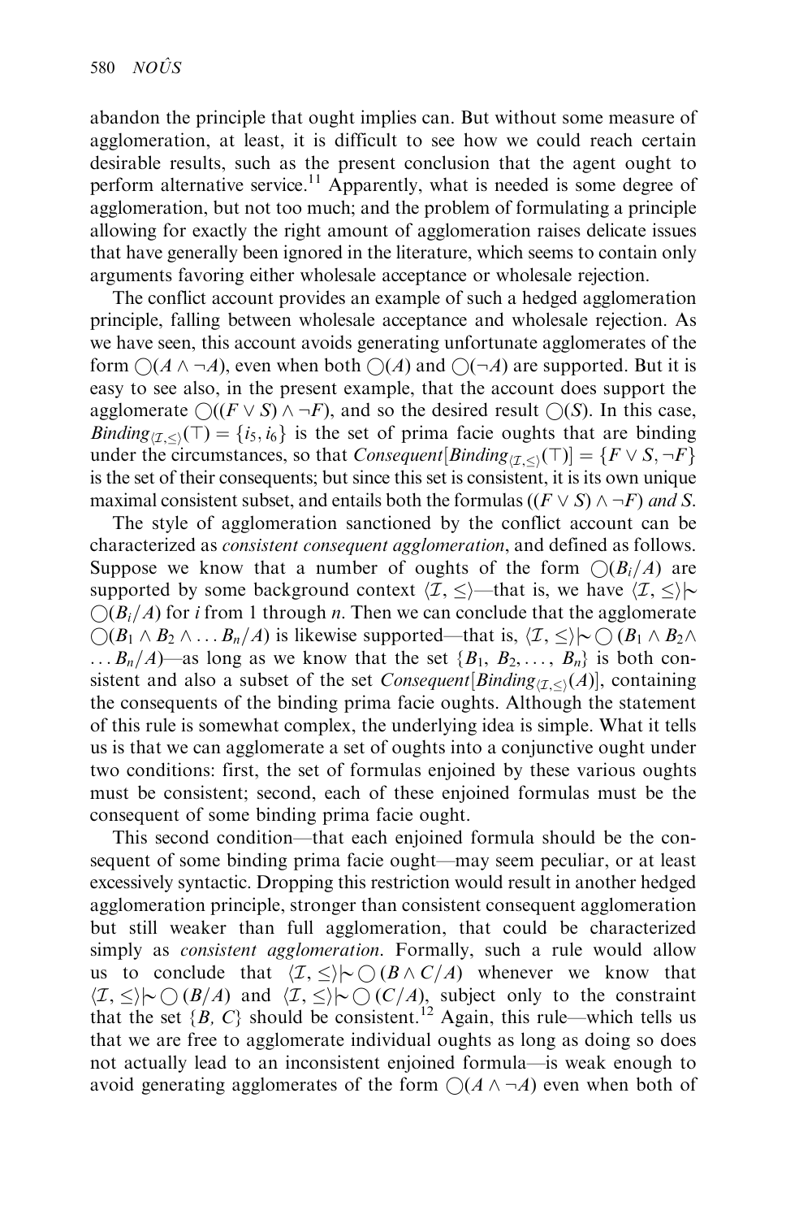abandon the principle that ought implies can. But without some measure of agglomeration, at least, it is difficult to see how we could reach certain desirable results, such as the present conclusion that the agent ought to perform alternative service.[11] Apparently, what is needed is some degree of agglomeration, but not too much; and the problem of formulating a principle allowing for exactly the right amount of agglomeration raises delicate issues that have generally been ignored in the literature, which seems to contain only arguments favoring either wholesale acceptance or wholesale rejection.

The conflict account provides an example of such a hedged agglomeration principle, falling between wholesale acceptance and wholesale rejection. As we have seen, this account avoids generating unfortunate agglomerates of the form $\bigcirc(A \wedge \neg A)$, even when both $\bigcirc(A)$ and $\bigcirc(\neg A)$ are supported. But it is easy to see also, in the present example, that the account does support the agglomerate $\bigcirc((F \vee S) \wedge \neg F)$, and so the desired result $\bigcirc(S)$. In this case, $Binding_{\langle \mathcal{I}, \leq \rangle}(\top) = \{i_5, i_6\}$ is the set of prima facie oughts that are binding under the circumstances, so that $Consequent[Binding_{\langle \mathcal{I}, \leq \rangle}(\top)] = \{F \vee S, \neg F\}$ is the set of their consequents; but since this set is consistent, it is its own unique maximal consistent subset, and entails both the formulas $((F \vee S) \wedge \neg F)$ *and* $S$.

The style of agglomeration sanctioned by the conflict account can be characterized as *consistent consequent agglomeration*, and defined as follows. Suppose we know that a number of oughts of the form $\bigcirc(B_i/A)$ are supported by some background context $\langle \mathcal{I}, \leq \rangle$—that is, we have $\langle \mathcal{I}, \leq \rangle \mid\!\sim \bigcirc(B_i/A)$ for $i$ from 1 through $n$. Then we can conclude that the agglomerate $\bigcirc(B_1 \wedge B_2 \wedge \ldots B_n/A)$ is likewise supported—that is, $\langle \mathcal{I}, \leq \rangle \mid\!\sim \bigcirc(B_1 \wedge B_2 \wedge \ldots B_n/A)$—as long as we know that the set $\{B_1, B_2, \ldots, B_n\}$ is both consistent and also a subset of the set $Consequent[Binding_{\langle \mathcal{I}, \leq \rangle}(A)]$, containing the consequents of the binding prima facie oughts. Although the statement of this rule is somewhat complex, the underlying idea is simple. What it tells us is that we can agglomerate a set of oughts into a conjunctive ought under two conditions: first, the set of formulas enjoined by these various oughts must be consistent; second, each of these enjoined formulas must be the consequent of some binding prima facie ought.

This second condition—that each enjoined formula should be the consequent of some binding prima facie ought—may seem peculiar, or at least excessively syntactic. Dropping this restriction would result in another hedged agglomeration principle, stronger than consistent consequent agglomeration but still weaker than full agglomeration, that could be characterized simply as *consistent agglomeration*. Formally, such a rule would allow us to conclude that $\langle \mathcal{I}, \leq \rangle \mid\!\sim \bigcirc(B \wedge C/A)$ whenever we know that $\langle \mathcal{I}, \leq \rangle \mid\!\sim \bigcirc(B/A)$ and $\langle \mathcal{I}, \leq \rangle \mid\!\sim \bigcirc(C/A)$, subject only to the constraint that the set $\{B, C\}$ should be consistent.[12] Again, this rule—which tells us that we are free to agglomerate individual oughts as long as doing so does not actually lead to an inconsistent enjoined formula—is weak enough to avoid generating agglomerates of the form $\bigcirc(A \wedge \neg A)$ even when both of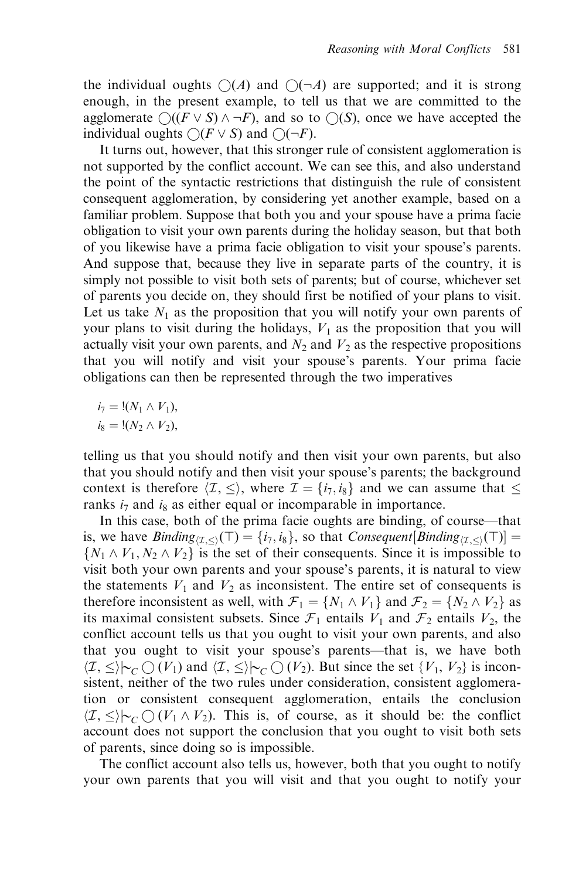the individual oughts $\bigcirc(A)$ and $\bigcirc(\neg A)$ are supported; and it is strong enough, in the present example, to tell us that we are committed to the agglomerate $\bigcirc((F \vee S) \wedge \neg F)$, and so to $\bigcirc(S)$, once we have accepted the individual oughts $\bigcirc(F \vee S)$ and $\bigcirc(\neg F)$.

It turns out, however, that this stronger rule of consistent agglomeration is not supported by the conflict account. We can see this, and also understand the point of the syntactic restrictions that distinguish the rule of consistent consequent agglomeration, by considering yet another example, based on a familiar problem. Suppose that both you and your spouse have a prima facie obligation to visit your own parents during the holiday season, but that both of you likewise have a prima facie obligation to visit your spouse's parents. And suppose that, because they live in separate parts of the country, it is simply not possible to visit both sets of parents; but of course, whichever set of parents you decide on, they should first be notified of your plans to visit. Let us take $N_1$ as the proposition that you will notify your own parents of your plans to visit during the holidays, $V_1$ as the proposition that you will actually visit your own parents, and $N_2$ and $V_2$ as the respective propositions that you will notify and visit your spouse's parents. Your prima facie obligations can then be represented through the two imperatives

$$i_7 = !(N_1 \wedge V_1),$$
$$i_8 = !(N_2 \wedge V_2),$$

telling us that you should notify and then visit your own parents, but also that you should notify and then visit your spouse's parents; the background context is therefore $\langle \mathcal{I}, \leq \rangle$, where $\mathcal{I} = \{i_7, i_8\}$ and we can assume that $\leq$ ranks $i_7$ and $i_8$ as either equal or incomparable in importance.

In this case, both of the prima facie oughts are binding, of course—that is, we have $Binding_{\langle \mathcal{I}, \leq \rangle}(\top) = \{i_7, i_8\}$, so that $Consequent[Binding_{\langle \mathcal{I}, \leq \rangle}(\top)] = \{N_1 \wedge V_1, N_2 \wedge V_2\}$ is the set of their consequents. Since it is impossible to visit both your own parents and your spouse's parents, it is natural to view the statements $V_1$ and $V_2$ as inconsistent. The entire set of consequents is therefore inconsistent as well, with $\mathcal{F}_1 = \{N_1 \wedge V_1\}$ and $\mathcal{F}_2 = \{N_2 \wedge V_2\}$ as its maximal consistent subsets. Since $\mathcal{F}_1$ entails $V_1$ and $\mathcal{F}_2$ entails $V_2$, the conflict account tells us that you ought to visit your own parents, and also that you ought to visit your spouse's parents—that is, we have both $\langle \mathcal{I}, \leq \rangle \mid\!\sim_C \bigcirc(V_1)$ and $\langle \mathcal{I}, \leq \rangle \mid\!\sim_C \bigcirc(V_2)$. But since the set $\{V_1, V_2\}$ is inconsistent, neither of the two rules under consideration, consistent agglomeration or consistent consequent agglomeration, entails the conclusion $\langle \mathcal{I}, \leq \rangle \mid\!\sim_C \bigcirc(V_1 \wedge V_2)$. This is, of course, as it should be: the conflict account does not support the conclusion that you ought to visit both sets of parents, since doing so is impossible.

The conflict account also tells us, however, both that you ought to notify your own parents that you will visit and that you ought to notify your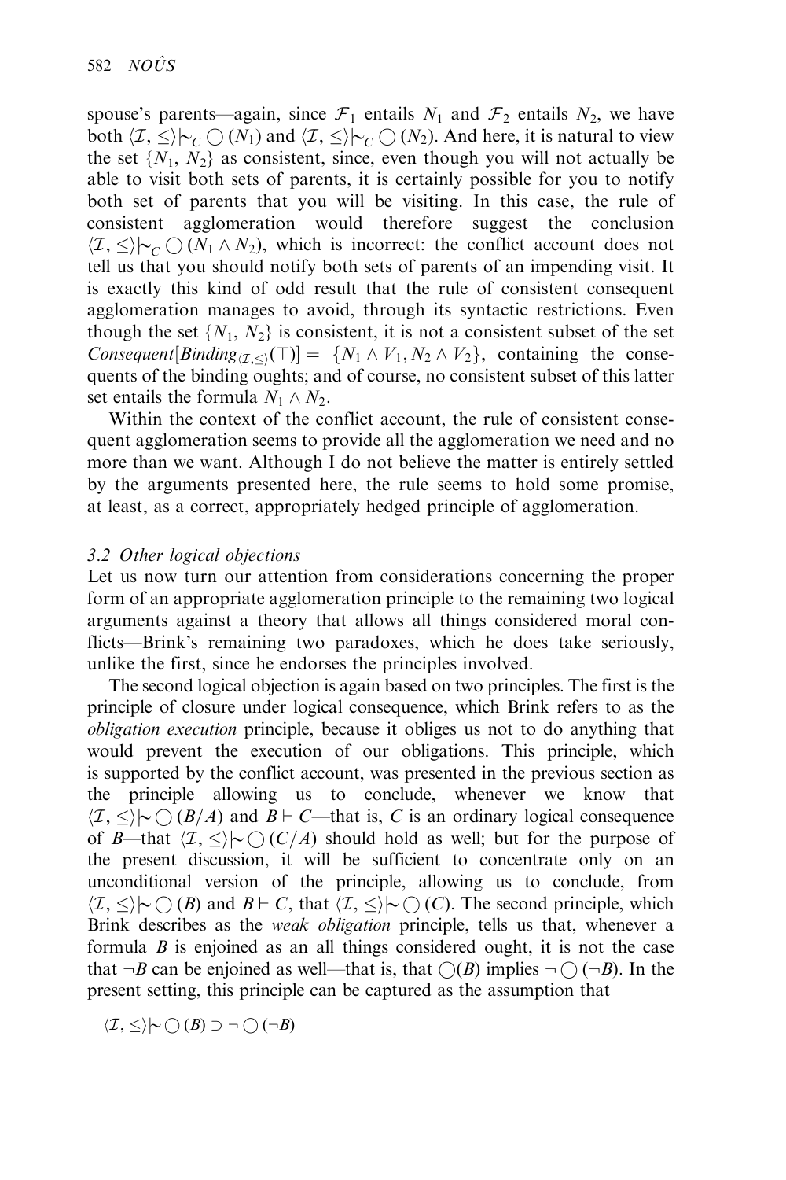spouse's parents—again, since $\mathcal{F}_1$ entails $N_1$ and $\mathcal{F}_2$ entails $N_2$, we have both $\langle \mathcal{I}, \leq \rangle \mathrel{|\!\sim}_C \bigcirc (N_1)$ and $\langle \mathcal{I}, \leq \rangle \mathrel{|\!\sim}_C \bigcirc (N_2)$. And here, it is natural to view the set $\{N_1, N_2\}$ as consistent, since, even though you will not actually be able to visit both sets of parents, it is certainly possible for you to notify both set of parents that you will be visiting. In this case, the rule of consistent agglomeration would therefore suggest the conclusion $\langle \mathcal{I}, \leq \rangle \mathrel{|\!\sim}_C \bigcirc (N_1 \wedge N_2)$, which is incorrect: the conflict account does not tell us that you should notify both sets of parents of an impending visit. It is exactly this kind of odd result that the rule of consistent consequent agglomeration manages to avoid, through its syntactic restrictions. Even though the set $\{N_1, N_2\}$ is consistent, it is not a consistent subset of the set $\mathit{Consequent}[\mathit{Binding}_{\langle \mathcal{I}, \leq \rangle}(\top)] = \{N_1 \wedge V_1, N_2 \wedge V_2\}$, containing the consequents of the binding oughts; and of course, no consistent subset of this latter set entails the formula $N_1 \wedge N_2$.

Within the context of the conflict account, the rule of consistent consequent agglomeration seems to provide all the agglomeration we need and no more than we want. Although I do not believe the matter is entirely settled by the arguments presented here, the rule seems to hold some promise, at least, as a correct, appropriately hedged principle of agglomeration.

### *3.2 Other logical objections*

Let us now turn our attention from considerations concerning the proper form of an appropriate agglomeration principle to the remaining two logical arguments against a theory that allows all things considered moral conflicts—Brink's remaining two paradoxes, which he does take seriously, unlike the first, since he endorses the principles involved.

The second logical objection is again based on two principles. The first is the principle of closure under logical consequence, which Brink refers to as the *obligation execution* principle, because it obliges us not to do anything that would prevent the execution of our obligations. This principle, which is supported by the conflict account, was presented in the previous section as the principle allowing us to conclude, whenever we know that $\langle \mathcal{I}, \leq \rangle \mathrel{|\!\sim} \bigcirc (B/A)$ and $B \vdash C$—that is, $C$ is an ordinary logical consequence of $B$—that $\langle \mathcal{I}, \leq \rangle \mathrel{|\!\sim} \bigcirc (C/A)$ should hold as well; but for the purpose of the present discussion, it will be sufficient to concentrate only on an unconditional version of the principle, allowing us to conclude, from $\langle \mathcal{I}, \leq \rangle \mathrel{|\!\sim} \bigcirc (B)$ and $B \vdash C$, that $\langle \mathcal{I}, \leq \rangle \mathrel{|\!\sim} \bigcirc (C)$. The second principle, which Brink describes as the *weak obligation* principle, tells us that, whenever a formula $B$ is enjoined as an all things considered ought, it is not the case that $\neg B$ can be enjoined as well—that is, that $\bigcirc(B)$ implies $\neg \bigcirc (\neg B)$. In the present setting, this principle can be captured as the assumption that

$$\langle \mathcal{I}, \leq \rangle \mathrel{|\!\sim} \bigcirc (B) \supset \neg \bigcirc (\neg B)$$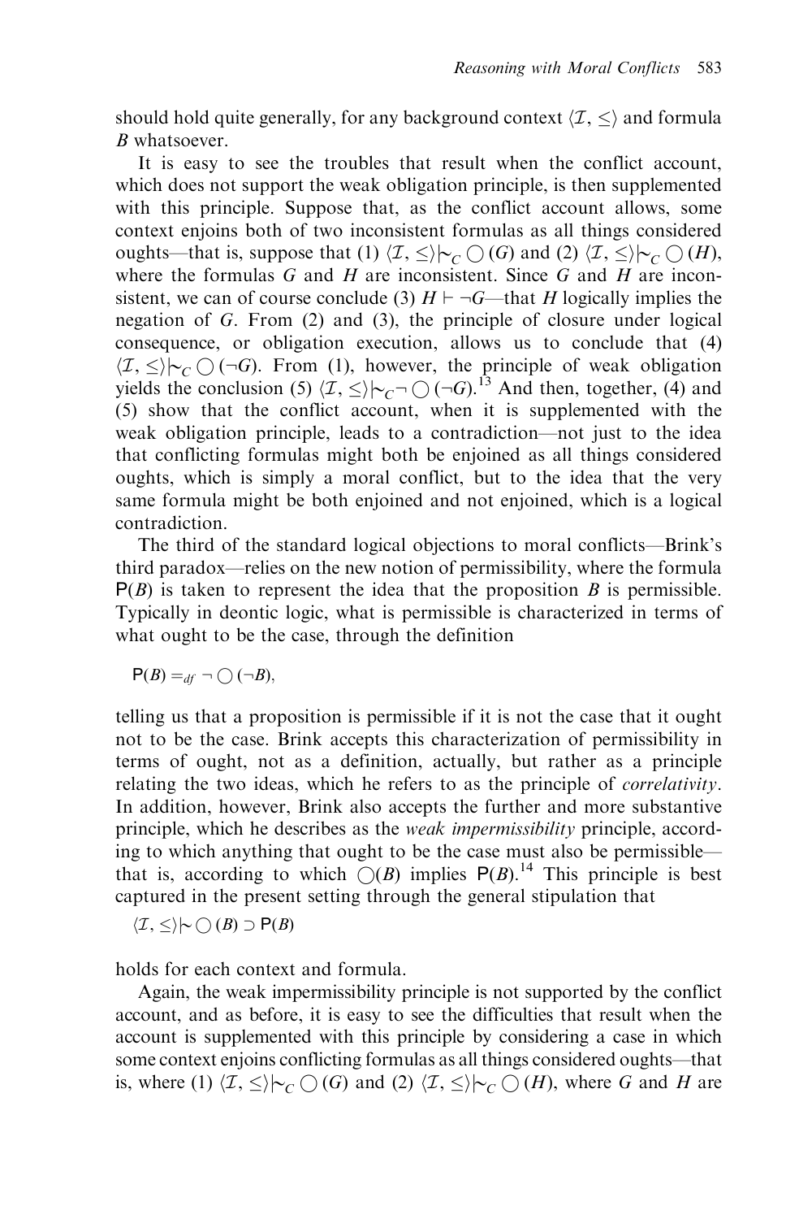should hold quite generally, for any background context $\langle \mathcal{I}, \leq \rangle$ and formula $B$ whatsoever.

It is easy to see the troubles that result when the conflict account, which does not support the weak obligation principle, is then supplemented with this principle. Suppose that, as the conflict account allows, some context enjoins both of two inconsistent formulas as all things considered oughts—that is, suppose that (1) $\langle \mathcal{I}, \leq \rangle \mid\!\sim_C \bigcirc(G)$ and (2) $\langle \mathcal{I}, \leq \rangle \mid\!\sim_C \bigcirc(H)$, where the formulas $G$ and $H$ are inconsistent. Since $G$ and $H$ are inconsistent, we can of course conclude (3) $H \vdash \neg G$—that $H$ logically implies the negation of $G$. From (2) and (3), the principle of closure under logical consequence, or obligation execution, allows us to conclude that (4) $\langle \mathcal{I}, \leq \rangle \mid\!\sim_C \bigcirc(\neg G)$. From (1), however, the principle of weak obligation yields the conclusion (5) $\langle \mathcal{I}, \leq \rangle \mid\!\sim_C \neg \bigcirc(\neg G)$.[13] And then, together, (4) and (5) show that the conflict account, when it is supplemented with the weak obligation principle, leads to a contradiction—not just to the idea that conflicting formulas might both be enjoined as all things considered oughts, which is simply a moral conflict, but to the idea that the very same formula might be both enjoined and not enjoined, which is a logical contradiction.

The third of the standard logical objections to moral conflicts—Brink's third paradox—relies on the new notion of permissibility, where the formula $\mathsf{P}(B)$ is taken to represent the idea that the proposition $B$ is permissible. Typically in deontic logic, what is permissible is characterized in terms of what ought to be the case, through the definition

$$\mathsf{P}(B) =_{df} \neg \bigcirc(\neg B),$$

telling us that a proposition is permissible if it is not the case that it ought not to be the case. Brink accepts this characterization of permissibility in terms of ought, not as a definition, actually, but rather as a principle relating the two ideas, which he refers to as the principle of *correlativity*. In addition, however, Brink also accepts the further and more substantive principle, which he describes as the *weak impermissibility* principle, according to which anything that ought to be the case must also be permissible—that is, according to which $\bigcirc(B)$ implies $\mathsf{P}(B)$.[14] This principle is best captured in the present setting through the general stipulation that

$$\langle \mathcal{I}, \leq \rangle \mid\!\sim \bigcirc(B) \supset \mathsf{P}(B)$$

holds for each context and formula.

Again, the weak impermissibility principle is not supported by the conflict account, and as before, it is easy to see the difficulties that result when the account is supplemented with this principle by considering a case in which some context enjoins conflicting formulas as all things considered oughts—that is, where (1) $\langle \mathcal{I}, \leq \rangle \mid\!\sim_C \bigcirc(G)$ and (2) $\langle \mathcal{I}, \leq \rangle \mid\!\sim_C \bigcirc(H)$, where $G$ and $H$ are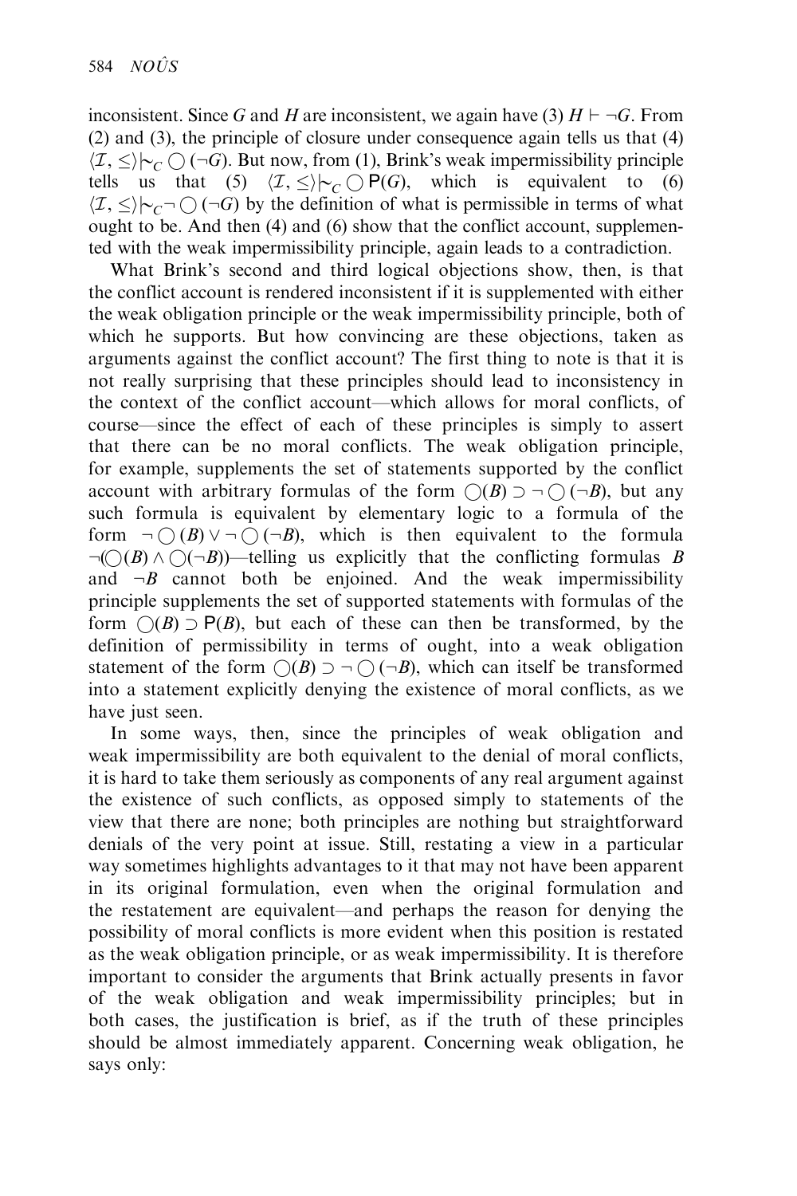inconsistent. Since $G$ and $H$ are inconsistent, we again have (3) $H \vdash \neg G$. From (2) and (3), the principle of closure under consequence again tells us that (4) $\langle \mathcal{I}, \leq \rangle \mid\!\sim_C \bigcirc(\neg G)$. But now, from (1), Brink's weak impermissibility principle tells us that (5) $\langle \mathcal{I}, \leq \rangle \mid\!\sim_C \bigcirc \mathsf{P}(G)$, which is equivalent to (6) $\langle \mathcal{I}, \leq \rangle \mid\!\sim_C \neg \bigcirc(\neg G)$ by the definition of what is permissible in terms of what ought to be. And then (4) and (6) show that the conflict account, supplemented with the weak impermissibility principle, again leads to a contradiction.

What Brink's second and third logical objections show, then, is that the conflict account is rendered inconsistent if it is supplemented with either the weak obligation principle or the weak impermissibility principle, both of which he supports. But how convincing are these objections, taken as arguments against the conflict account? The first thing to note is that it is not really surprising that these principles should lead to inconsistency in the context of the conflict account—which allows for moral conflicts, of course—since the effect of each of these principles is simply to assert that there can be no moral conflicts. The weak obligation principle, for example, supplements the set of statements supported by the conflict account with arbitrary formulas of the form $\bigcirc(B) \supset \neg \bigcirc(\neg B)$, but any such formula is equivalent by elementary logic to a formula of the form $\neg \bigcirc(B) \vee \neg \bigcirc(\neg B)$, which is then equivalent to the formula $\neg(\bigcirc(B) \wedge \bigcirc(\neg B))$—telling us explicitly that the conflicting formulas $B$ and $\neg B$ cannot both be enjoined. And the weak impermissibility principle supplements the set of supported statements with formulas of the form $\bigcirc(B) \supset \mathsf{P}(B)$, but each of these can then be transformed, by the definition of permissibility in terms of ought, into a weak obligation statement of the form $\bigcirc(B) \supset \neg \bigcirc(\neg B)$, which can itself be transformed into a statement explicitly denying the existence of moral conflicts, as we have just seen.

In some ways, then, since the principles of weak obligation and weak impermissibility are both equivalent to the denial of moral conflicts, it is hard to take them seriously as components of any real argument against the existence of such conflicts, as opposed simply to statements of the view that there are none; both principles are nothing but straightforward denials of the very point at issue. Still, restating a view in a particular way sometimes highlights advantages to it that may not have been apparent in its original formulation, even when the original formulation and the restatement are equivalent—and perhaps the reason for denying the possibility of moral conflicts is more evident when this position is restated as the weak obligation principle, or as weak impermissibility. It is therefore important to consider the arguments that Brink actually presents in favor of the weak obligation and weak impermissibility principles; but in both cases, the justification is brief, as if the truth of these principles should be almost immediately apparent. Concerning weak obligation, he says only: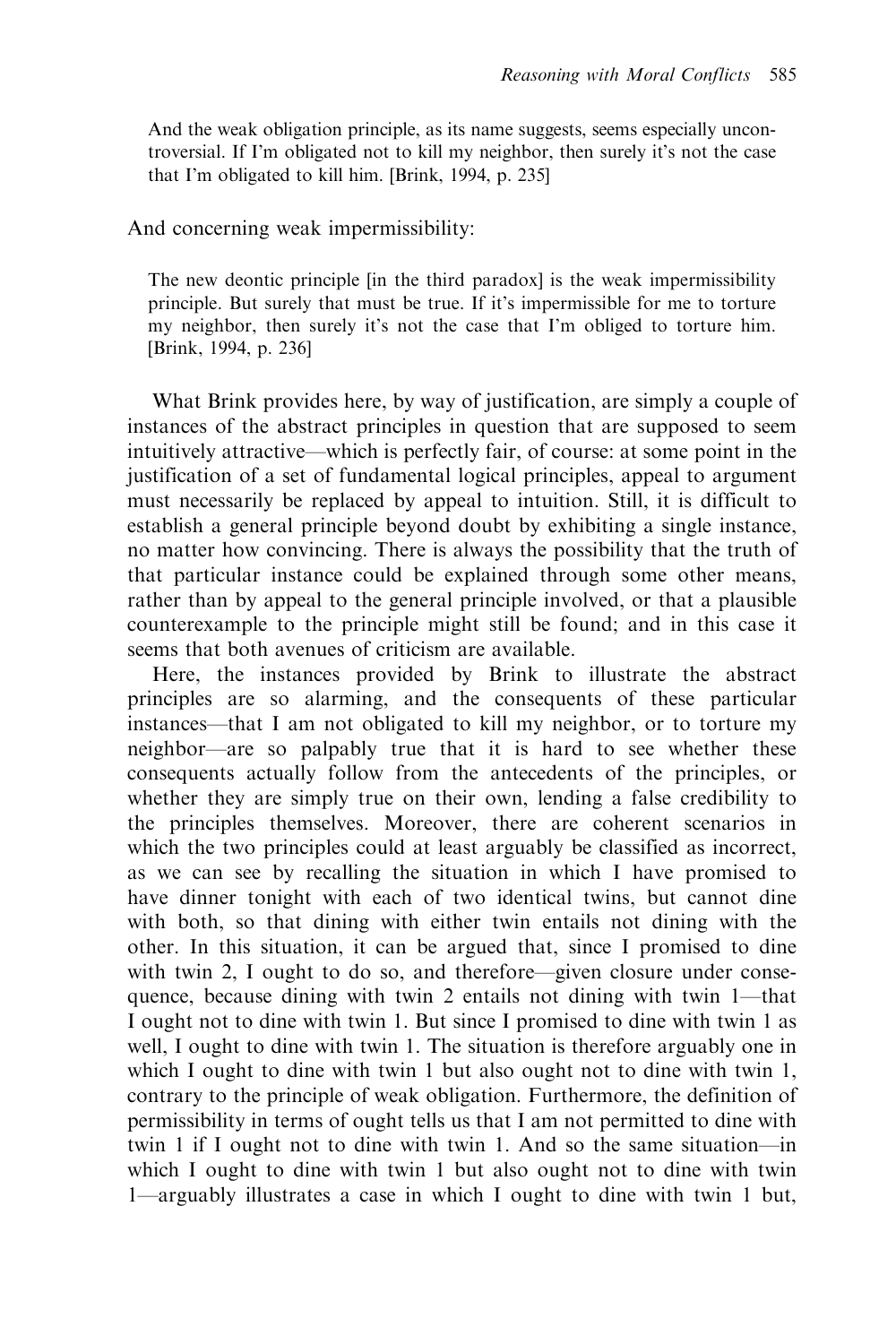> And the weak obligation principle, as its name suggests, seems especially uncontroversial. If I'm obligated not to kill my neighbor, then surely it's not the case that I'm obligated to kill him. [Brink, 1994, p. 235]

And concerning weak impermissibility:

> The new deontic principle [in the third paradox] is the weak impermissibility principle. But surely that must be true. If it's impermissible for me to torture my neighbor, then surely it's not the case that I'm obliged to torture him. [Brink, 1994, p. 236]

What Brink provides here, by way of justification, are simply a couple of instances of the abstract principles in question that are supposed to seem intuitively attractive—which is perfectly fair, of course: at some point in the justification of a set of fundamental logical principles, appeal to argument must necessarily be replaced by appeal to intuition. Still, it is difficult to establish a general principle beyond doubt by exhibiting a single instance, no matter how convincing. There is always the possibility that the truth of that particular instance could be explained through some other means, rather than by appeal to the general principle involved, or that a plausible counterexample to the principle might still be found; and in this case it seems that both avenues of criticism are available.

Here, the instances provided by Brink to illustrate the abstract principles are so alarming, and the consequents of these particular instances—that I am not obligated to kill my neighbor, or to torture my neighbor—are so palpably true that it is hard to see whether these consequents actually follow from the antecedents of the principles, or whether they are simply true on their own, lending a false credibility to the principles themselves. Moreover, there are coherent scenarios in which the two principles could at least arguably be classified as incorrect, as we can see by recalling the situation in which I have promised to have dinner tonight with each of two identical twins, but cannot dine with both, so that dining with either twin entails not dining with the other. In this situation, it can be argued that, since I promised to dine with twin 2, I ought to do so, and therefore—given closure under consequence, because dining with twin 2 entails not dining with twin 1—that I ought not to dine with twin 1. But since I promised to dine with twin 1 as well, I ought to dine with twin 1. The situation is therefore arguably one in which I ought to dine with twin 1 but also ought not to dine with twin 1, contrary to the principle of weak obligation. Furthermore, the definition of permissibility in terms of ought tells us that I am not permitted to dine with twin 1 if I ought not to dine with twin 1. And so the same situation—in which I ought to dine with twin 1 but also ought not to dine with twin 1—arguably illustrates a case in which I ought to dine with twin 1 but,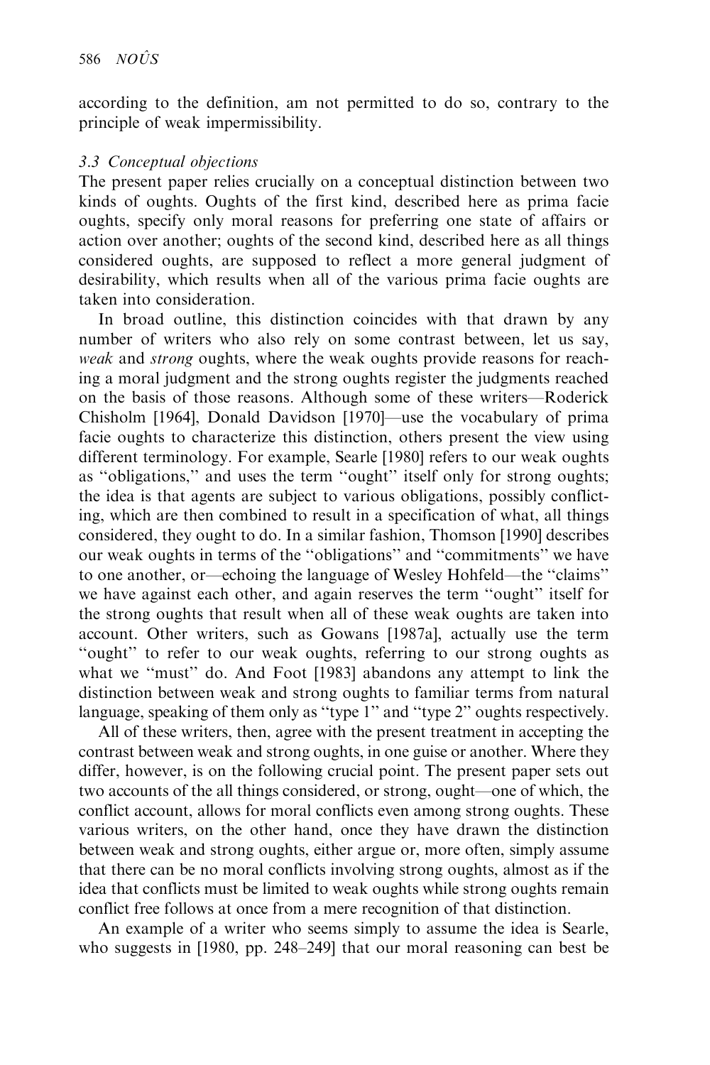according to the definition, am not permitted to do so, contrary to the principle of weak impermissibility.

### *3.3 Conceptual objections*

The present paper relies crucially on a conceptual distinction between two kinds of oughts. Oughts of the first kind, described here as prima facie oughts, specify only moral reasons for preferring one state of affairs or action over another; oughts of the second kind, described here as all things considered oughts, are supposed to reflect a more general judgment of desirability, which results when all of the various prima facie oughts are taken into consideration.

In broad outline, this distinction coincides with that drawn by any number of writers who also rely on some contrast between, let us say, *weak* and *strong* oughts, where the weak oughts provide reasons for reaching a moral judgment and the strong oughts register the judgments reached on the basis of those reasons. Although some of these writers—Roderick Chisholm [1964], Donald Davidson [1970]—use the vocabulary of prima facie oughts to characterize this distinction, others present the view using different terminology. For example, Searle [1980] refers to our weak oughts as "obligations," and uses the term "ought" itself only for strong oughts; the idea is that agents are subject to various obligations, possibly conflicting, which are then combined to result in a specification of what, all things considered, they ought to do. In a similar fashion, Thomson [1990] describes our weak oughts in terms of the "obligations" and "commitments" we have to one another, or—echoing the language of Wesley Hohfeld—the "claims" we have against each other, and again reserves the term "ought" itself for the strong oughts that result when all of these weak oughts are taken into account. Other writers, such as Gowans [1987a], actually use the term "ought" to refer to our weak oughts, referring to our strong oughts as what we "must" do. And Foot [1983] abandons any attempt to link the distinction between weak and strong oughts to familiar terms from natural language, speaking of them only as "type 1" and "type 2" oughts respectively.

All of these writers, then, agree with the present treatment in accepting the contrast between weak and strong oughts, in one guise or another. Where they differ, however, is on the following crucial point. The present paper sets out two accounts of the all things considered, or strong, ought—one of which, the conflict account, allows for moral conflicts even among strong oughts. These various writers, on the other hand, once they have drawn the distinction between weak and strong oughts, either argue or, more often, simply assume that there can be no moral conflicts involving strong oughts, almost as if the idea that conflicts must be limited to weak oughts while strong oughts remain conflict free follows at once from a mere recognition of that distinction.

An example of a writer who seems simply to assume the idea is Searle, who suggests in [1980, pp. 248–249] that our moral reasoning can best be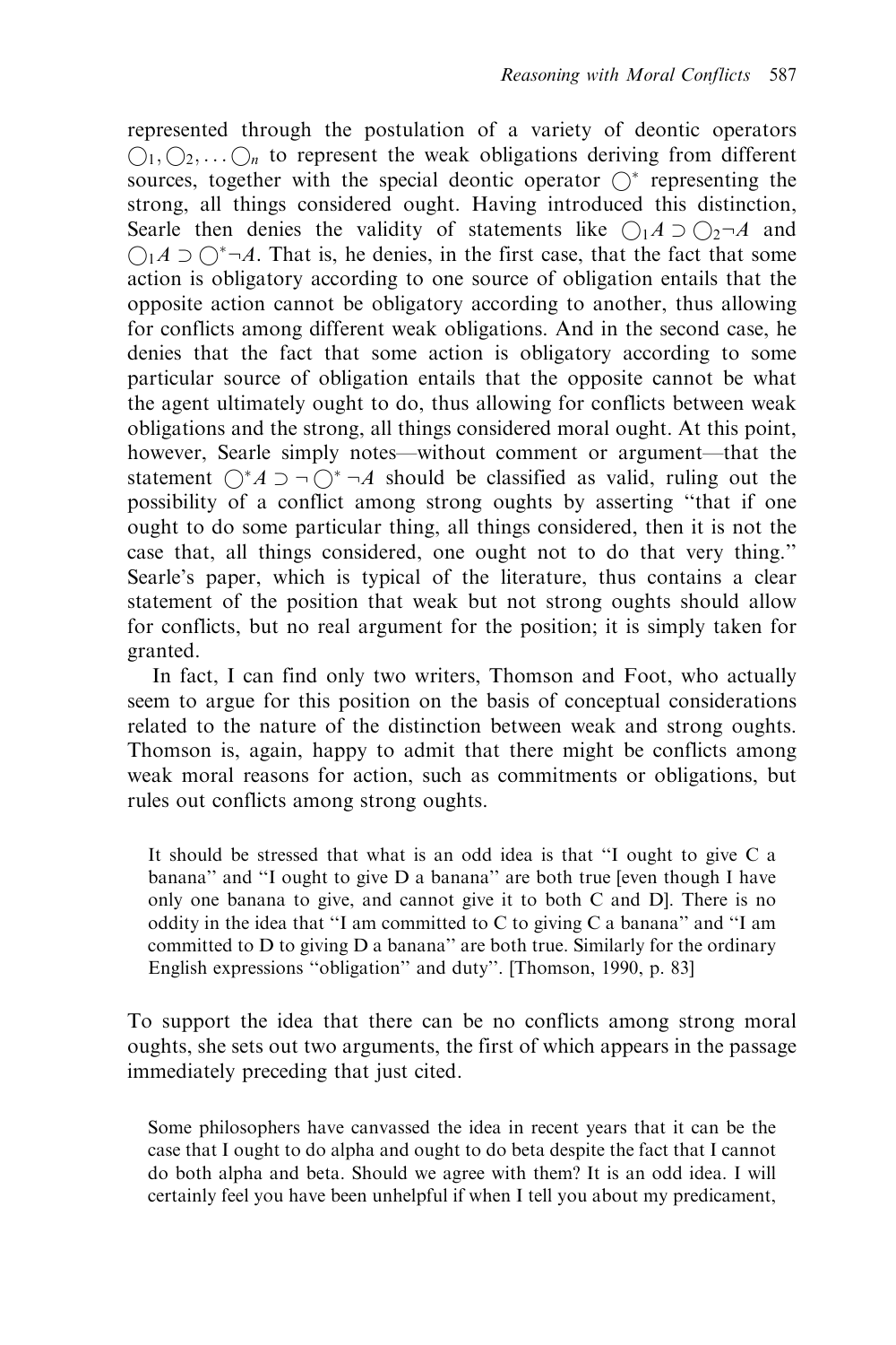represented through the postulation of a variety of deontic operators $\bigcirc_1, \bigcirc_2, \ldots \bigcirc_n$ to represent the weak obligations deriving from different sources, together with the special deontic operator $\bigcirc^*$ representing the strong, all things considered ought. Having introduced this distinction, Searle then denies the validity of statements like $\bigcirc_1 A \supset \bigcirc_2 \neg A$ and $\bigcirc_1 A \supset \bigcirc^* \neg A$. That is, he denies, in the first case, that the fact that some action is obligatory according to one source of obligation entails that the opposite action cannot be obligatory according to another, thus allowing for conflicts among different weak obligations. And in the second case, he denies that the fact that some action is obligatory according to some particular source of obligation entails that the opposite cannot be what the agent ultimately ought to do, thus allowing for conflicts between weak obligations and the strong, all things considered moral ought. At this point, however, Searle simply notes—without comment or argument—that the statement $\bigcirc^* A \supset \neg \bigcirc^* \neg A$ should be classified as valid, ruling out the possibility of a conflict among strong oughts by asserting "that if one ought to do some particular thing, all things considered, then it is not the case that, all things considered, one ought not to do that very thing." Searle's paper, which is typical of the literature, thus contains a clear statement of the position that weak but not strong oughts should allow for conflicts, but no real argument for the position; it is simply taken for granted.

In fact, I can find only two writers, Thomson and Foot, who actually seem to argue for this position on the basis of conceptual considerations related to the nature of the distinction between weak and strong oughts. Thomson is, again, happy to admit that there might be conflicts among weak moral reasons for action, such as commitments or obligations, but rules out conflicts among strong oughts.

> It should be stressed that what is an odd idea is that "I ought to give C a banana" and "I ought to give D a banana" are both true [even though I have only one banana to give, and cannot give it to both C and D]. There is no oddity in the idea that "I am committed to C to giving C a banana" and "I am committed to D to giving D a banana" are both true. Similarly for the ordinary English expressions "obligation" and duty". [Thomson, 1990, p. 83]

To support the idea that there can be no conflicts among strong moral oughts, she sets out two arguments, the first of which appears in the passage immediately preceding that just cited.

> Some philosophers have canvassed the idea in recent years that it can be the case that I ought to do alpha and ought to do beta despite the fact that I cannot do both alpha and beta. Should we agree with them? It is an odd idea. I will certainly feel you have been unhelpful if when I tell you about my predicament,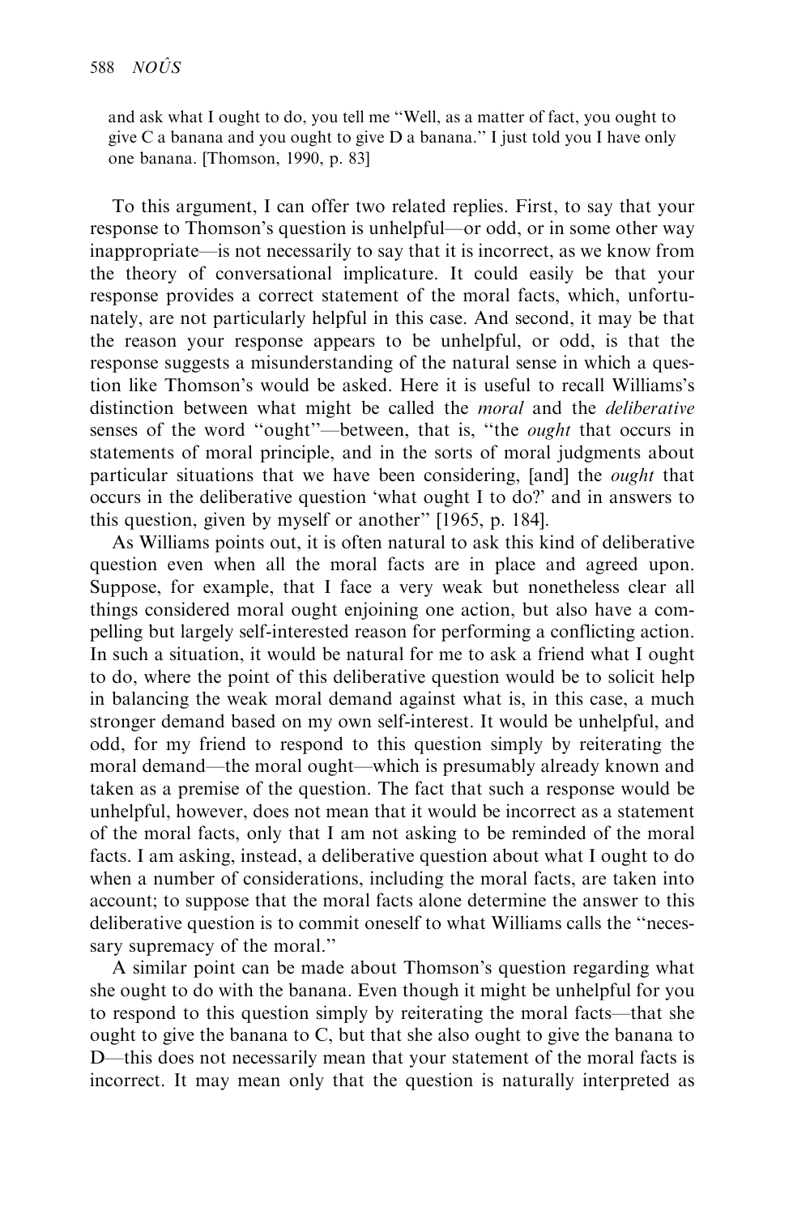> and ask what I ought to do, you tell me "Well, as a matter of fact, you ought to give C a banana and you ought to give D a banana." I just told you I have only one banana. [Thomson, 1990, p. 83]

To this argument, I can offer two related replies. First, to say that your response to Thomson's question is unhelpful—or odd, or in some other way inappropriate—is not necessarily to say that it is incorrect, as we know from the theory of conversational implicature. It could easily be that your response provides a correct statement of the moral facts, which, unfortunately, are not particularly helpful in this case. And second, it may be that the reason your response appears to be unhelpful, or odd, is that the response suggests a misunderstanding of the natural sense in which a question like Thomson's would be asked. Here it is useful to recall Williams's distinction between what might be called the *moral* and the *deliberative* senses of the word "ought"—between, that is, "the *ought* that occurs in statements of moral principle, and in the sorts of moral judgments about particular situations that we have been considering, [and] the *ought* that occurs in the deliberative question 'what ought I to do?' and in answers to this question, given by myself or another" [1965, p. 184].

As Williams points out, it is often natural to ask this kind of deliberative question even when all the moral facts are in place and agreed upon. Suppose, for example, that I face a very weak but nonetheless clear all things considered moral ought enjoining one action, but also have a compelling but largely self-interested reason for performing a conflicting action. In such a situation, it would be natural for me to ask a friend what I ought to do, where the point of this deliberative question would be to solicit help in balancing the weak moral demand against what is, in this case, a much stronger demand based on my own self-interest. It would be unhelpful, and odd, for my friend to respond to this question simply by reiterating the moral demand—the moral ought—which is presumably already known and taken as a premise of the question. The fact that such a response would be unhelpful, however, does not mean that it would be incorrect as a statement of the moral facts, only that I am not asking to be reminded of the moral facts. I am asking, instead, a deliberative question about what I ought to do when a number of considerations, including the moral facts, are taken into account; to suppose that the moral facts alone determine the answer to this deliberative question is to commit oneself to what Williams calls the "necessary supremacy of the moral."

A similar point can be made about Thomson's question regarding what she ought to do with the banana. Even though it might be unhelpful for you to respond to this question simply by reiterating the moral facts—that she ought to give the banana to C, but that she also ought to give the banana to D—this does not necessarily mean that your statement of the moral facts is incorrect. It may mean only that the question is naturally interpreted as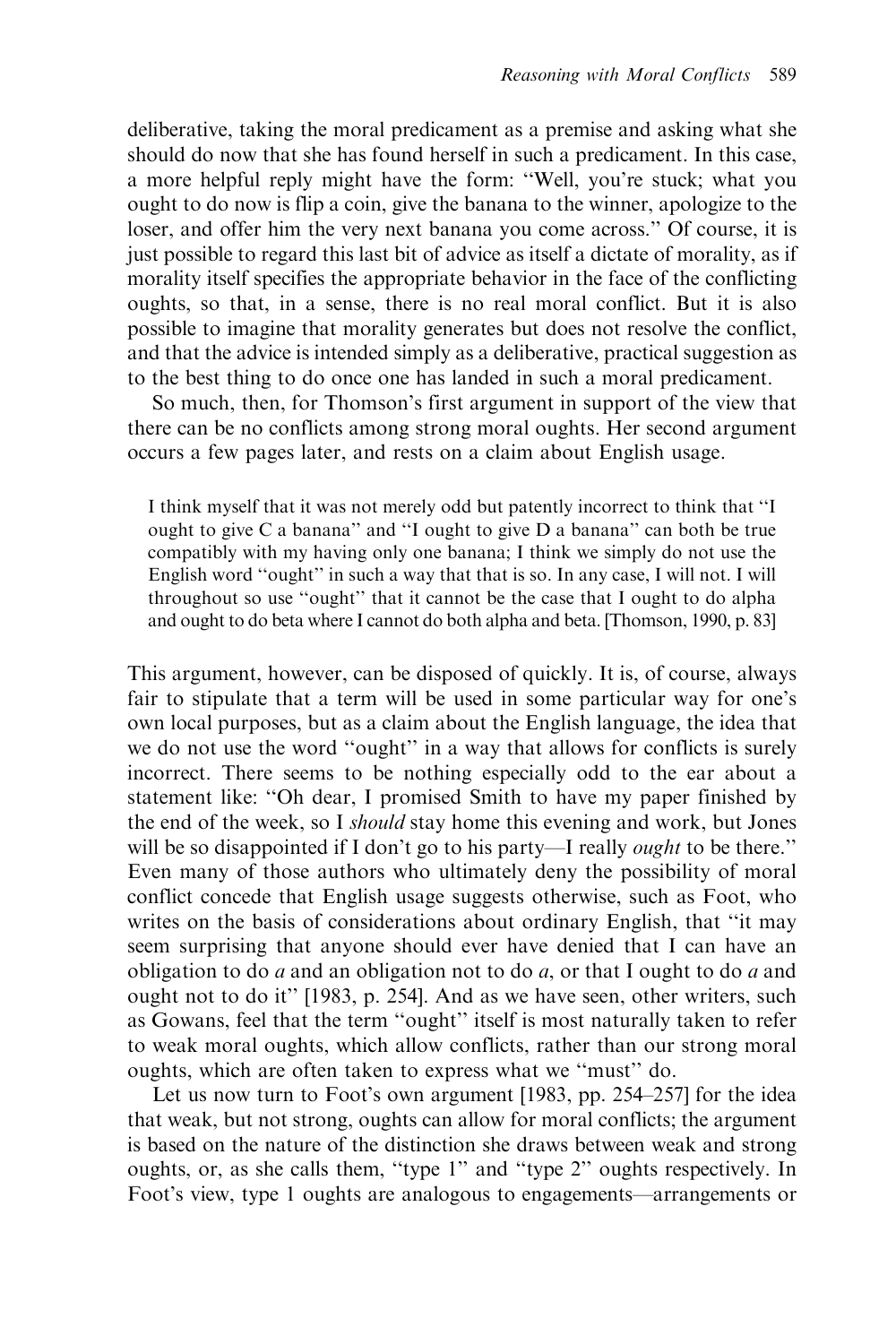deliberative, taking the moral predicament as a premise and asking what she should do now that she has found herself in such a predicament. In this case, a more helpful reply might have the form: "Well, you're stuck; what you ought to do now is flip a coin, give the banana to the winner, apologize to the loser, and offer him the very next banana you come across." Of course, it is just possible to regard this last bit of advice as itself a dictate of morality, as if morality itself specifies the appropriate behavior in the face of the conflicting oughts, so that, in a sense, there is no real moral conflict. But it is also possible to imagine that morality generates but does not resolve the conflict, and that the advice is intended simply as a deliberative, practical suggestion as to the best thing to do once one has landed in such a moral predicament.

So much, then, for Thomson's first argument in support of the view that there can be no conflicts among strong moral oughts. Her second argument occurs a few pages later, and rests on a claim about English usage.

> I think myself that it was not merely odd but patently incorrect to think that "I ought to give C a banana" and "I ought to give D a banana" can both be true compatibly with my having only one banana; I think we simply do not use the English word "ought" in such a way that that is so. In any case, I will not. I will throughout so use "ought" that it cannot be the case that I ought to do alpha and ought to do beta where I cannot do both alpha and beta. [Thomson, 1990, p. 83]

This argument, however, can be disposed of quickly. It is, of course, always fair to stipulate that a term will be used in some particular way for one's own local purposes, but as a claim about the English language, the idea that we do not use the word "ought" in a way that allows for conflicts is surely incorrect. There seems to be nothing especially odd to the ear about a statement like: "Oh dear, I promised Smith to have my paper finished by the end of the week, so I *should* stay home this evening and work, but Jones will be so disappointed if I don't go to his party—I really *ought* to be there." Even many of those authors who ultimately deny the possibility of moral conflict concede that English usage suggests otherwise, such as Foot, who writes on the basis of considerations about ordinary English, that "it may seem surprising that anyone should ever have denied that I can have an obligation to do *a* and an obligation not to do *a*, or that I ought to do *a* and ought not to do it" [1983, p. 254]. And as we have seen, other writers, such as Gowans, feel that the term "ought" itself is most naturally taken to refer to weak moral oughts, which allow conflicts, rather than our strong moral oughts, which are often taken to express what we "must" do.

Let us now turn to Foot's own argument [1983, pp. 254–257] for the idea that weak, but not strong, oughts can allow for moral conflicts; the argument is based on the nature of the distinction she draws between weak and strong oughts, or, as she calls them, "type 1" and "type 2" oughts respectively. In Foot's view, type 1 oughts are analogous to engagements—arrangements or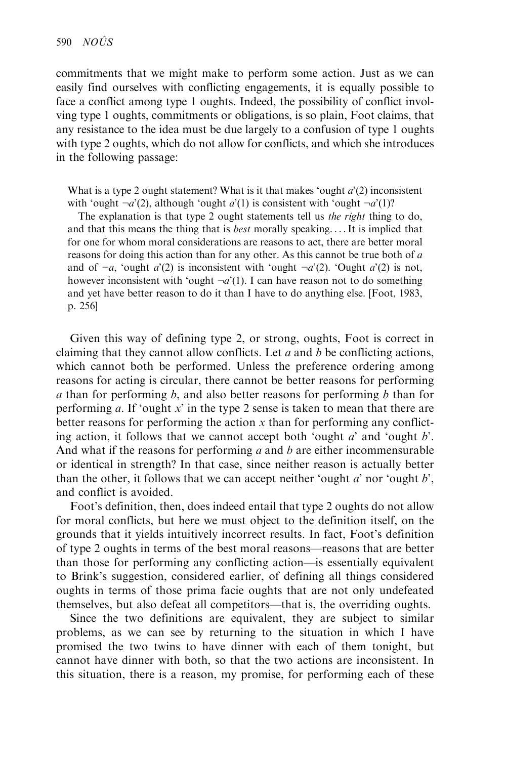commitments that we might make to perform some action. Just as we can easily find ourselves with conflicting engagements, it is equally possible to face a conflict among type 1 oughts. Indeed, the possibility of conflict involving type 1 oughts, commitments or obligations, is so plain, Foot claims, that any resistance to the idea must be due largely to a confusion of type 1 oughts with type 2 oughts, which do not allow for conflicts, and which she introduces in the following passage:

> What is a type 2 ought statement? What is it that makes 'ought $a$'(2) inconsistent with 'ought $\neg a$'(2), although 'ought $a$'(1) is consistent with 'ought $\neg a$'(1)?
>
> The explanation is that type 2 ought statements tell us *the right* thing to do, and that this means the thing that is *best* morally speaking. . . . It is implied that for one for whom moral considerations are reasons to act, there are better moral reasons for doing this action than for any other. As this cannot be true both of $a$ and of $\neg a$, 'ought $a$'(2) is inconsistent with 'ought $\neg a$'(2). 'Ought $a$'(2) is not, however inconsistent with 'ought $\neg a$'(1). I can have reason not to do something and yet have better reason to do it than I have to do anything else. [Foot, 1983, p. 256]

Given this way of defining type 2, or strong, oughts, Foot is correct in claiming that they cannot allow conflicts. Let $a$ and $b$ be conflicting actions, which cannot both be performed. Unless the preference ordering among reasons for acting is circular, there cannot be better reasons for performing $a$ than for performing $b$, and also better reasons for performing $b$ than for performing $a$. If 'ought $x$' in the type 2 sense is taken to mean that there are better reasons for performing the action $x$ than for performing any conflicting action, it follows that we cannot accept both 'ought $a$' and 'ought $b$'. And what if the reasons for performing $a$ and $b$ are either incommensurable or identical in strength? In that case, since neither reason is actually better than the other, it follows that we can accept neither 'ought $a$' nor 'ought $b$', and conflict is avoided.

Foot's definition, then, does indeed entail that type 2 oughts do not allow for moral conflicts, but here we must object to the definition itself, on the grounds that it yields intuitively incorrect results. In fact, Foot's definition of type 2 oughts in terms of the best moral reasons—reasons that are better than those for performing any conflicting action—is essentially equivalent to Brink's suggestion, considered earlier, of defining all things considered oughts in terms of those prima facie oughts that are not only undefeated themselves, but also defeat all competitors—that is, the overriding oughts.

Since the two definitions are equivalent, they are subject to similar problems, as we can see by returning to the situation in which I have promised the two twins to have dinner with each of them tonight, but cannot have dinner with both, so that the two actions are inconsistent. In this situation, there is a reason, my promise, for performing each of these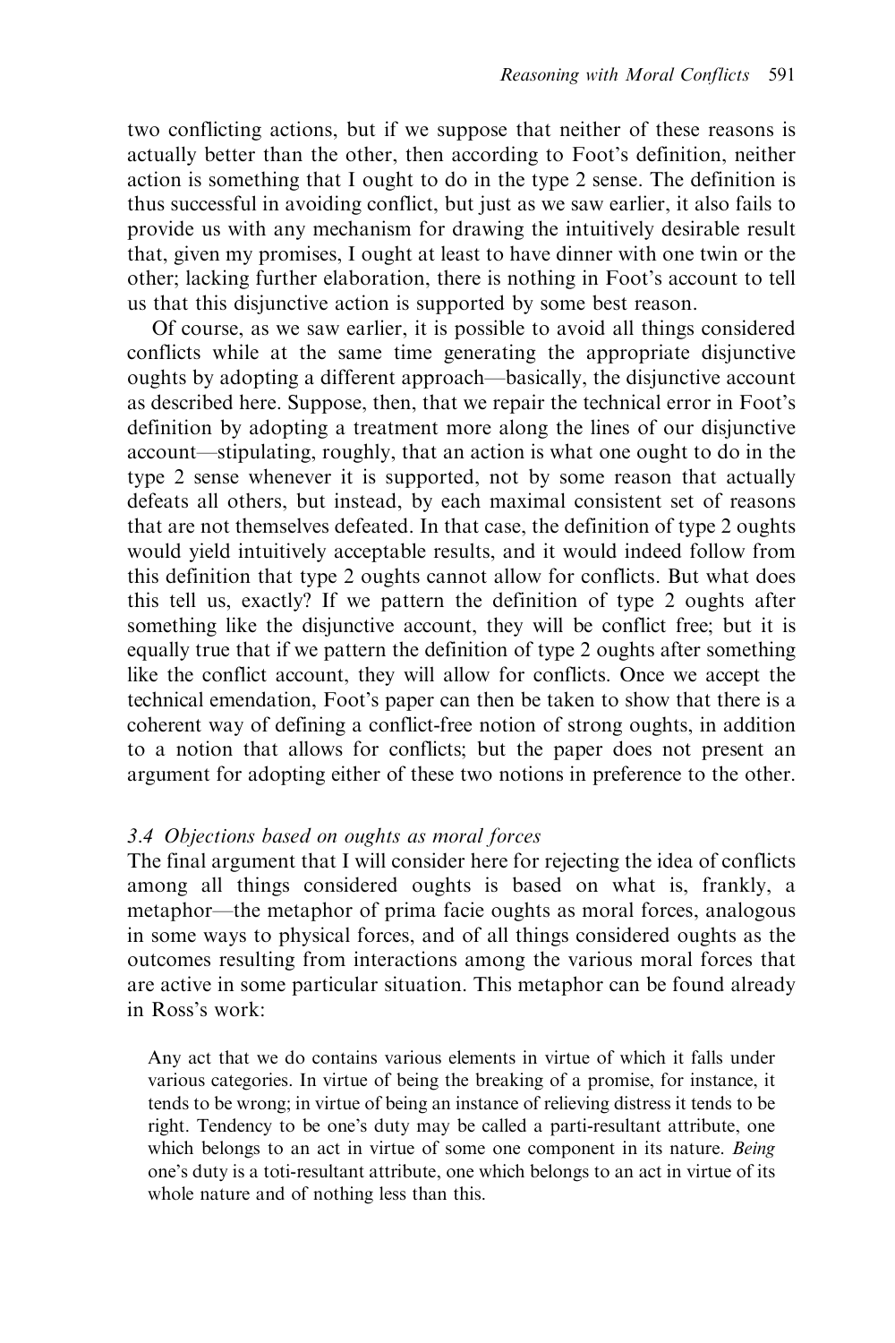two conflicting actions, but if we suppose that neither of these reasons is actually better than the other, then according to Foot's definition, neither action is something that I ought to do in the type 2 sense. The definition is thus successful in avoiding conflict, but just as we saw earlier, it also fails to provide us with any mechanism for drawing the intuitively desirable result that, given my promises, I ought at least to have dinner with one twin or the other; lacking further elaboration, there is nothing in Foot's account to tell us that this disjunctive action is supported by some best reason.

Of course, as we saw earlier, it is possible to avoid all things considered conflicts while at the same time generating the appropriate disjunctive oughts by adopting a different approach—basically, the disjunctive account as described here. Suppose, then, that we repair the technical error in Foot's definition by adopting a treatment more along the lines of our disjunctive account—stipulating, roughly, that an action is what one ought to do in the type 2 sense whenever it is supported, not by some reason that actually defeats all others, but instead, by each maximal consistent set of reasons that are not themselves defeated. In that case, the definition of type 2 oughts would yield intuitively acceptable results, and it would indeed follow from this definition that type 2 oughts cannot allow for conflicts. But what does this tell us, exactly? If we pattern the definition of type 2 oughts after something like the disjunctive account, they will be conflict free; but it is equally true that if we pattern the definition of type 2 oughts after something like the conflict account, they will allow for conflicts. Once we accept the technical emendation, Foot's paper can then be taken to show that there is a coherent way of defining a conflict-free notion of strong oughts, in addition to a notion that allows for conflicts; but the paper does not present an argument for adopting either of these two notions in preference to the other.

### *3.4 Objections based on oughts as moral forces*

The final argument that I will consider here for rejecting the idea of conflicts among all things considered oughts is based on what is, frankly, a metaphor—the metaphor of prima facie oughts as moral forces, analogous in some ways to physical forces, and of all things considered oughts as the outcomes resulting from interactions among the various moral forces that are active in some particular situation. This metaphor can be found already in Ross's work:

> Any act that we do contains various elements in virtue of which it falls under various categories. In virtue of being the breaking of a promise, for instance, it tends to be wrong; in virtue of being an instance of relieving distress it tends to be right. Tendency to be one's duty may be called a parti-resultant attribute, one which belongs to an act in virtue of some one component in its nature. *Being* one's duty is a toti-resultant attribute, one which belongs to an act in virtue of its whole nature and of nothing less than this.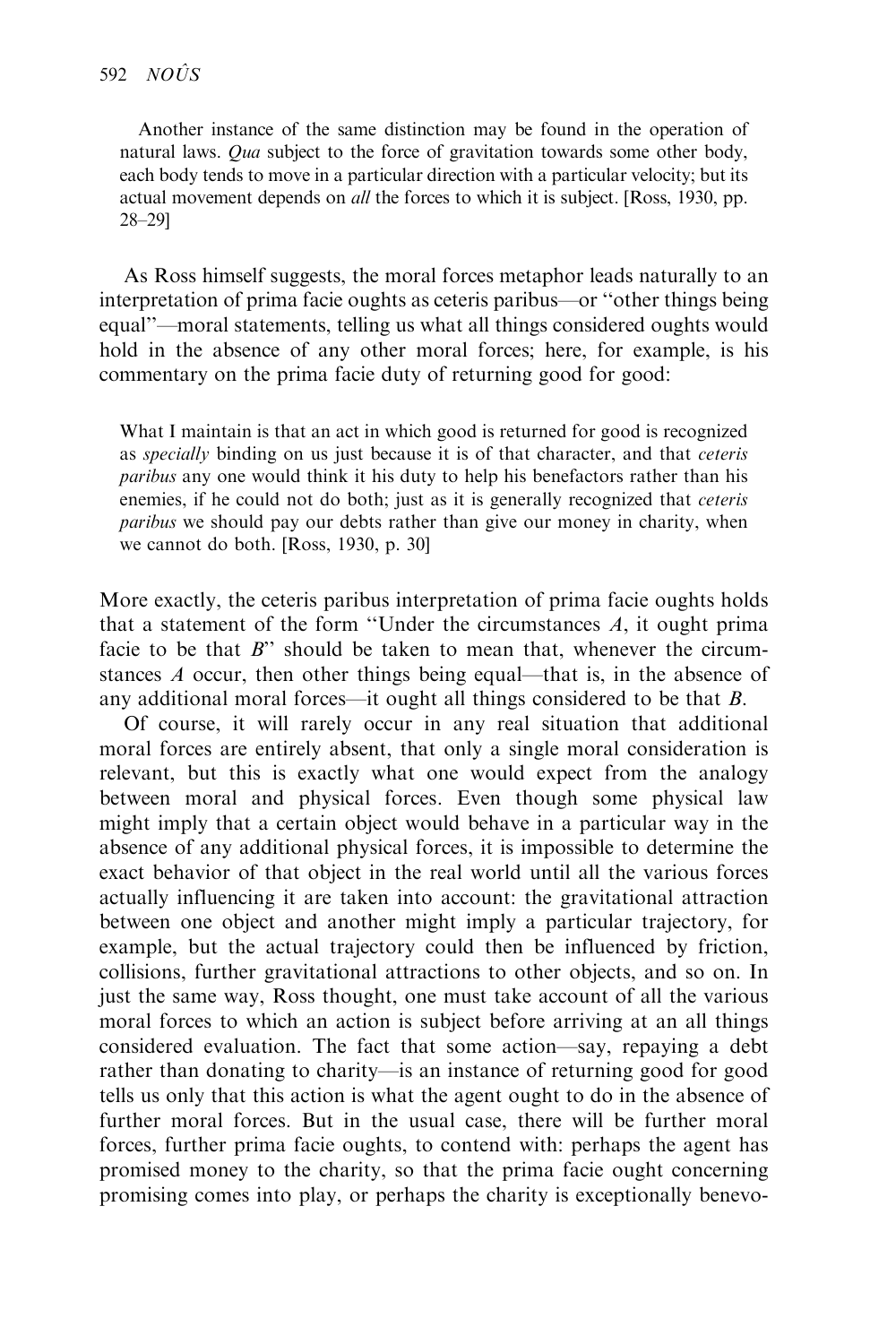> Another instance of the same distinction may be found in the operation of natural laws. *Qua* subject to the force of gravitation towards some other body, each body tends to move in a particular direction with a particular velocity; but its actual movement depends on *all* the forces to which it is subject. [Ross, 1930, pp. 28–29]

As Ross himself suggests, the moral forces metaphor leads naturally to an interpretation of prima facie oughts as ceteris paribus—or "other things being equal"—moral statements, telling us what all things considered oughts would hold in the absence of any other moral forces; here, for example, is his commentary on the prima facie duty of returning good for good:

> What I maintain is that an act in which good is returned for good is recognized as *specially* binding on us just because it is of that character, and that *ceteris paribus* any one would think it his duty to help his benefactors rather than his enemies, if he could not do both; just as it is generally recognized that *ceteris paribus* we should pay our debts rather than give our money in charity, when we cannot do both. [Ross, 1930, p. 30]

More exactly, the ceteris paribus interpretation of prima facie oughts holds that a statement of the form "Under the circumstances $A$, it ought prima facie to be that $B$" should be taken to mean that, whenever the circumstances $A$ occur, then other things being equal—that is, in the absence of any additional moral forces—it ought all things considered to be that $B$.

Of course, it will rarely occur in any real situation that additional moral forces are entirely absent, that only a single moral consideration is relevant, but this is exactly what one would expect from the analogy between moral and physical forces. Even though some physical law might imply that a certain object would behave in a particular way in the absence of any additional physical forces, it is impossible to determine the exact behavior of that object in the real world until all the various forces actually influencing it are taken into account: the gravitational attraction between one object and another might imply a particular trajectory, for example, but the actual trajectory could then be influenced by friction, collisions, further gravitational attractions to other objects, and so on. In just the same way, Ross thought, one must take account of all the various moral forces to which an action is subject before arriving at an all things considered evaluation. The fact that some action—say, repaying a debt rather than donating to charity—is an instance of returning good for good tells us only that this action is what the agent ought to do in the absence of further moral forces. But in the usual case, there will be further moral forces, further prima facie oughts, to contend with: perhaps the agent has promised money to the charity, so that the prima facie ought concerning promising comes into play, or perhaps the charity is exceptionally benevo-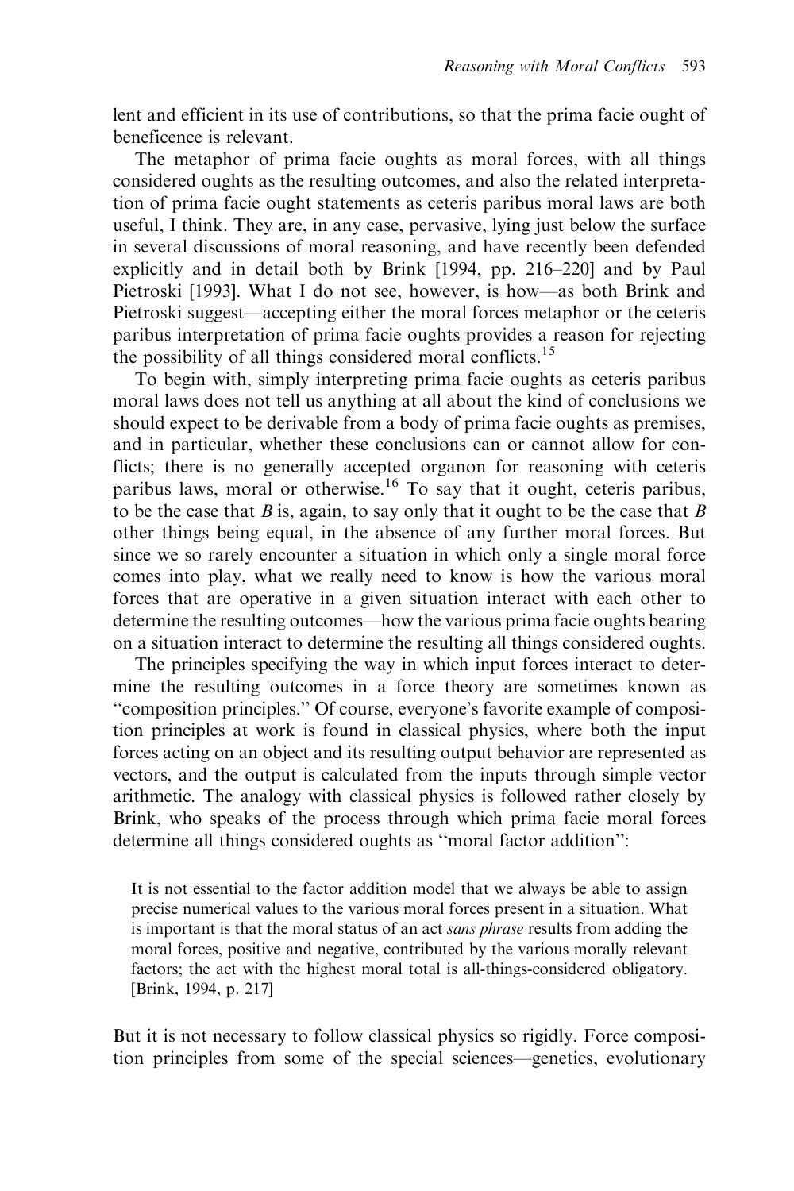lent and efficient in its use of contributions, so that the prima facie ought of beneficence is relevant.

The metaphor of prima facie oughts as moral forces, with all things considered oughts as the resulting outcomes, and also the related interpretation of prima facie ought statements as ceteris paribus moral laws are both useful, I think. They are, in any case, pervasive, lying just below the surface in several discussions of moral reasoning, and have recently been defended explicitly and in detail both by Brink [1994, pp. 216–220] and by Paul Pietroski [1993]. What I do not see, however, is how—as both Brink and Pietroski suggest—accepting either the moral forces metaphor or the ceteris paribus interpretation of prima facie oughts provides a reason for rejecting the possibility of all things considered moral conflicts.[15]

To begin with, simply interpreting prima facie oughts as ceteris paribus moral laws does not tell us anything at all about the kind of conclusions we should expect to be derivable from a body of prima facie oughts as premises, and in particular, whether these conclusions can or cannot allow for conflicts; there is no generally accepted organon for reasoning with ceteris paribus laws, moral or otherwise.[16] To say that it ought, ceteris paribus, to be the case that $B$ is, again, to say only that it ought to be the case that $B$ other things being equal, in the absence of any further moral forces. But since we so rarely encounter a situation in which only a single moral force comes into play, what we really need to know is how the various moral forces that are operative in a given situation interact with each other to determine the resulting outcomes—how the various prima facie oughts bearing on a situation interact to determine the resulting all things considered oughts.

The principles specifying the way in which input forces interact to determine the resulting outcomes in a force theory are sometimes known as "composition principles." Of course, everyone's favorite example of composition principles at work is found in classical physics, where both the input forces acting on an object and its resulting output behavior are represented as vectors, and the output is calculated from the inputs through simple vector arithmetic. The analogy with classical physics is followed rather closely by Brink, who speaks of the process through which prima facie moral forces determine all things considered oughts as "moral factor addition":

> It is not essential to the factor addition model that we always be able to assign precise numerical values to the various moral forces present in a situation. What is important is that the moral status of an act *sans phrase* results from adding the moral forces, positive and negative, contributed by the various morally relevant factors; the act with the highest moral total is all-things-considered obligatory. [Brink, 1994, p. 217]

But it is not necessary to follow classical physics so rigidly. Force composition principles from some of the special sciences—genetics, evolutionary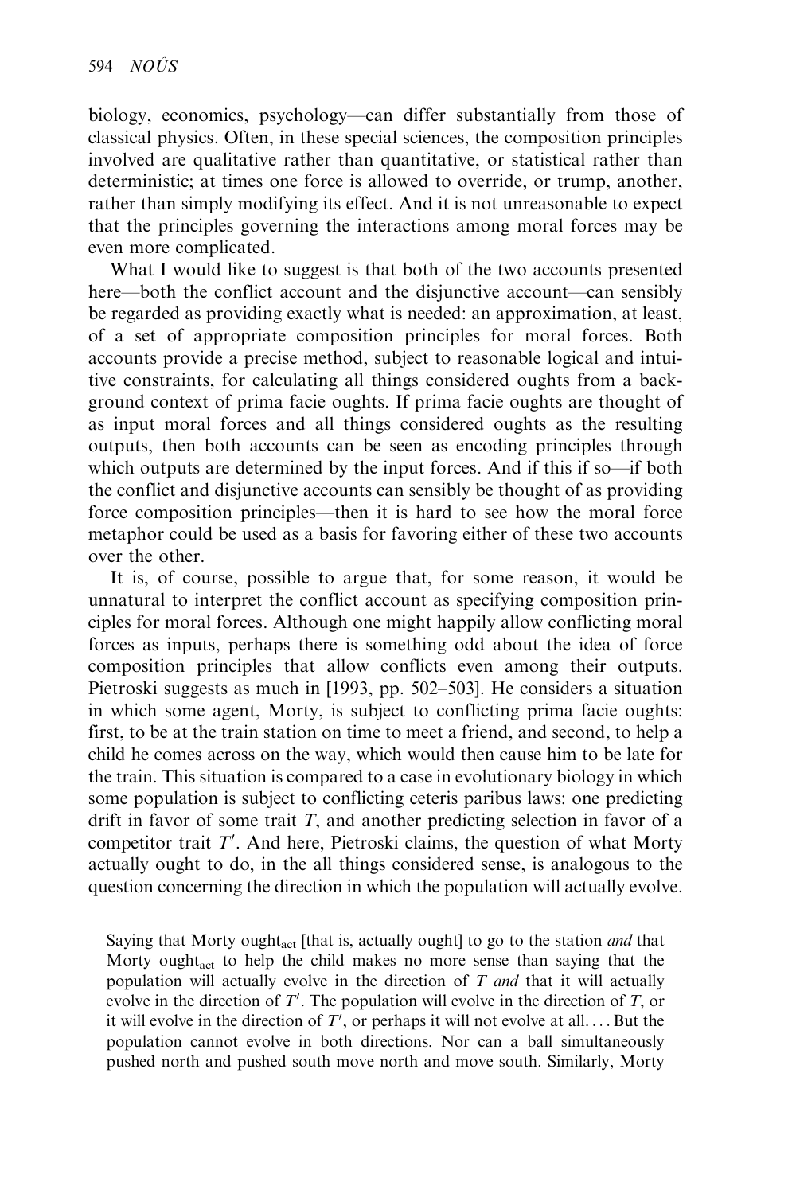biology, economics, psychology—can differ substantially from those of classical physics. Often, in these special sciences, the composition principles involved are qualitative rather than quantitative, or statistical rather than deterministic; at times one force is allowed to override, or trump, another, rather than simply modifying its effect. And it is not unreasonable to expect that the principles governing the interactions among moral forces may be even more complicated.

What I would like to suggest is that both of the two accounts presented here—both the conflict account and the disjunctive account—can sensibly be regarded as providing exactly what is needed: an approximation, at least, of a set of appropriate composition principles for moral forces. Both accounts provide a precise method, subject to reasonable logical and intuitive constraints, for calculating all things considered oughts from a background context of prima facie oughts. If prima facie oughts are thought of as input moral forces and all things considered oughts as the resulting outputs, then both accounts can be seen as encoding principles through which outputs are determined by the input forces. And if this if so—if both the conflict and disjunctive accounts can sensibly be thought of as providing force composition principles—then it is hard to see how the moral force metaphor could be used as a basis for favoring either of these two accounts over the other.

It is, of course, possible to argue that, for some reason, it would be unnatural to interpret the conflict account as specifying composition principles for moral forces. Although one might happily allow conflicting moral forces as inputs, perhaps there is something odd about the idea of force composition principles that allow conflicts even among their outputs. Pietroski suggests as much in [1993, pp. 502–503]. He considers a situation in which some agent, Morty, is subject to conflicting prima facie oughts: first, to be at the train station on time to meet a friend, and second, to help a child he comes across on the way, which would then cause him to be late for the train. This situation is compared to a case in evolutionary biology in which some population is subject to conflicting ceteris paribus laws: one predicting drift in favor of some trait $T$, and another predicting selection in favor of a competitor trait $T'$. And here, Pietroski claims, the question of what Morty actually ought to do, in the all things considered sense, is analogous to the question concerning the direction in which the population will actually evolve.

> Saying that Morty ought$_{act}$ [that is, actually ought] to go to the station *and* that Morty ought$_{act}$ to help the child makes no more sense than saying that the population will actually evolve in the direction of $T$ *and* that it will actually evolve in the direction of $T'$. The population will evolve in the direction of $T$, or it will evolve in the direction of $T'$, or perhaps it will not evolve at all.... But the population cannot evolve in both directions. Nor can a ball simultaneously pushed north and pushed south move north and move south. Similarly, Morty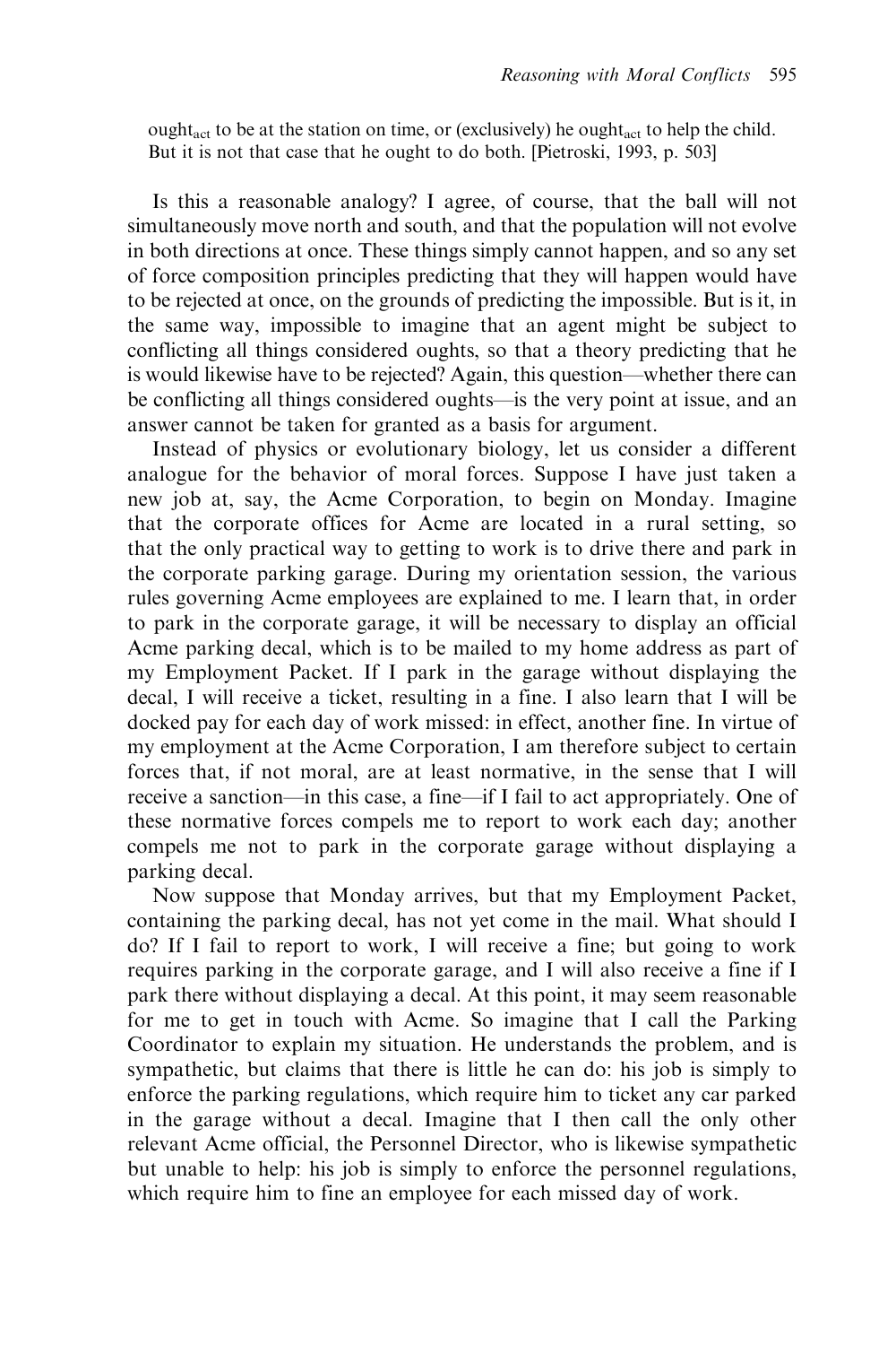ought$_{act}$ to be at the station on time, or (exclusively) he ought$_{act}$ to help the child. But it is not that case that he ought to do both. [Pietroski, 1993, p. 503]

Is this a reasonable analogy? I agree, of course, that the ball will not simultaneously move north and south, and that the population will not evolve in both directions at once. These things simply cannot happen, and so any set of force composition principles predicting that they will happen would have to be rejected at once, on the grounds of predicting the impossible. But is it, in the same way, impossible to imagine that an agent might be subject to conflicting all things considered oughts, so that a theory predicting that he is would likewise have to be rejected? Again, this question—whether there can be conflicting all things considered oughts—is the very point at issue, and an answer cannot be taken for granted as a basis for argument.

Instead of physics or evolutionary biology, let us consider a different analogue for the behavior of moral forces. Suppose I have just taken a new job at, say, the Acme Corporation, to begin on Monday. Imagine that the corporate offices for Acme are located in a rural setting, so that the only practical way to getting to work is to drive there and park in the corporate parking garage. During my orientation session, the various rules governing Acme employees are explained to me. I learn that, in order to park in the corporate garage, it will be necessary to display an official Acme parking decal, which is to be mailed to my home address as part of my Employment Packet. If I park in the garage without displaying the decal, I will receive a ticket, resulting in a fine. I also learn that I will be docked pay for each day of work missed: in effect, another fine. In virtue of my employment at the Acme Corporation, I am therefore subject to certain forces that, if not moral, are at least normative, in the sense that I will receive a sanction—in this case, a fine—if I fail to act appropriately. One of these normative forces compels me to report to work each day; another compels me not to park in the corporate garage without displaying a parking decal.

Now suppose that Monday arrives, but that my Employment Packet, containing the parking decal, has not yet come in the mail. What should I do? If I fail to report to work, I will receive a fine; but going to work requires parking in the corporate garage, and I will also receive a fine if I park there without displaying a decal. At this point, it may seem reasonable for me to get in touch with Acme. So imagine that I call the Parking Coordinator to explain my situation. He understands the problem, and is sympathetic, but claims that there is little he can do: his job is simply to enforce the parking regulations, which require him to ticket any car parked in the garage without a decal. Imagine that I then call the only other relevant Acme official, the Personnel Director, who is likewise sympathetic but unable to help: his job is simply to enforce the personnel regulations, which require him to fine an employee for each missed day of work.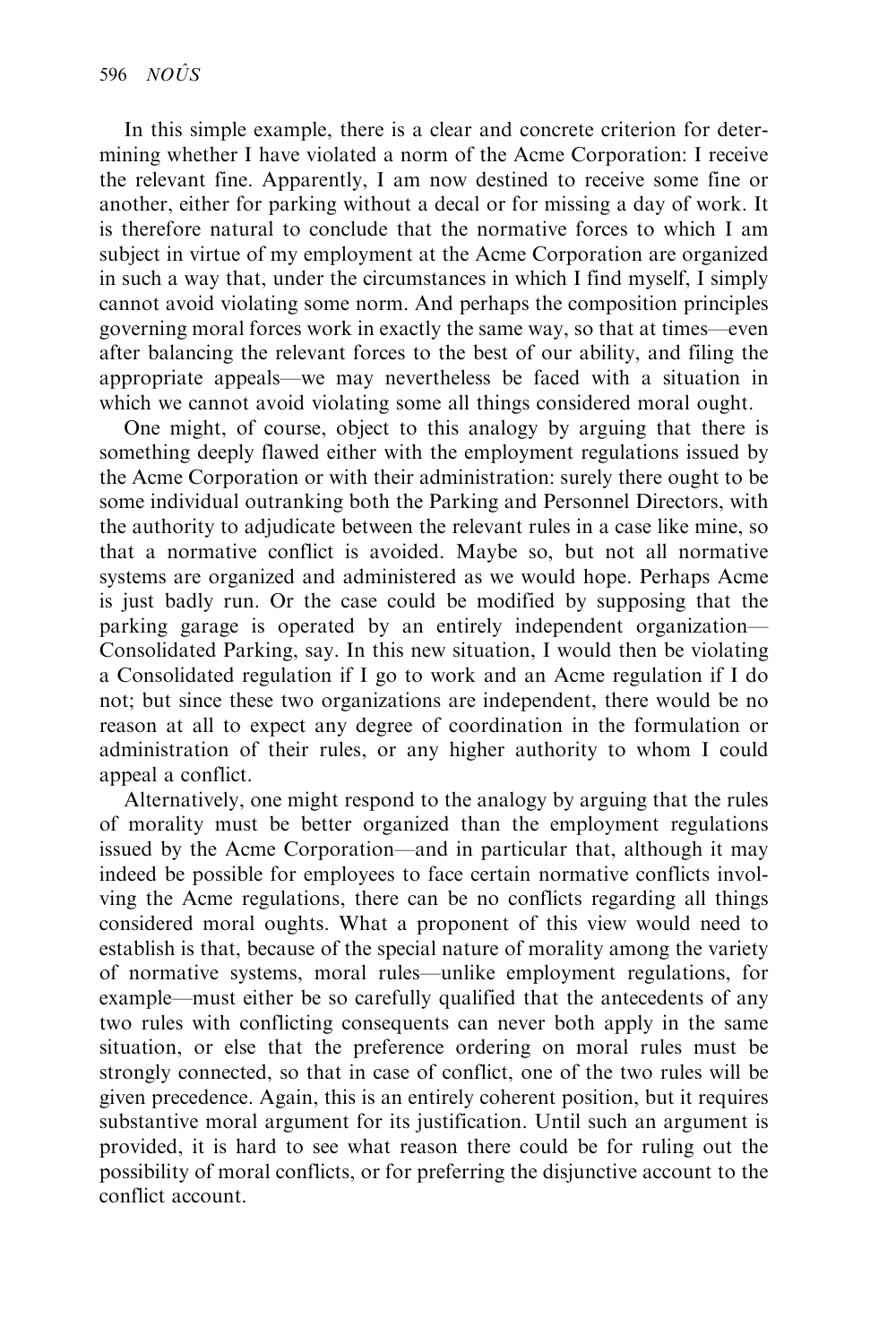In this simple example, there is a clear and concrete criterion for determining whether I have violated a norm of the Acme Corporation: I receive the relevant fine. Apparently, I am now destined to receive some fine or another, either for parking without a decal or for missing a day of work. It is therefore natural to conclude that the normative forces to which I am subject in virtue of my employment at the Acme Corporation are organized in such a way that, under the circumstances in which I find myself, I simply cannot avoid violating some norm. And perhaps the composition principles governing moral forces work in exactly the same way, so that at times—even after balancing the relevant forces to the best of our ability, and filing the appropriate appeals—we may nevertheless be faced with a situation in which we cannot avoid violating some all things considered moral ought.

One might, of course, object to this analogy by arguing that there is something deeply flawed either with the employment regulations issued by the Acme Corporation or with their administration: surely there ought to be some individual outranking both the Parking and Personnel Directors, with the authority to adjudicate between the relevant rules in a case like mine, so that a normative conflict is avoided. Maybe so, but not all normative systems are organized and administered as we would hope. Perhaps Acme is just badly run. Or the case could be modified by supposing that the parking garage is operated by an entirely independent organization—Consolidated Parking, say. In this new situation, I would then be violating a Consolidated regulation if I go to work and an Acme regulation if I do not; but since these two organizations are independent, there would be no reason at all to expect any degree of coordination in the formulation or administration of their rules, or any higher authority to whom I could appeal a conflict.

Alternatively, one might respond to the analogy by arguing that the rules of morality must be better organized than the employment regulations issued by the Acme Corporation—and in particular that, although it may indeed be possible for employees to face certain normative conflicts involving the Acme regulations, there can be no conflicts regarding all things considered moral oughts. What a proponent of this view would need to establish is that, because of the special nature of morality among the variety of normative systems, moral rules—unlike employment regulations, for example—must either be so carefully qualified that the antecedents of any two rules with conflicting consequents can never both apply in the same situation, or else that the preference ordering on moral rules must be strongly connected, so that in case of conflict, one of the two rules will be given precedence. Again, this is an entirely coherent position, but it requires substantive moral argument for its justification. Until such an argument is provided, it is hard to see what reason there could be for ruling out the possibility of moral conflicts, or for preferring the disjunctive account to the conflict account.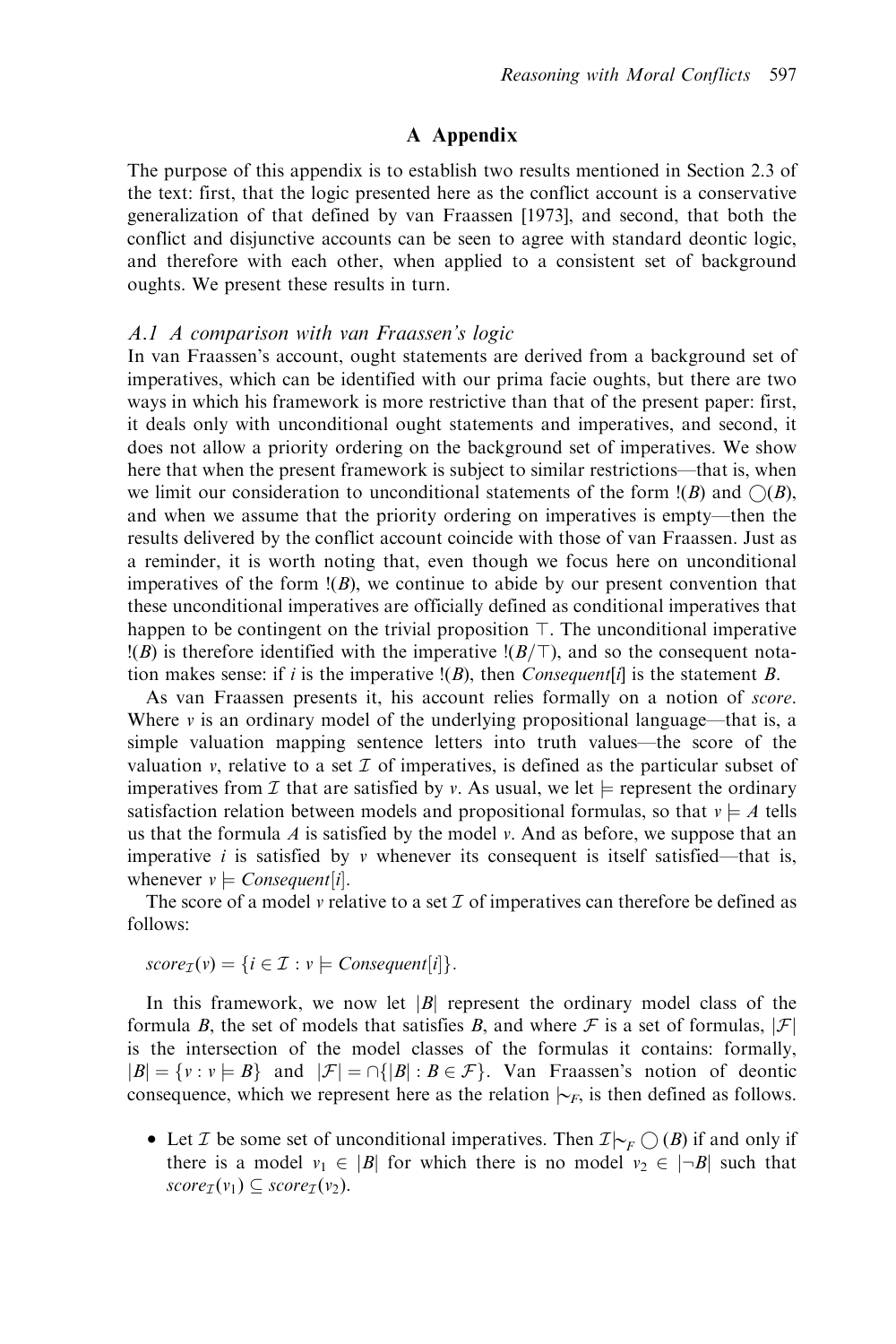## A Appendix

The purpose of this appendix is to establish two results mentioned in Section 2.3 of the text: first, that the logic presented here as the conflict account is a conservative generalization of that defined by van Fraassen [1973], and second, that both the conflict and disjunctive accounts can be seen to agree with standard deontic logic, and therefore with each other, when applied to a consistent set of background oughts. We present these results in turn.

### A.1 A comparison with van Fraassen's logic

In van Fraassen's account, ought statements are derived from a background set of imperatives, which can be identified with our prima facie oughts, but there are two ways in which his framework is more restrictive than that of the present paper: first, it deals only with unconditional ought statements and imperatives, and second, it does not allow a priority ordering on the background set of imperatives. We show here that when the present framework is subject to similar restrictions—that is, when we limit our consideration to unconditional statements of the form $!(B)$ and $\bigcirc(B)$, and when we assume that the priority ordering on imperatives is empty—then the results delivered by the conflict account coincide with those of van Fraassen. Just as a reminder, it is worth noting that, even though we focus here on unconditional imperatives of the form $!(B)$, we continue to abide by our present convention that these unconditional imperatives are officially defined as conditional imperatives that happen to be contingent on the trivial proposition $\top$. The unconditional imperative $!(B)$ is therefore identified with the imperative $!(B/\top)$, and so the consequent notation makes sense: if $i$ is the imperative $!(B)$, then $Consequent[i]$ is the statement $B$.

As van Fraassen presents it, his account relies formally on a notion of *score*. Where $v$ is an ordinary model of the underlying propositional language—that is, a simple valuation mapping sentence letters into truth values—the score of the valuation $v$, relative to a set $\mathcal{I}$ of imperatives, is defined as the particular subset of imperatives from $\mathcal{I}$ that are satisfied by $v$. As usual, we let $\models$ represent the ordinary satisfaction relation between models and propositional formulas, so that $v \models A$ tells us that the formula $A$ is satisfied by the model $v$. And as before, we suppose that an imperative $i$ is satisfied by $v$ whenever its consequent is itself satisfied—that is, whenever $v \models Consequent[i]$.

The score of a model $v$ relative to a set $\mathcal{I}$ of imperatives can therefore be defined as follows:

$$score_{\mathcal{I}}(v) = \{i \in \mathcal{I} : v \models Consequent[i]\}.$$

In this framework, we now let $|B|$ represent the ordinary model class of the formula $B$, the set of models that satisfies $B$, and where $\mathcal{F}$ is a set of formulas, $|\mathcal{F}|$ is the intersection of the model classes of the formulas it contains: formally, $|B| = \{v : v \models B\}$ and $|\mathcal{F}| = \cap\{|B| : B \in \mathcal{F}\}$. Van Fraassen's notion of deontic consequence, which we represent here as the relation $\mid\!\sim_F$, is then defined as follows.

- Let $\mathcal{I}$ be some set of unconditional imperatives. Then $\mathcal{I} \mid\!\sim_F \bigcirc(B)$ if and only if there is a model $v_1 \in |B|$ for which there is no model $v_2 \in |\neg B|$ such that $score_{\mathcal{I}}(v_1) \subseteq score_{\mathcal{I}}(v_2)$.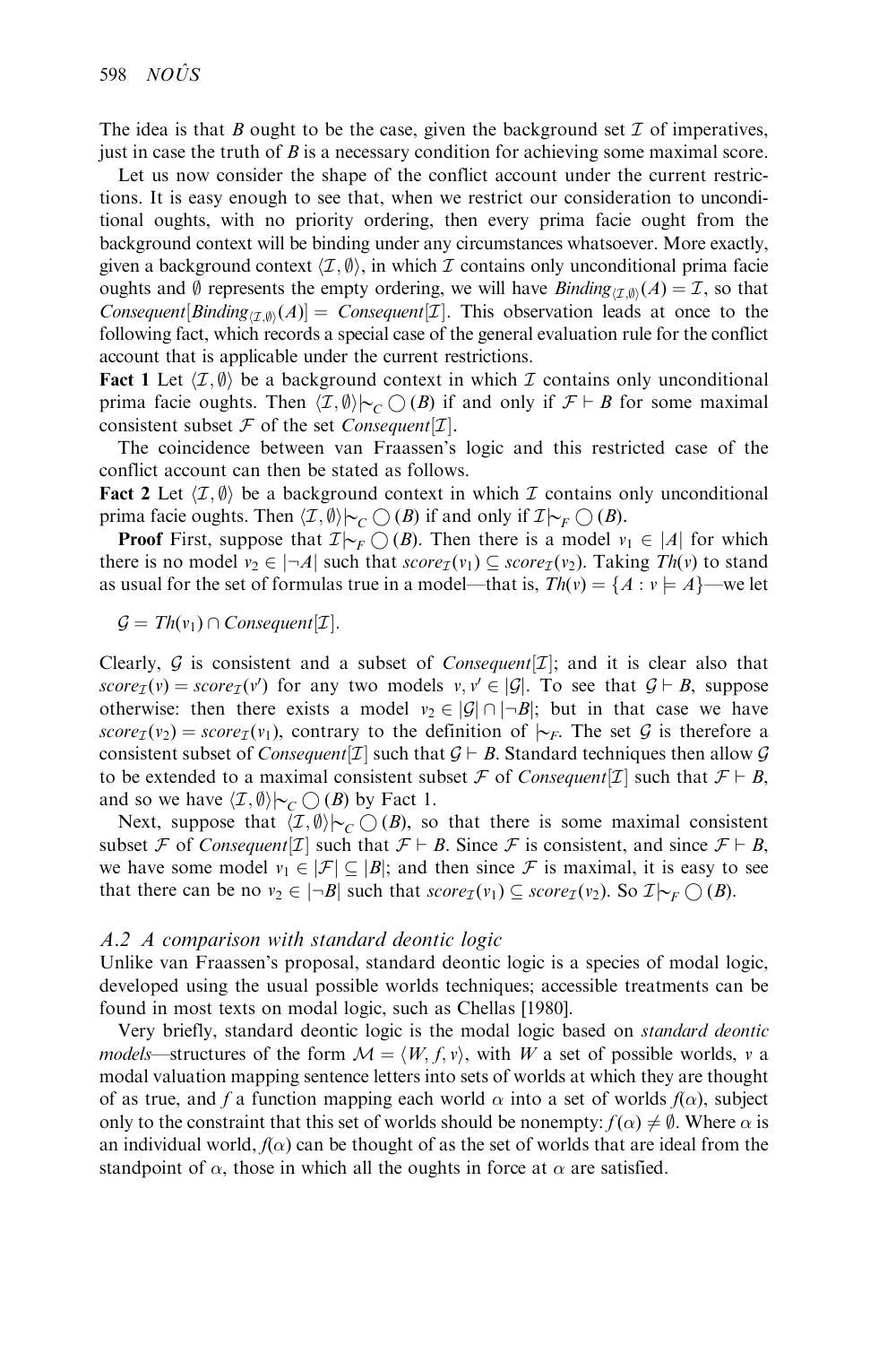The idea is that $B$ ought to be the case, given the background set $\mathcal{I}$ of imperatives, just in case the truth of $B$ is a necessary condition for achieving some maximal score.

Let us now consider the shape of the conflict account under the current restrictions. It is easy enough to see that, when we restrict our consideration to unconditional oughts, with no priority ordering, then every prima facie ought from the background context will be binding under any circumstances whatsoever. More exactly, given a background context $\langle \mathcal{I}, \emptyset \rangle$, in which $\mathcal{I}$ contains only unconditional prima facie oughts and $\emptyset$ represents the empty ordering, we will have $Binding_{\langle \mathcal{I}, \emptyset \rangle}(A) = \mathcal{I}$, so that $Consequent[Binding_{\langle \mathcal{I}, \emptyset \rangle}(A)] = Consequent[\mathcal{I}]$. This observation leads at once to the following fact, which records a special case of the general evaluation rule for the conflict account that is applicable under the current restrictions.

**Fact 1** Let $\langle \mathcal{I}, \emptyset \rangle$ be a background context in which $\mathcal{I}$ contains only unconditional prima facie oughts. Then $\langle \mathcal{I}, \emptyset \rangle \mid\!\sim_C \bigcirc(B)$ if and only if $\mathcal{F} \vdash B$ for some maximal consistent subset $\mathcal{F}$ of the set $Consequent[\mathcal{I}]$.

The coincidence between van Fraassen's logic and this restricted case of the conflict account can then be stated as follows.

**Fact 2** Let $\langle \mathcal{I}, \emptyset \rangle$ be a background context in which $\mathcal{I}$ contains only unconditional prima facie oughts. Then $\langle \mathcal{I}, \emptyset \rangle \mid\!\sim_C \bigcirc(B)$ if and only if $\mathcal{I} \mid\!\sim_F \bigcirc(B)$.

**Proof** First, suppose that $\mathcal{I} \mid\!\sim_F \bigcirc(B)$. Then there is a model $v_1 \in |A|$ for which there is no model $v_2 \in |\neg A|$ such that $score_{\mathcal{I}}(v_1) \subseteq score_{\mathcal{I}}(v_2)$. Taking $Th(v)$ to stand as usual for the set of formulas true in a model—that is, $Th(v) = \{A : v \models A\}$—we let

$$\mathcal{G} = Th(v_1) \cap Consequent[\mathcal{I}].$$

Clearly, $\mathcal{G}$ is consistent and a subset of $Consequent[\mathcal{I}]$; and it is clear also that $score_{\mathcal{I}}(v) = score_{\mathcal{I}}(v')$ for any two models $v, v' \in |\mathcal{G}|$. To see that $\mathcal{G} \vdash B$, suppose otherwise: then there exists a model $v_2 \in |\mathcal{G}| \cap |\neg B|$; but in that case we have $score_{\mathcal{I}}(v_2) = score_{\mathcal{I}}(v_1)$, contrary to the definition of $\mid\!\sim_F$. The set $\mathcal{G}$ is therefore a consistent subset of $Consequent[\mathcal{I}]$ such that $\mathcal{G} \vdash B$. Standard techniques then allow $\mathcal{G}$ to be extended to a maximal consistent subset $\mathcal{F}$ of $Consequent[\mathcal{I}]$ such that $\mathcal{F} \vdash B$, and so we have $\langle \mathcal{I}, \emptyset \rangle \mid\!\sim_C \bigcirc(B)$ by Fact 1.

Next, suppose that $\langle \mathcal{I}, \emptyset \rangle \mid\!\sim_C \bigcirc(B)$, so that there is some maximal consistent subset $\mathcal{F}$ of $Consequent[\mathcal{I}]$ such that $\mathcal{F} \vdash B$. Since $\mathcal{F}$ is consistent, and since $\mathcal{F} \vdash B$, we have some model $v_1 \in |\mathcal{F}| \subseteq |B|$; and then since $\mathcal{F}$ is maximal, it is easy to see that there can be no $v_2 \in |\neg B|$ such that $score_{\mathcal{I}}(v_1) \subseteq score_{\mathcal{I}}(v_2)$. So $\mathcal{I} \mid\!\sim_F \bigcirc(B)$.

### *A.2 A comparison with standard deontic logic*

Unlike van Fraassen's proposal, standard deontic logic is a species of modal logic, developed using the usual possible worlds techniques; accessible treatments can be found in most texts on modal logic, such as Chellas [1980].

Very briefly, standard deontic logic is the modal logic based on *standard deontic models*—structures of the form $\mathcal{M} = \langle W, f, v \rangle$, with $W$ a set of possible worlds, $v$ a modal valuation mapping sentence letters into sets of worlds at which they are thought of as true, and $f$ a function mapping each world $\alpha$ into a set of worlds $f(\alpha)$, subject only to the constraint that this set of worlds should be nonempty: $f(\alpha) \neq \emptyset$. Where $\alpha$ is an individual world, $f(\alpha)$ can be thought of as the set of worlds that are ideal from the standpoint of $\alpha$, those in which all the oughts in force at $\alpha$ are satisfied.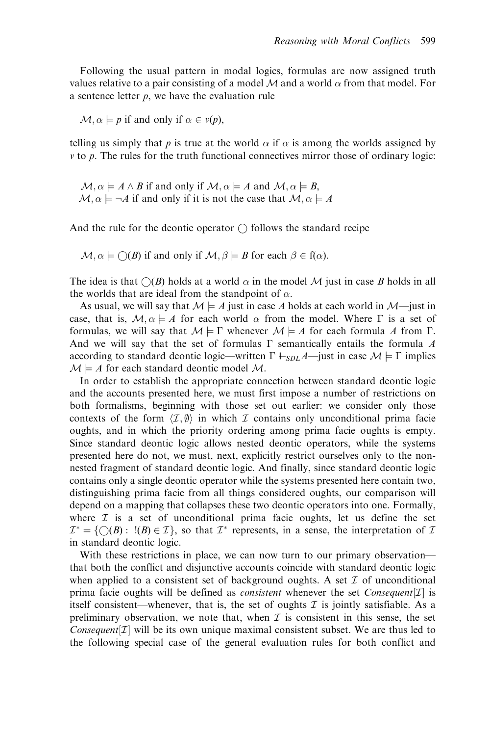Following the usual pattern in modal logics, formulas are now assigned truth values relative to a pair consisting of a model $\mathcal{M}$ and a world $\alpha$ from that model. For a sentence letter $p$, we have the evaluation rule

$\mathcal{M}, \alpha \models p$ if and only if $\alpha \in v(p)$,

telling us simply that $p$ is true at the world $\alpha$ if $\alpha$ is among the worlds assigned by $v$ to $p$. The rules for the truth functional connectives mirror those of ordinary logic:

$\mathcal{M}, \alpha \models A \wedge B$ if and only if $\mathcal{M}, \alpha \models A$ and $\mathcal{M}, \alpha \models B$,
$\mathcal{M}, \alpha \models \neg A$ if and only if it is not the case that $\mathcal{M}, \alpha \models A$

And the rule for the deontic operator $\bigcirc$ follows the standard recipe

$\mathcal{M}, \alpha \models \bigcirc(B)$ if and only if $\mathcal{M}, \beta \models B$ for each $\beta \in f(\alpha)$.

The idea is that $\bigcirc(B)$ holds at a world $\alpha$ in the model $\mathcal{M}$ just in case $B$ holds in all the worlds that are ideal from the standpoint of $\alpha$.

As usual, we will say that $\mathcal{M} \models A$ just in case $A$ holds at each world in $\mathcal{M}$—just in case, that is, $\mathcal{M}, \alpha \models A$ for each world $\alpha$ from the model. Where $\Gamma$ is a set of formulas, we will say that $\mathcal{M} \models \Gamma$ whenever $\mathcal{M} \models A$ for each formula $A$ from $\Gamma$. And we will say that the set of formulas $\Gamma$ semantically entails the formula $A$ according to standard deontic logic—written $\Gamma \Vdash_{SDL} A$—just in case $\mathcal{M} \models \Gamma$ implies $\mathcal{M} \models A$ for each standard deontic model $\mathcal{M}$.

In order to establish the appropriate connection between standard deontic logic and the accounts presented here, we must first impose a number of restrictions on both formalisms, beginning with those set out earlier: we consider only those contexts of the form $\langle \mathcal{I}, \emptyset \rangle$ in which $\mathcal{I}$ contains only unconditional prima facie oughts, and in which the priority ordering among prima facie oughts is empty. Since standard deontic logic allows nested deontic operators, while the systems presented here do not, we must, next, explicitly restrict ourselves only to the non-nested fragment of standard deontic logic. And finally, since standard deontic logic contains only a single deontic operator while the systems presented here contain two, distinguishing prima facie from all things considered oughts, our comparison will depend on a mapping that collapses these two deontic operators into one. Formally, where $\mathcal{I}$ is a set of unconditional prima facie oughts, let us define the set $\mathcal{I}^* = \{\bigcirc(B) : \,!(B) \in \mathcal{I}\}$, so that $\mathcal{I}^*$ represents, in a sense, the interpretation of $\mathcal{I}$ in standard deontic logic.

With these restrictions in place, we can now turn to our primary observation—that both the conflict and disjunctive accounts coincide with standard deontic logic when applied to a consistent set of background oughts. A set $\mathcal{I}$ of unconditional prima facie oughts will be defined as *consistent* whenever the set *Consequent*$[\mathcal{I}]$ is itself consistent—whenever, that is, the set of oughts $\mathcal{I}$ is jointly satisfiable. As a preliminary observation, we note that, when $\mathcal{I}$ is consistent in this sense, the set *Consequent*$[\mathcal{I}]$ will be its own unique maximal consistent subset. We are thus led to the following special case of the general evaluation rules for both conflict and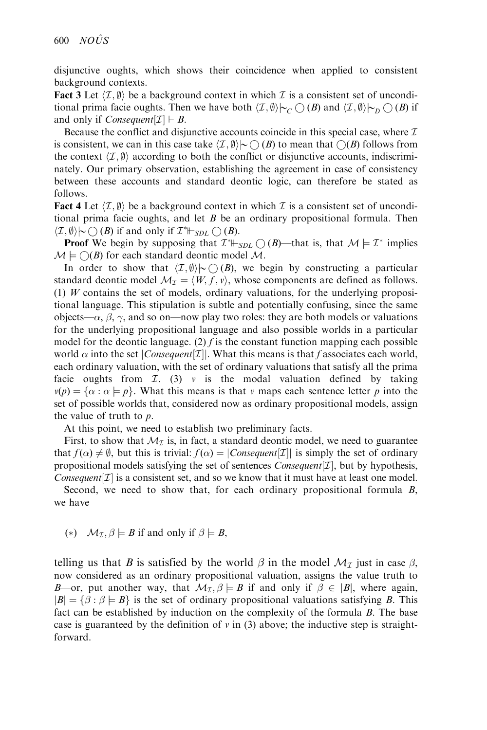disjunctive oughts, which shows their coincidence when applied to consistent background contexts.

**Fact 3** Let $\langle \mathcal{I}, \emptyset \rangle$ be a background context in which $\mathcal{I}$ is a consistent set of unconditional prima facie oughts. Then we have both $\langle \mathcal{I}, \emptyset \rangle \mid\!\sim_C \bigcirc(B)$ and $\langle \mathcal{I}, \emptyset \rangle \mid\!\sim_D \bigcirc(B)$ if and only if $Consequent[\mathcal{I}] \vdash B$.

Because the conflict and disjunctive accounts coincide in this special case, where $\mathcal{I}$ is consistent, we can in this case take $\langle \mathcal{I}, \emptyset \rangle \mid\!\sim \bigcirc(B)$ to mean that $\bigcirc(B)$ follows from the context $\langle \mathcal{I}, \emptyset \rangle$ according to both the conflict or disjunctive accounts, indiscriminately. Our primary observation, establishing the agreement in case of consistency between these accounts and standard deontic logic, can therefore be stated as follows.

**Fact 4** Let $\langle \mathcal{I}, \emptyset \rangle$ be a background context in which $\mathcal{I}$ is a consistent set of unconditional prima facie oughts, and let $B$ be an ordinary propositional formula. Then $\langle \mathcal{I}, \emptyset \rangle \mid\!\sim \bigcirc(B)$ if and only if $\mathcal{I}^* \Vdash_{SDL} \bigcirc(B)$.

**Proof** We begin by supposing that $\mathcal{I}^* \Vdash_{SDL} \bigcirc(B)$—that is, that $\mathcal{M} \models \mathcal{I}^*$ implies $\mathcal{M} \models \bigcirc(B)$ for each standard deontic model $\mathcal{M}$.

In order to show that $\langle \mathcal{I}, \emptyset \rangle \mid\!\sim \bigcirc(B)$, we begin by constructing a particular standard deontic model $\mathcal{M}_{\mathcal{I}} = \langle W, f, v \rangle$, whose components are defined as follows. (1) $W$ contains the set of models, ordinary valuations, for the underlying propositional language. This stipulation is subtle and potentially confusing, since the same objects—$\alpha$, $\beta$, $\gamma$, and so on—now play two roles: they are both models or valuations for the underlying propositional language and also possible worlds in a particular model for the deontic language. (2) $f$ is the constant function mapping each possible world $\alpha$ into the set $|Consequent[\mathcal{I}]|$. What this means is that $f$ associates each world, each ordinary valuation, with the set of ordinary valuations that satisfy all the prima facie oughts from $\mathcal{I}$. (3) $v$ is the modal valuation defined by taking $v(p) = \{\alpha : \alpha \models p\}$. What this means is that $v$ maps each sentence letter $p$ into the set of possible worlds that, considered now as ordinary propositional models, assign the value of truth to $p$.

At this point, we need to establish two preliminary facts.

First, to show that $\mathcal{M}_{\mathcal{I}}$ is, in fact, a standard deontic model, we need to guarantee that $f(\alpha) \neq \emptyset$, but this is trivial: $f(\alpha) = |Consequent[\mathcal{I}]|$ is simply the set of ordinary propositional models satisfying the set of sentences $Consequent[\mathcal{I}]$, but by hypothesis, $Consequent[\mathcal{I}]$ is a consistent set, and so we know that it must have at least one model.

Second, we need to show that, for each ordinary propositional formula $B$, we have

$$(*) \quad \mathcal{M}_{\mathcal{I}}, \beta \models B \text{ if and only if } \beta \models B,$$

telling us that $B$ is satisfied by the world $\beta$ in the model $\mathcal{M}_{\mathcal{I}}$ just in case $\beta$, now considered as an ordinary propositional valuation, assigns the value truth to $B$—or, put another way, that $\mathcal{M}_{\mathcal{I}}, \beta \models B$ if and only if $\beta \in |B|$, where again, $|B| = \{\beta : \beta \models B\}$ is the set of ordinary propositional valuations satisfying $B$. This fact can be established by induction on the complexity of the formula $B$. The base case is guaranteed by the definition of $v$ in (3) above; the inductive step is straightforward.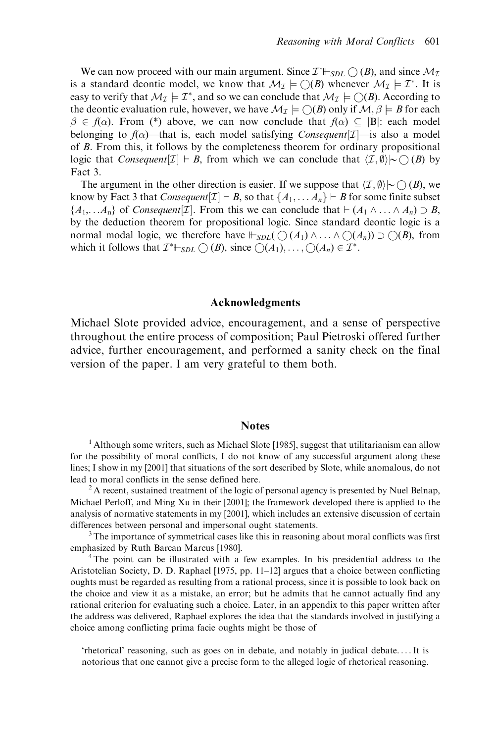We can now proceed with our main argument. Since $\mathcal{I}^* \Vdash_{SDL} \bigcirc(B)$, and since $\mathcal{M}_\mathcal{I}$ is a standard deontic model, we know that $\mathcal{M}_\mathcal{I} \models \bigcirc(B)$ whenever $\mathcal{M}_\mathcal{I} \models \mathcal{I}^*$. It is easy to verify that $\mathcal{M}_\mathcal{I} \models \mathcal{I}^*$, and so we can conclude that $\mathcal{M}_\mathcal{I} \models \bigcirc(B)$. According to the deontic evaluation rule, however, we have $\mathcal{M}_\mathcal{I} \models \bigcirc(B)$ only if $\mathcal{M}, \beta \models B$ for each $\beta \in f(\alpha)$. From (*) above, we can now conclude that $f(\alpha) \subseteq |B|$: each model belonging to $f(\alpha)$—that is, each model satisfying *Consequent*[$\mathcal{I}$]—is also a model of $B$. From this, it follows by the completeness theorem for ordinary propositional logic that *Consequent*[$\mathcal{I}$] $\vdash B$, from which we can conclude that $\langle \mathcal{I}, \emptyset \rangle \mid\!\sim \bigcirc(B)$ by Fact 3.

The argument in the other direction is easier. If we suppose that $\langle \mathcal{I}, \emptyset \rangle \mid\!\sim \bigcirc(B)$, we know by Fact 3 that *Consequent*[$\mathcal{I}$] $\vdash B$, so that $\{A_1, \ldots A_n\} \vdash B$ for some finite subset $\{A_1, \ldots A_n\}$ of *Consequent*[$\mathcal{I}$]. From this we can conclude that $\vdash (A_1 \wedge \ldots \wedge A_n) \supset B$, by the deduction theorem for propositional logic. Since standard deontic logic is a normal modal logic, we therefore have $\Vdash_{SDL} (\bigcirc(A_1) \wedge \ldots \wedge \bigcirc(A_n)) \supset \bigcirc(B)$, from which it follows that $\mathcal{I}^* \Vdash_{SDL} \bigcirc(B)$, since $\bigcirc(A_1), \ldots, \bigcirc(A_n) \in \mathcal{I}^*$.

## Acknowledgments

Michael Slote provided advice, encouragement, and a sense of perspective throughout the entire process of composition; Paul Pietroski offered further advice, further encouragement, and performed a sanity check on the final version of the paper. I am very grateful to them both.

## Notes

[1] Although some writers, such as Michael Slote [1985], suggest that utilitarianism can allow for the possibility of moral conflicts, I do not know of any successful argument along these lines; I show in my [2001] that situations of the sort described by Slote, while anomalous, do not lead to moral conflicts in the sense defined here.

[2] A recent, sustained treatment of the logic of personal agency is presented by Nuel Belnap, Michael Perloff, and Ming Xu in their [2001]; the framework developed there is applied to the analysis of normative statements in my [2001], which includes an extensive discussion of certain differences between personal and impersonal ought statements.

[3] The importance of symmetrical cases like this in reasoning about moral conflicts was first emphasized by Ruth Barcan Marcus [1980].

[4] The point can be illustrated with a few examples. In his presidential address to the Aristotelian Society, D. D. Raphael [1975, pp. 11–12] argues that a choice between conflicting oughts must be regarded as resulting from a rational process, since it is possible to look back on the choice and view it as a mistake, an error; but he admits that he cannot actually find any rational criterion for evaluating such a choice. Later, in an appendix to this paper written after the address was delivered, Raphael explores the idea that the standards involved in justifying a choice among conflicting prima facie oughts might be those of

> 'rhetorical' reasoning, such as goes on in debate, and notably in judical debate. . . . It is notorious that one cannot give a precise form to the alleged logic of rhetorical reasoning.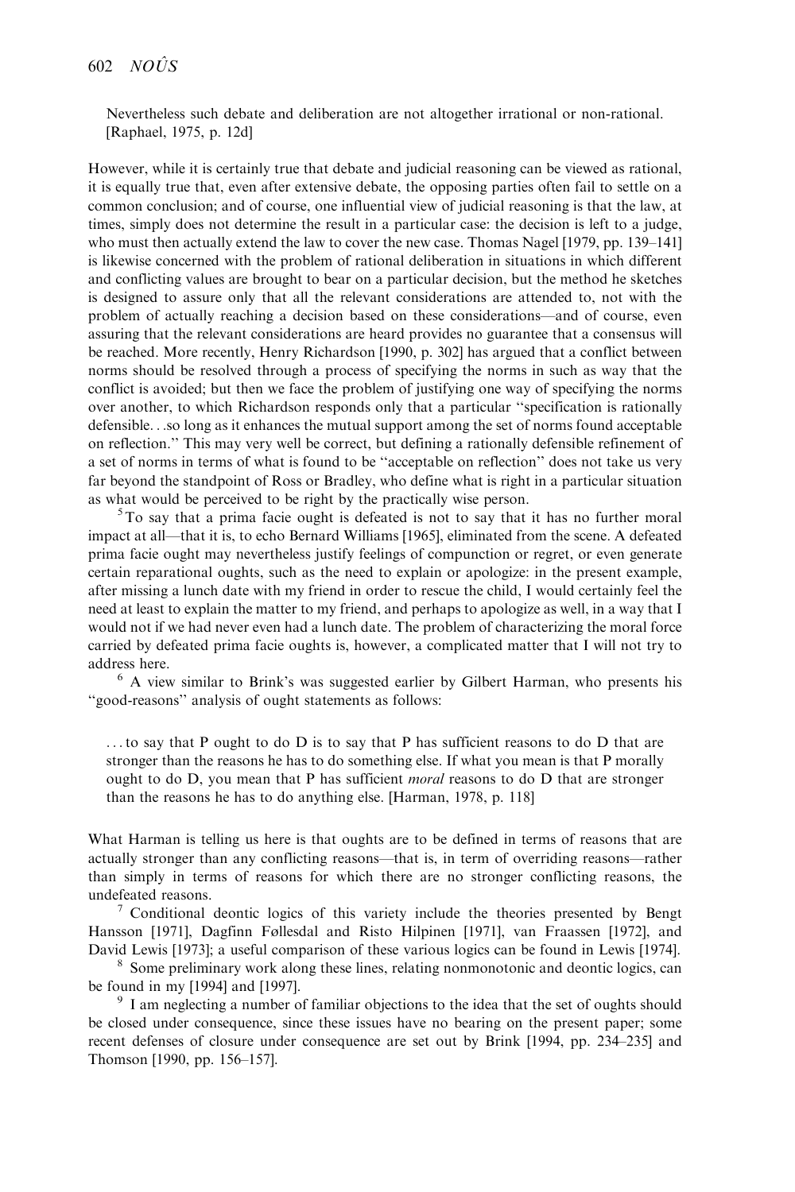Nevertheless such debate and deliberation are not altogether irrational or non-rational. [Raphael, 1975, p. 12d]

However, while it is certainly true that debate and judicial reasoning can be viewed as rational, it is equally true that, even after extensive debate, the opposing parties often fail to settle on a common conclusion; and of course, one influential view of judicial reasoning is that the law, at times, simply does not determine the result in a particular case: the decision is left to a judge, who must then actually extend the law to cover the new case. Thomas Nagel [1979, pp. 139–141] is likewise concerned with the problem of rational deliberation in situations in which different and conflicting values are brought to bear on a particular decision, but the method he sketches is designed to assure only that all the relevant considerations are attended to, not with the problem of actually reaching a decision based on these considerations—and of course, even assuring that the relevant considerations are heard provides no guarantee that a consensus will be reached. More recently, Henry Richardson [1990, p. 302] has argued that a conflict between norms should be resolved through a process of specifying the norms in such as way that the conflict is avoided; but then we face the problem of justifying one way of specifying the norms over another, to which Richardson responds only that a particular "specification is rationally defensible...so long as it enhances the mutual support among the set of norms found acceptable on reflection." This may very well be correct, but defining a rationally defensible refinement of a set of norms in terms of what is found to be "acceptable on reflection" does not take us very far beyond the standpoint of Ross or Bradley, who define what is right in a particular situation as what would be perceived to be right by the practically wise person.

[5] To say that a prima facie ought is defeated is not to say that it has no further moral impact at all—that it is, to echo Bernard Williams [1965], eliminated from the scene. A defeated prima facie ought may nevertheless justify feelings of compunction or regret, or even generate certain reparational oughts, such as the need to explain or apologize: in the present example, after missing a lunch date with my friend in order to rescue the child, I would certainly feel the need at least to explain the matter to my friend, and perhaps to apologize as well, in a way that I would not if we had never even had a lunch date. The problem of characterizing the moral force carried by defeated prima facie oughts is, however, a complicated matter that I will not try to address here.

[6] A view similar to Brink's was suggested earlier by Gilbert Harman, who presents his "good-reasons" analysis of ought statements as follows:

> ...to say that P ought to do D is to say that P has sufficient reasons to do D that are stronger than the reasons he has to do something else. If what you mean is that P morally ought to do D, you mean that P has sufficient *moral* reasons to do D that are stronger than the reasons he has to do anything else. [Harman, 1978, p. 118]

What Harman is telling us here is that oughts are to be defined in terms of reasons that are actually stronger than any conflicting reasons—that is, in term of overriding reasons—rather than simply in terms of reasons for which there are no stronger conflicting reasons, the undefeated reasons.

[7] Conditional deontic logics of this variety include the theories presented by Bengt Hansson [1971], Dagfinn Føllesdal and Risto Hilpinen [1971], van Fraassen [1972], and David Lewis [1973]; a useful comparison of these various logics can be found in Lewis [1974].

[8] Some preliminary work along these lines, relating nonmonotonic and deontic logics, can be found in my [1994] and [1997].

[9] I am neglecting a number of familiar objections to the idea that the set of oughts should be closed under consequence, since these issues have no bearing on the present paper; some recent defenses of closure under consequence are set out by Brink [1994, pp. 234–235] and Thomson [1990, pp. 156–157].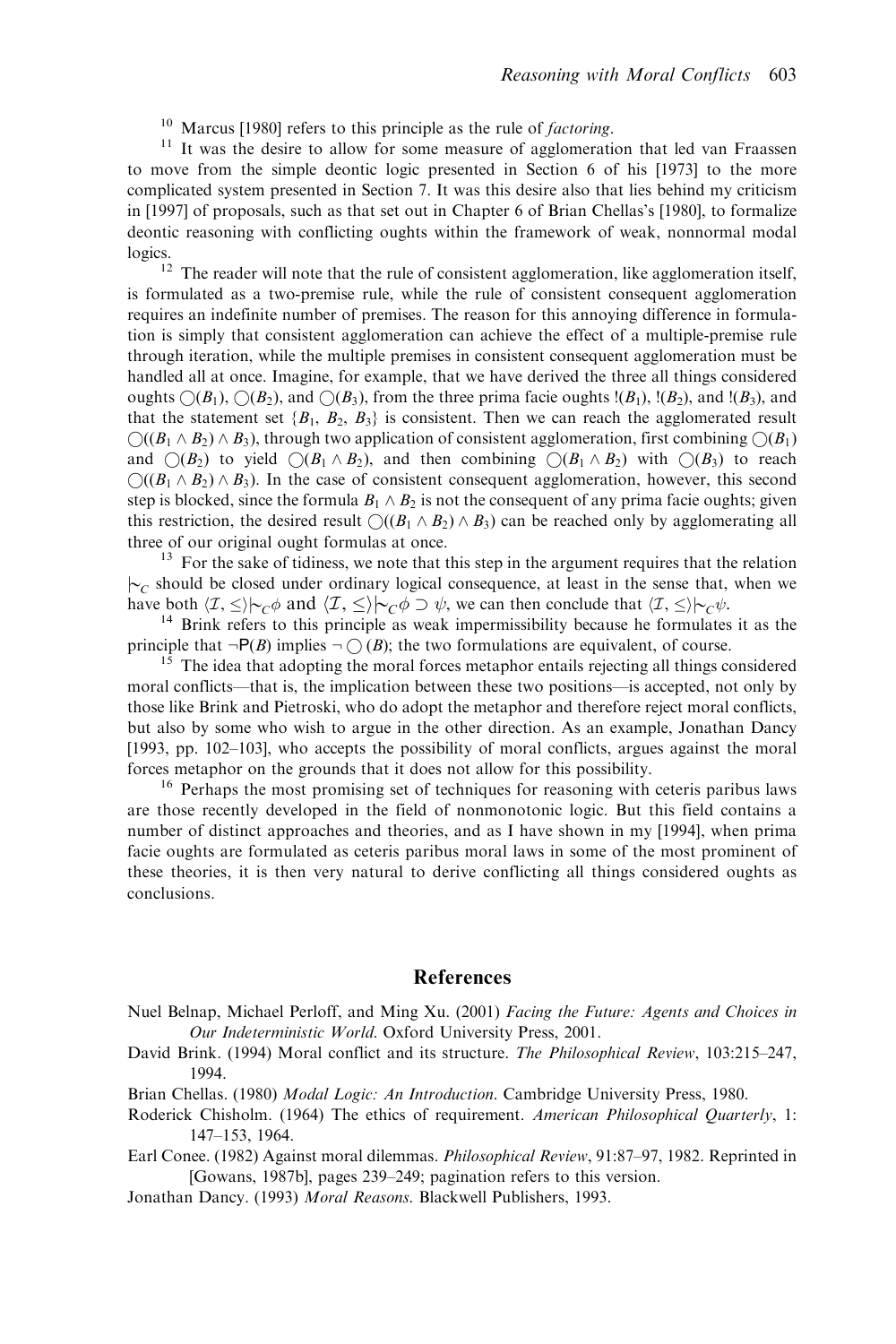[10] Marcus [1980] refers to this principle as the rule of *factoring*.

[11] It was the desire to allow for some measure of agglomeration that led van Fraassen to move from the simple deontic logic presented in Section 6 of his [1973] to the more complicated system presented in Section 7. It was this desire also that lies behind my criticism in [1997] of proposals, such as that set out in Chapter 6 of Brian Chellas's [1980], to formalize deontic reasoning with conflicting oughts within the framework of weak, nonnormal modal logics.

[12] The reader will note that the rule of consistent agglomeration, like agglomeration itself, is formulated as a two-premise rule, while the rule of consistent consequent agglomeration requires an indefinite number of premises. The reason for this annoying difference in formulation is simply that consistent agglomeration can achieve the effect of a multiple-premise rule through iteration, while the multiple premises in consistent consequent agglomeration must be handled all at once. Imagine, for example, that we have derived the three all things considered oughts $\bigcirc(B_1)$, $\bigcirc(B_2)$, and $\bigcirc(B_3)$, from the three prima facie oughts $!(B_1)$, $!(B_2)$, and $!(B_3)$, and that the statement set $\{B_1, B_2, B_3\}$ is consistent. Then we can reach the agglomerated result $\bigcirc((B_1 \wedge B_2) \wedge B_3)$, through two application of consistent agglomeration, first combining $\bigcirc(B_1)$ and $\bigcirc(B_2)$ to yield $\bigcirc(B_1 \wedge B_2)$, and then combining $\bigcirc(B_1 \wedge B_2)$ with $\bigcirc(B_3)$ to reach $\bigcirc((B_1 \wedge B_2) \wedge B_3)$. In the case of consistent consequent agglomeration, however, this second step is blocked, since the formula $B_1 \wedge B_2$ is not the consequent of any prima facie oughts; given this restriction, the desired result $\bigcirc((B_1 \wedge B_2) \wedge B_3)$ can be reached only by agglomerating all three of our original ought formulas at once.

[13] For the sake of tidiness, we note that this step in the argument requires that the relation $\mid\!\sim_C$ should be closed under ordinary logical consequence, at least in the sense that, when we have both $\langle \mathcal{I}, \leq \rangle \mid\!\sim_C \phi$ and $\langle \mathcal{I}, \leq \rangle \mid\!\sim_C \phi \supset \psi$, we can then conclude that $\langle \mathcal{I}, \leq \rangle \mid\!\sim_C \psi$.

[14] Brink refers to this principle as weak impermissibility because he formulates it as the principle that $\neg \mathsf{P}(B)$ implies $\neg \bigcirc (B)$; the two formulations are equivalent, of course.

[15] The idea that adopting the moral forces metaphor entails rejecting all things considered moral conflicts—that is, the implication between these two positions—is accepted, not only by those like Brink and Pietroski, who do adopt the metaphor and therefore reject moral conflicts, but also by some who wish to argue in the other direction. As an example, Jonathan Dancy [1993, pp. 102–103], who accepts the possibility of moral conflicts, argues against the moral forces metaphor on the grounds that it does not allow for this possibility.

[16] Perhaps the most promising set of techniques for reasoning with ceteris paribus laws are those recently developed in the field of nonmonotonic logic. But this field contains a number of distinct approaches and theories, and as I have shown in my [1994], when prima facie oughts are formulated as ceteris paribus moral laws in some of the most prominent of these theories, it is then very natural to derive conflicting all things considered oughts as conclusions.

## References

Nuel Belnap, Michael Perloff, and Ming Xu. (2001) *Facing the Future: Agents and Choices in Our Indeterministic World*. Oxford University Press, 2001.

David Brink. (1994) Moral conflict and its structure. *The Philosophical Review*, 103:215–247, 1994.

Brian Chellas. (1980) *Modal Logic: An Introduction*. Cambridge University Press, 1980.

Roderick Chisholm. (1964) The ethics of requirement. *American Philosophical Quarterly*, 1: 147–153, 1964.

Earl Conee. (1982) Against moral dilemmas. *Philosophical Review*, 91:87–97, 1982. Reprinted in [Gowans, 1987b], pages 239–249; pagination refers to this version.

Jonathan Dancy. (1993) *Moral Reasons*. Blackwell Publishers, 1993.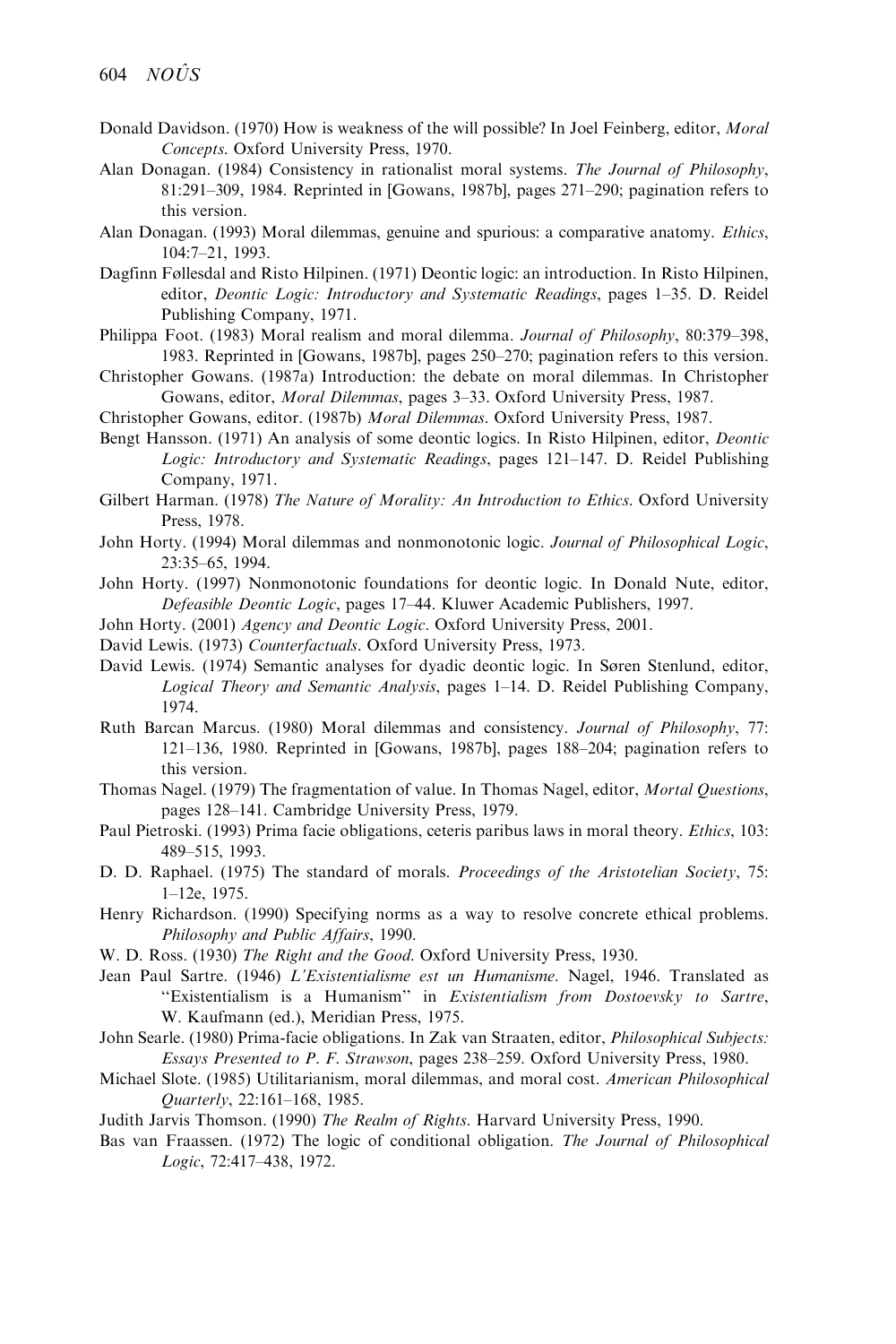Donald Davidson. (1970) How is weakness of the will possible? In Joel Feinberg, editor, *Moral Concepts*. Oxford University Press, 1970.

Alan Donagan. (1984) Consistency in rationalist moral systems. *The Journal of Philosophy*, 81:291–309, 1984. Reprinted in [Gowans, 1987b], pages 271–290; pagination refers to this version.

Alan Donagan. (1993) Moral dilemmas, genuine and spurious: a comparative anatomy. *Ethics*, 104:7–21, 1993.

Dagfinn Føllesdal and Risto Hilpinen. (1971) Deontic logic: an introduction. In Risto Hilpinen, editor, *Deontic Logic: Introductory and Systematic Readings*, pages 1–35. D. Reidel Publishing Company, 1971.

Philippa Foot. (1983) Moral realism and moral dilemma. *Journal of Philosophy*, 80:379–398, 1983. Reprinted in [Gowans, 1987b], pages 250–270; pagination refers to this version.

Christopher Gowans. (1987a) Introduction: the debate on moral dilemmas. In Christopher Gowans, editor, *Moral Dilemmas*, pages 3–33. Oxford University Press, 1987.

Christopher Gowans, editor. (1987b) *Moral Dilemmas*. Oxford University Press, 1987.

Bengt Hansson. (1971) An analysis of some deontic logics. In Risto Hilpinen, editor, *Deontic Logic: Introductory and Systematic Readings*, pages 121–147. D. Reidel Publishing Company, 1971.

Gilbert Harman. (1978) *The Nature of Morality: An Introduction to Ethics*. Oxford University Press, 1978.

John Horty. (1994) Moral dilemmas and nonmonotonic logic. *Journal of Philosophical Logic*, 23:35–65, 1994.

John Horty. (1997) Nonmonotonic foundations for deontic logic. In Donald Nute, editor, *Defeasible Deontic Logic*, pages 17–44. Kluwer Academic Publishers, 1997.

John Horty. (2001) *Agency and Deontic Logic*. Oxford University Press, 2001.

David Lewis. (1973) *Counterfactuals*. Oxford University Press, 1973.

David Lewis. (1974) Semantic analyses for dyadic deontic logic. In Søren Stenlund, editor, *Logical Theory and Semantic Analysis*, pages 1–14. D. Reidel Publishing Company, 1974.

Ruth Barcan Marcus. (1980) Moral dilemmas and consistency. *Journal of Philosophy*, 77: 121–136, 1980. Reprinted in [Gowans, 1987b], pages 188–204; pagination refers to this version.

Thomas Nagel. (1979) The fragmentation of value. In Thomas Nagel, editor, *Mortal Questions*, pages 128–141. Cambridge University Press, 1979.

Paul Pietroski. (1993) Prima facie obligations, ceteris paribus laws in moral theory. *Ethics*, 103: 489–515, 1993.

D. D. Raphael. (1975) The standard of morals. *Proceedings of the Aristotelian Society*, 75: 1–12e, 1975.

Henry Richardson. (1990) Specifying norms as a way to resolve concrete ethical problems. *Philosophy and Public Affairs*, 1990.

W. D. Ross. (1930) *The Right and the Good*. Oxford University Press, 1930.

Jean Paul Sartre. (1946) *L'Existentialisme est un Humanisme*. Nagel, 1946. Translated as "Existentialism is a Humanism" in *Existentialism from Dostoevsky to Sartre*, W. Kaufmann (ed.), Meridian Press, 1975.

John Searle. (1980) Prima-facie obligations. In Zak van Straaten, editor, *Philosophical Subjects: Essays Presented to P. F. Strawson*, pages 238–259. Oxford University Press, 1980.

Michael Slote. (1985) Utilitarianism, moral dilemmas, and moral cost. *American Philosophical Quarterly*, 22:161–168, 1985.

Judith Jarvis Thomson. (1990) *The Realm of Rights*. Harvard University Press, 1990.

Bas van Fraassen. (1972) The logic of conditional obligation. *The Journal of Philosophical Logic*, 72:417–438, 1972.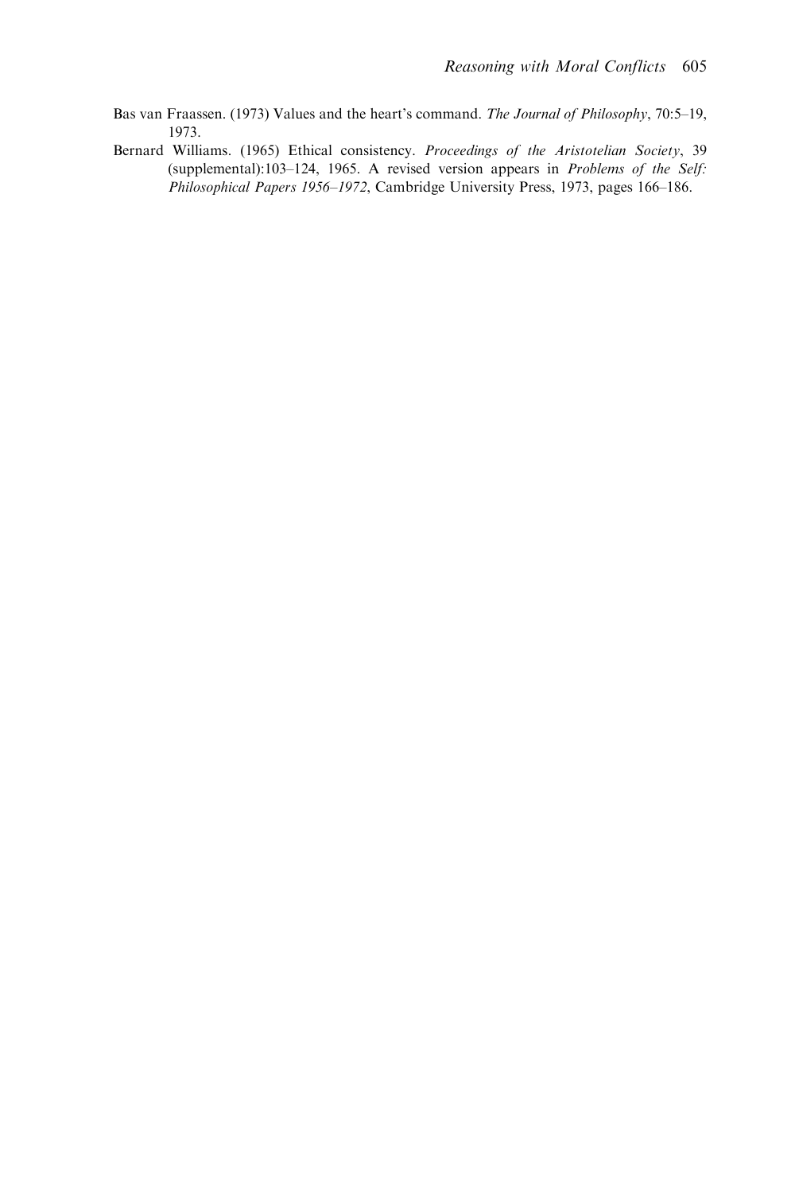Bas van Fraassen. (1973) Values and the heart's command. *The Journal of Philosophy*, 70:5–19, 1973.

Bernard Williams. (1965) Ethical consistency. *Proceedings of the Aristotelian Society*, 39 (supplemental):103–124, 1965. A revised version appears in *Problems of the Self: Philosophical Papers 1956–1972*, Cambridge University Press, 1973, pages 166–186.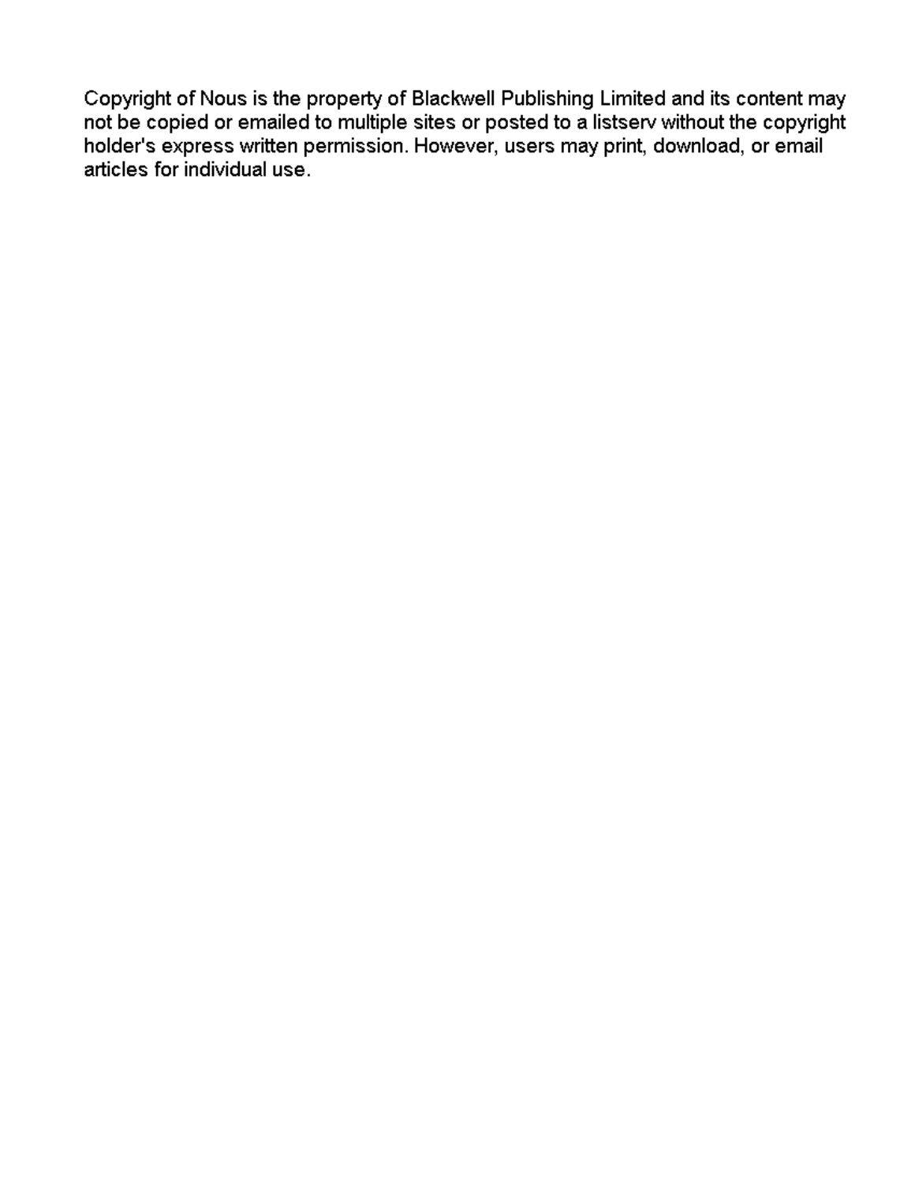Copyright of Nous is the property of Blackwell Publishing Limited and its content may not be copied or emailed to multiple sites or posted to a listserv without the copyright holder's express written permission. However, users may print, download, or email articles for individual use.